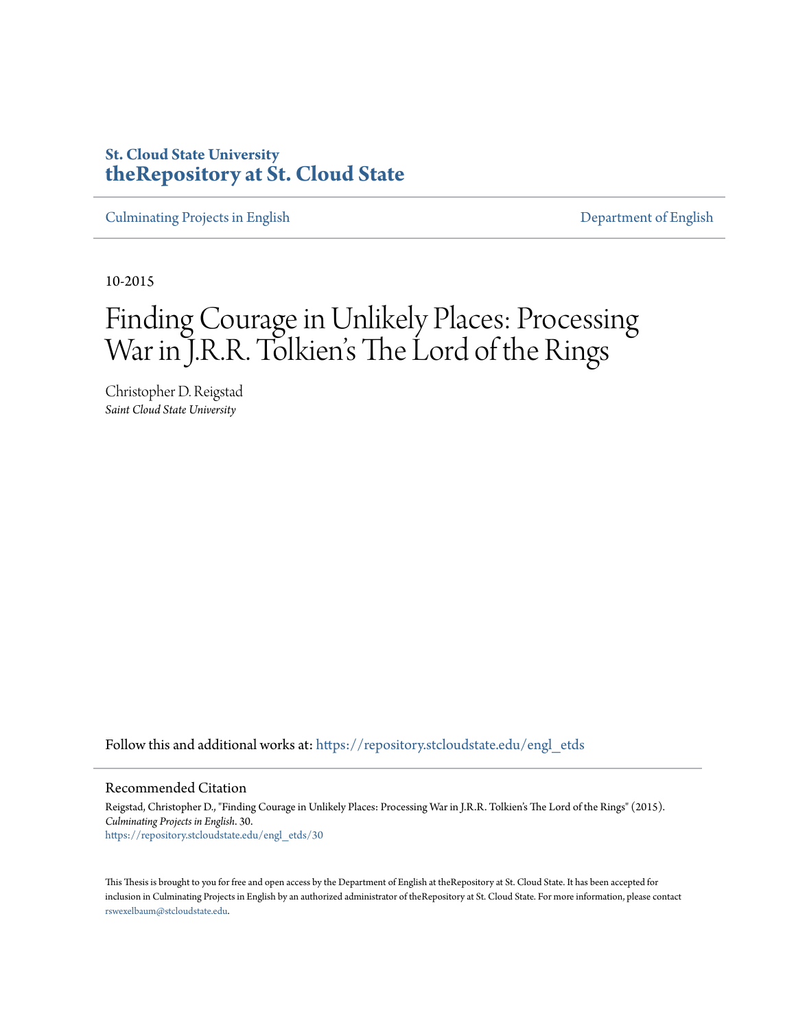**St. Cloud State University**
**theRepository at St. Cloud State**

Culminating Projects in English | Department of English

10-2015

# Finding Courage in Unlikely Places: Processing War in J.R.R. Tolkien's The Lord of the Rings

Christopher D. Reigstad
*Saint Cloud State University*

Follow this and additional works at: https://repository.stcloudstate.edu/engl_etds

## Recommended Citation

Reigstad, Christopher D., "Finding Courage in Unlikely Places: Processing War in J.R.R. Tolkien's The Lord of the Rings" (2015). *Culminating Projects in English*. 30.
https://repository.stcloudstate.edu/engl_etds/30

This Thesis is brought to you for free and open access by the Department of English at theRepository at St. Cloud State. It has been accepted for inclusion in Culminating Projects in English by an authorized administrator of theRepository at St. Cloud State. For more information, please contact rswexelbaum@stcloudstate.edu.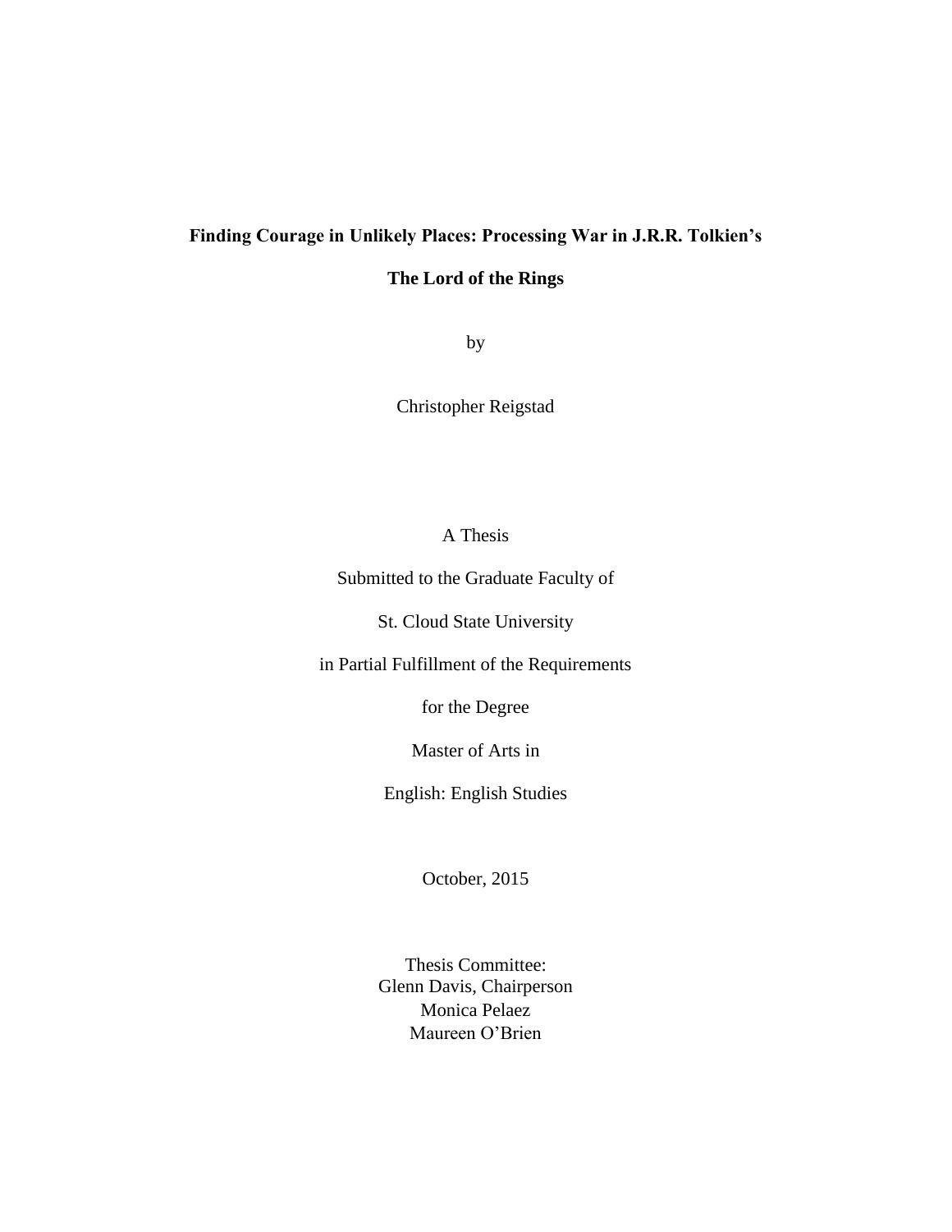# Finding Courage in Unlikely Places: Processing War in J.R.R. Tolkien's The Lord of the Rings

by

Christopher Reigstad

A Thesis

Submitted to the Graduate Faculty of

St. Cloud State University

in Partial Fulfillment of the Requirements

for the Degree

Master of Arts in

English: English Studies

October, 2015

Thesis Committee:
Glenn Davis, Chairperson
Monica Pelaez
Maureen O'Brien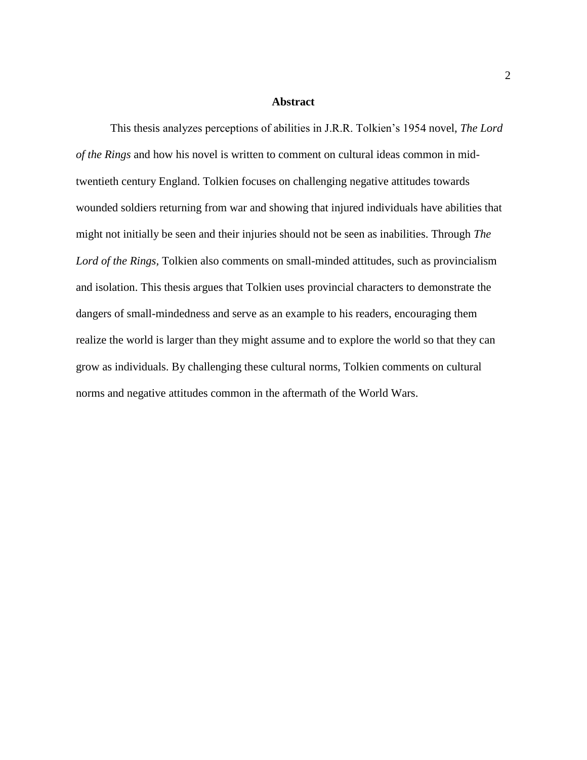## Abstract

This thesis analyzes perceptions of abilities in J.R.R. Tolkien's 1954 novel, *The Lord of the Rings* and how his novel is written to comment on cultural ideas common in mid-twentieth century England. Tolkien focuses on challenging negative attitudes towards wounded soldiers returning from war and showing that injured individuals have abilities that might not initially be seen and their injuries should not be seen as inabilities. Through *The Lord of the Rings,* Tolkien also comments on small-minded attitudes, such as provincialism and isolation. This thesis argues that Tolkien uses provincial characters to demonstrate the dangers of small-mindedness and serve as an example to his readers, encouraging them realize the world is larger than they might assume and to explore the world so that they can grow as individuals. By challenging these cultural norms, Tolkien comments on cultural norms and negative attitudes common in the aftermath of the World Wars.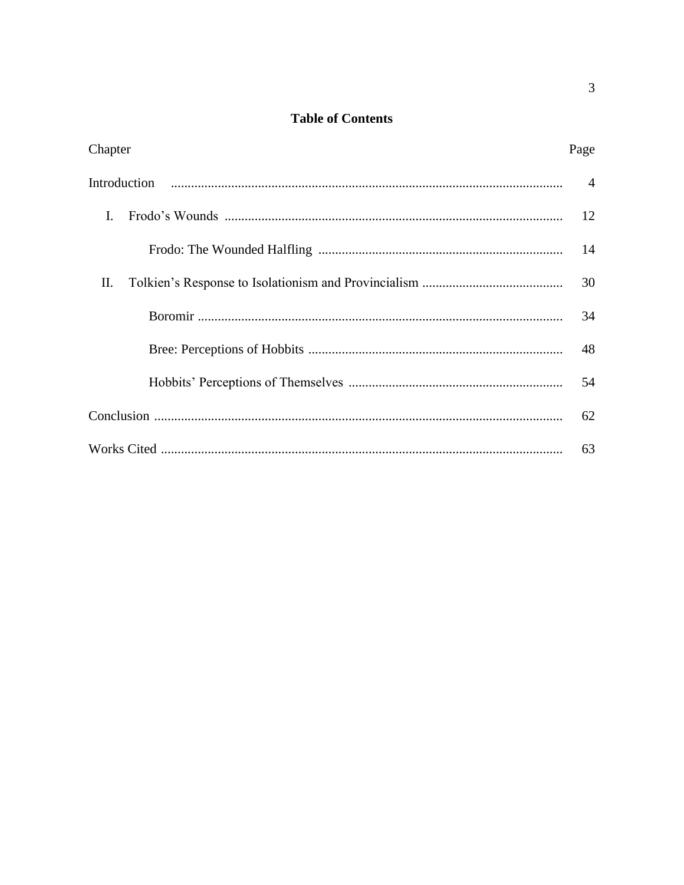# Table of Contents

| Chapter | Page |
| --- | --- |
| Introduction | 4 |
| I. Frodo's Wounds | 12 |
| Frodo: The Wounded Halfling | 14 |
| II. Tolkien's Response to Isolationism and Provincialism | 30 |
| Boromir | 34 |
| Bree: Perceptions of Hobbits | 48 |
| Hobbits' Perceptions of Themselves | 54 |
| Conclusion | 62 |
| Works Cited | 63 |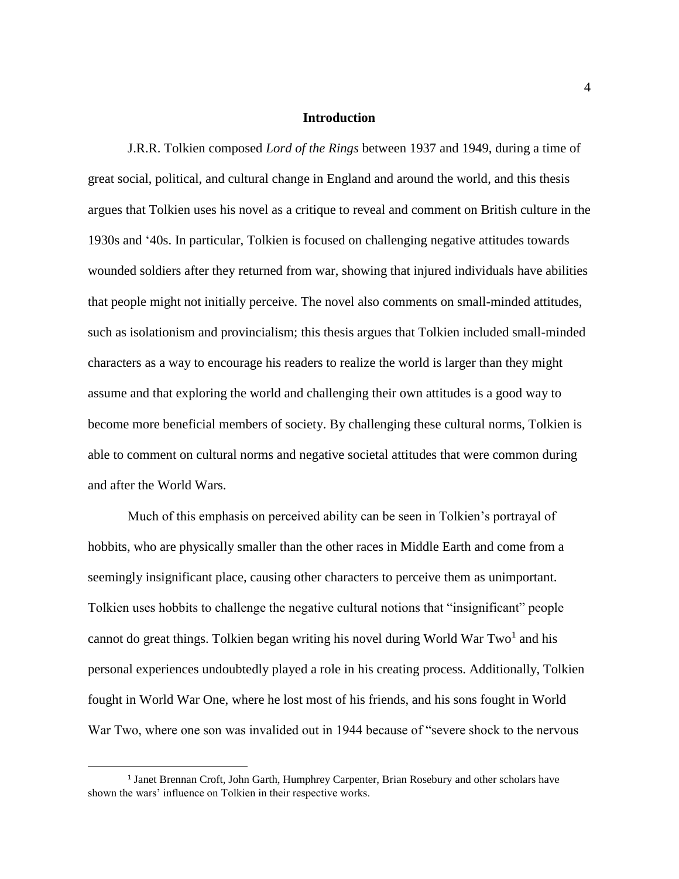## Introduction

J.R.R. Tolkien composed *Lord of the Rings* between 1937 and 1949, during a time of great social, political, and cultural change in England and around the world, and this thesis argues that Tolkien uses his novel as a critique to reveal and comment on British culture in the 1930s and '40s. In particular, Tolkien is focused on challenging negative attitudes towards wounded soldiers after they returned from war, showing that injured individuals have abilities that people might not initially perceive. The novel also comments on small-minded attitudes, such as isolationism and provincialism; this thesis argues that Tolkien included small-minded characters as a way to encourage his readers to realize the world is larger than they might assume and that exploring the world and challenging their own attitudes is a good way to become more beneficial members of society. By challenging these cultural norms, Tolkien is able to comment on cultural norms and negative societal attitudes that were common during and after the World Wars.

Much of this emphasis on perceived ability can be seen in Tolkien's portrayal of hobbits, who are physically smaller than the other races in Middle Earth and come from a seemingly insignificant place, causing other characters to perceive them as unimportant. Tolkien uses hobbits to challenge the negative cultural notions that "insignificant" people cannot do great things. Tolkien began writing his novel during World War Two[1] and his personal experiences undoubtedly played a role in his creating process. Additionally, Tolkien fought in World War One, where he lost most of his friends, and his sons fought in World War Two, where one son was invalided out in 1944 because of "severe shock to the nervous

[1] Janet Brennan Croft, John Garth, Humphrey Carpenter, Brian Rosebury and other scholars have shown the wars' influence on Tolkien in their respective works.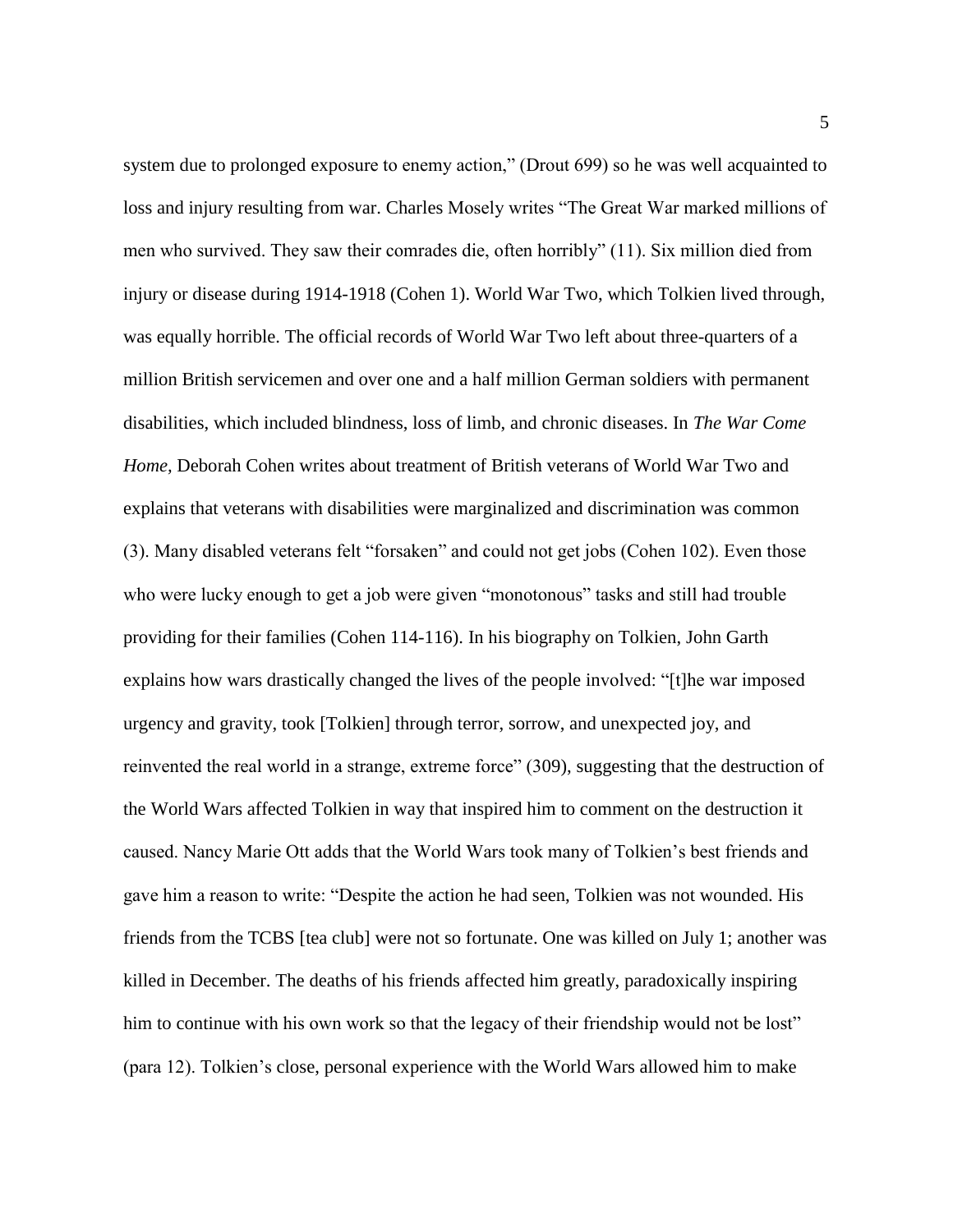system due to prolonged exposure to enemy action," (Drout 699) so he was well acquainted to loss and injury resulting from war. Charles Mosely writes "The Great War marked millions of men who survived. They saw their comrades die, often horribly" (11). Six million died from injury or disease during 1914-1918 (Cohen 1). World War Two, which Tolkien lived through, was equally horrible. The official records of World War Two left about three-quarters of a million British servicemen and over one and a half million German soldiers with permanent disabilities, which included blindness, loss of limb, and chronic diseases. In *The War Come Home,* Deborah Cohen writes about treatment of British veterans of World War Two and explains that veterans with disabilities were marginalized and discrimination was common (3). Many disabled veterans felt "forsaken" and could not get jobs (Cohen 102). Even those who were lucky enough to get a job were given "monotonous" tasks and still had trouble providing for their families (Cohen 114-116). In his biography on Tolkien, John Garth explains how wars drastically changed the lives of the people involved: "[t]he war imposed urgency and gravity, took [Tolkien] through terror, sorrow, and unexpected joy, and reinvented the real world in a strange, extreme force" (309), suggesting that the destruction of the World Wars affected Tolkien in way that inspired him to comment on the destruction it caused. Nancy Marie Ott adds that the World Wars took many of Tolkien's best friends and gave him a reason to write: "Despite the action he had seen, Tolkien was not wounded. His friends from the TCBS [tea club] were not so fortunate. One was killed on July 1; another was killed in December. The deaths of his friends affected him greatly, paradoxically inspiring him to continue with his own work so that the legacy of their friendship would not be lost" (para 12). Tolkien's close, personal experience with the World Wars allowed him to make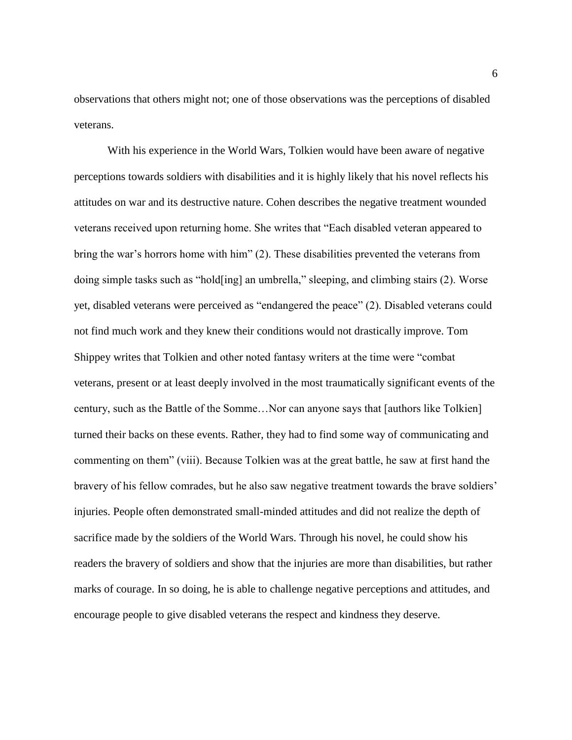observations that others might not; one of those observations was the perceptions of disabled veterans.

With his experience in the World Wars, Tolkien would have been aware of negative perceptions towards soldiers with disabilities and it is highly likely that his novel reflects his attitudes on war and its destructive nature. Cohen describes the negative treatment wounded veterans received upon returning home. She writes that "Each disabled veteran appeared to bring the war's horrors home with him" (2). These disabilities prevented the veterans from doing simple tasks such as "hold[ing] an umbrella," sleeping, and climbing stairs (2). Worse yet, disabled veterans were perceived as "endangered the peace" (2). Disabled veterans could not find much work and they knew their conditions would not drastically improve. Tom Shippey writes that Tolkien and other noted fantasy writers at the time were "combat veterans, present or at least deeply involved in the most traumatically significant events of the century, such as the Battle of the Somme…Nor can anyone says that [authors like Tolkien] turned their backs on these events. Rather, they had to find some way of communicating and commenting on them" (viii). Because Tolkien was at the great battle, he saw at first hand the bravery of his fellow comrades, but he also saw negative treatment towards the brave soldiers' injuries. People often demonstrated small-minded attitudes and did not realize the depth of sacrifice made by the soldiers of the World Wars. Through his novel, he could show his readers the bravery of soldiers and show that the injuries are more than disabilities, but rather marks of courage. In so doing, he is able to challenge negative perceptions and attitudes, and encourage people to give disabled veterans the respect and kindness they deserve.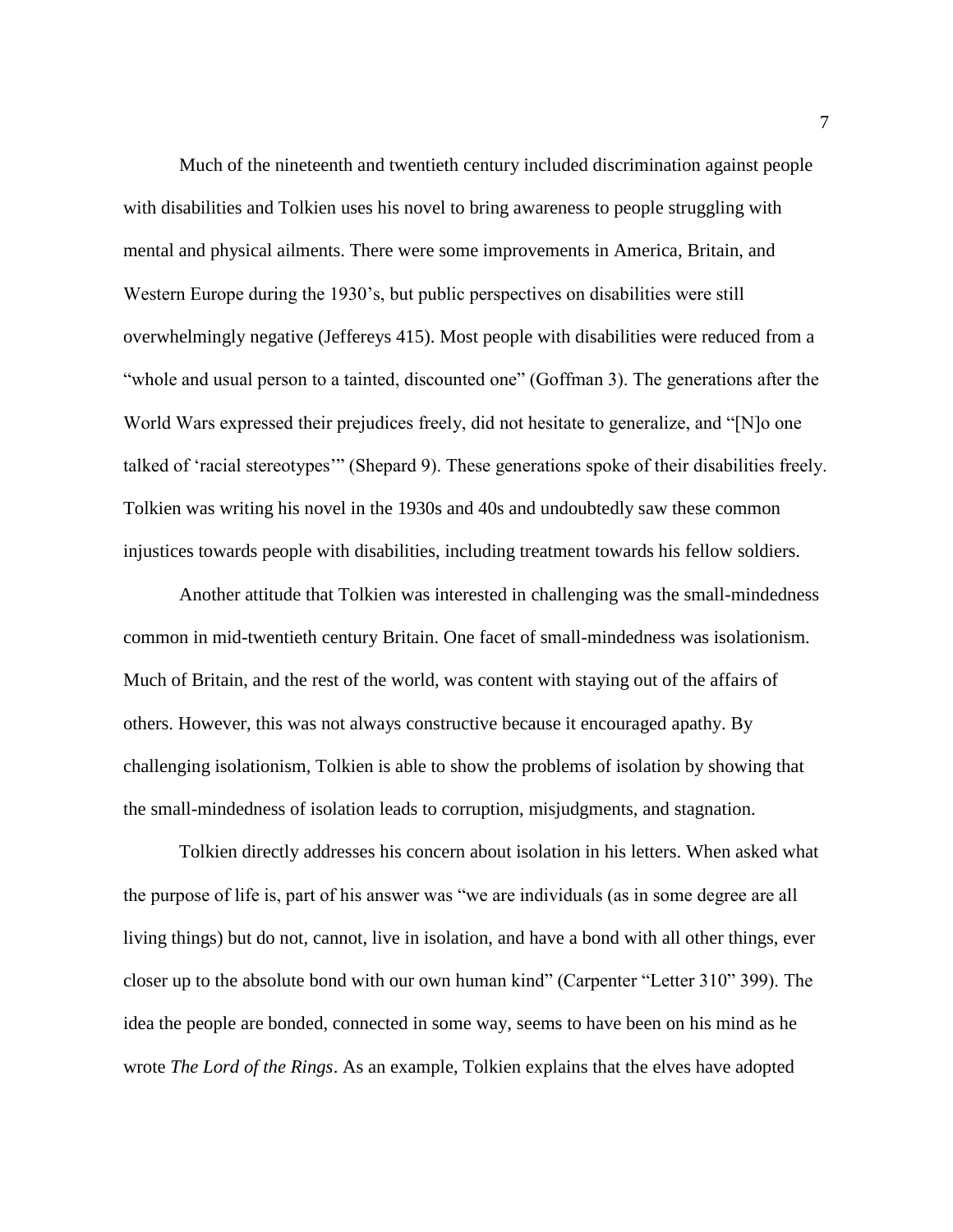Much of the nineteenth and twentieth century included discrimination against people with disabilities and Tolkien uses his novel to bring awareness to people struggling with mental and physical ailments. There were some improvements in America, Britain, and Western Europe during the 1930's, but public perspectives on disabilities were still overwhelmingly negative (Jeffereys 415). Most people with disabilities were reduced from a "whole and usual person to a tainted, discounted one" (Goffman 3). The generations after the World Wars expressed their prejudices freely, did not hesitate to generalize, and "[N]o one talked of 'racial stereotypes'" (Shepard 9). These generations spoke of their disabilities freely. Tolkien was writing his novel in the 1930s and 40s and undoubtedly saw these common injustices towards people with disabilities, including treatment towards his fellow soldiers.

Another attitude that Tolkien was interested in challenging was the small-mindedness common in mid-twentieth century Britain. One facet of small-mindedness was isolationism. Much of Britain, and the rest of the world, was content with staying out of the affairs of others. However, this was not always constructive because it encouraged apathy. By challenging isolationism, Tolkien is able to show the problems of isolation by showing that the small-mindedness of isolation leads to corruption, misjudgments, and stagnation.

Tolkien directly addresses his concern about isolation in his letters. When asked what the purpose of life is, part of his answer was "we are individuals (as in some degree are all living things) but do not, cannot, live in isolation, and have a bond with all other things, ever closer up to the absolute bond with our own human kind" (Carpenter "Letter 310" 399). The idea the people are bonded, connected in some way, seems to have been on his mind as he wrote *The Lord of the Rings*. As an example, Tolkien explains that the elves have adopted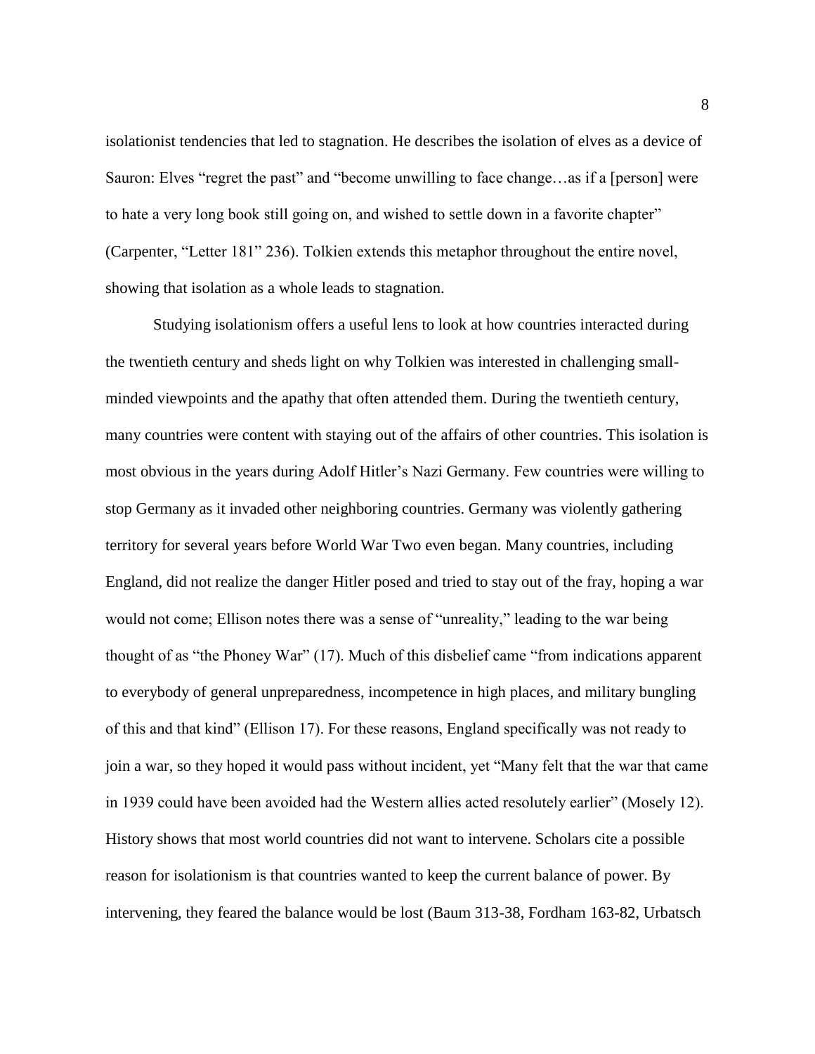isolationist tendencies that led to stagnation. He describes the isolation of elves as a device of Sauron: Elves "regret the past" and "become unwilling to face change…as if a [person] were to hate a very long book still going on, and wished to settle down in a favorite chapter" (Carpenter, "Letter 181" 236). Tolkien extends this metaphor throughout the entire novel, showing that isolation as a whole leads to stagnation.

Studying isolationism offers a useful lens to look at how countries interacted during the twentieth century and sheds light on why Tolkien was interested in challenging small-minded viewpoints and the apathy that often attended them. During the twentieth century, many countries were content with staying out of the affairs of other countries. This isolation is most obvious in the years during Adolf Hitler's Nazi Germany. Few countries were willing to stop Germany as it invaded other neighboring countries. Germany was violently gathering territory for several years before World War Two even began. Many countries, including England, did not realize the danger Hitler posed and tried to stay out of the fray, hoping a war would not come; Ellison notes there was a sense of "unreality," leading to the war being thought of as "the Phoney War" (17). Much of this disbelief came "from indications apparent to everybody of general unpreparedness, incompetence in high places, and military bungling of this and that kind" (Ellison 17). For these reasons, England specifically was not ready to join a war, so they hoped it would pass without incident, yet "Many felt that the war that came in 1939 could have been avoided had the Western allies acted resolutely earlier" (Mosely 12). History shows that most world countries did not want to intervene. Scholars cite a possible reason for isolationism is that countries wanted to keep the current balance of power. By intervening, they feared the balance would be lost (Baum 313-38, Fordham 163-82, Urbatsch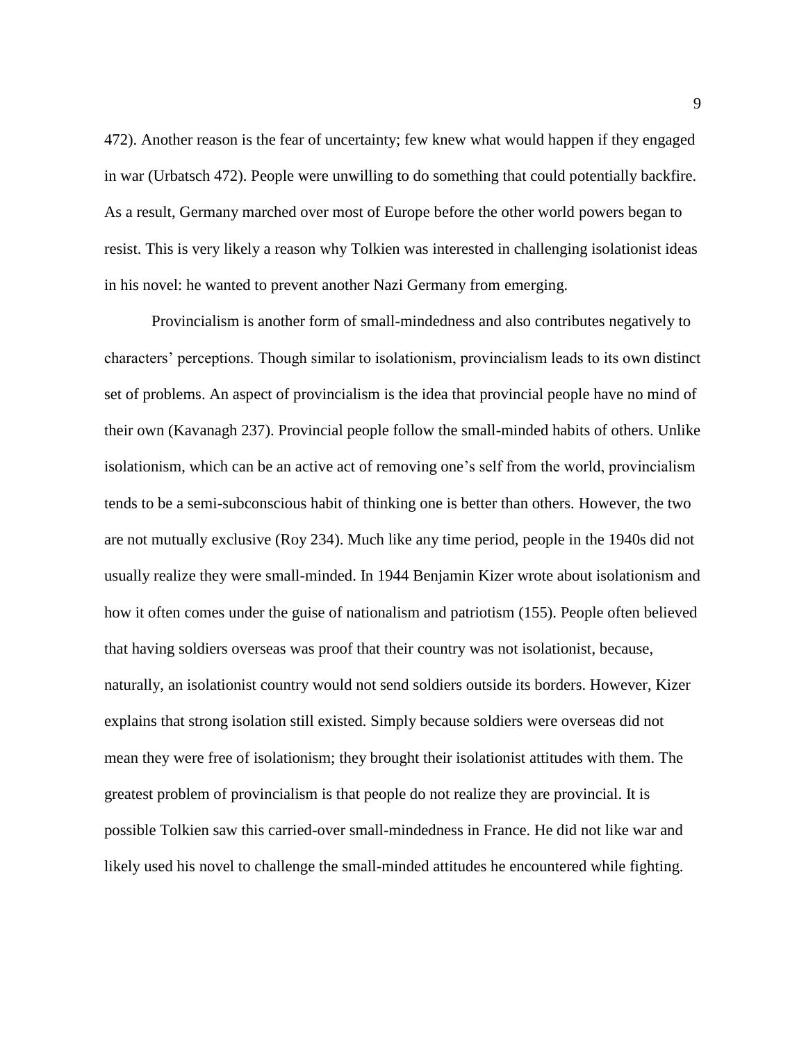472). Another reason is the fear of uncertainty; few knew what would happen if they engaged in war (Urbatsch 472). People were unwilling to do something that could potentially backfire. As a result, Germany marched over most of Europe before the other world powers began to resist. This is very likely a reason why Tolkien was interested in challenging isolationist ideas in his novel: he wanted to prevent another Nazi Germany from emerging.

Provincialism is another form of small-mindedness and also contributes negatively to characters' perceptions. Though similar to isolationism, provincialism leads to its own distinct set of problems. An aspect of provincialism is the idea that provincial people have no mind of their own (Kavanagh 237). Provincial people follow the small-minded habits of others. Unlike isolationism, which can be an active act of removing one's self from the world, provincialism tends to be a semi-subconscious habit of thinking one is better than others. However, the two are not mutually exclusive (Roy 234). Much like any time period, people in the 1940s did not usually realize they were small-minded. In 1944 Benjamin Kizer wrote about isolationism and how it often comes under the guise of nationalism and patriotism (155). People often believed that having soldiers overseas was proof that their country was not isolationist, because, naturally, an isolationist country would not send soldiers outside its borders. However, Kizer explains that strong isolation still existed. Simply because soldiers were overseas did not mean they were free of isolationism; they brought their isolationist attitudes with them. The greatest problem of provincialism is that people do not realize they are provincial. It is possible Tolkien saw this carried-over small-mindedness in France. He did not like war and likely used his novel to challenge the small-minded attitudes he encountered while fighting.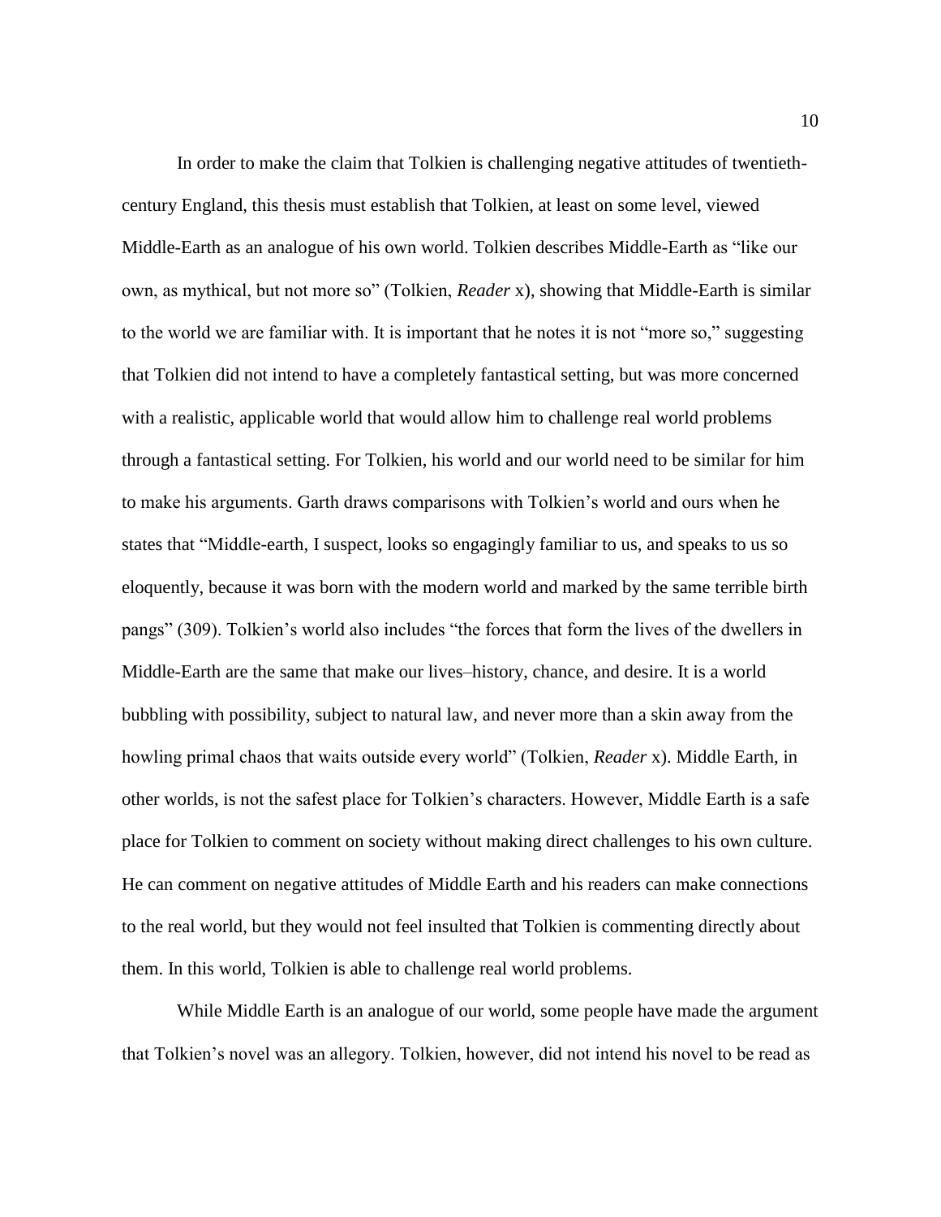In order to make the claim that Tolkien is challenging negative attitudes of twentieth-century England, this thesis must establish that Tolkien, at least on some level, viewed Middle-Earth as an analogue of his own world. Tolkien describes Middle-Earth as "like our own, as mythical, but not more so" (Tolkien, *Reader* x), showing that Middle-Earth is similar to the world we are familiar with. It is important that he notes it is not "more so," suggesting that Tolkien did not intend to have a completely fantastical setting, but was more concerned with a realistic, applicable world that would allow him to challenge real world problems through a fantastical setting. For Tolkien, his world and our world need to be similar for him to make his arguments. Garth draws comparisons with Tolkien's world and ours when he states that "Middle-earth, I suspect, looks so engagingly familiar to us, and speaks to us so eloquently, because it was born with the modern world and marked by the same terrible birth pangs" (309). Tolkien's world also includes "the forces that form the lives of the dwellers in Middle-Earth are the same that make our lives–history, chance, and desire. It is a world bubbling with possibility, subject to natural law, and never more than a skin away from the howling primal chaos that waits outside every world" (Tolkien, *Reader* x). Middle Earth, in other worlds, is not the safest place for Tolkien's characters. However, Middle Earth is a safe place for Tolkien to comment on society without making direct challenges to his own culture. He can comment on negative attitudes of Middle Earth and his readers can make connections to the real world, but they would not feel insulted that Tolkien is commenting directly about them. In this world, Tolkien is able to challenge real world problems.

While Middle Earth is an analogue of our world, some people have made the argument that Tolkien's novel was an allegory. Tolkien, however, did not intend his novel to be read as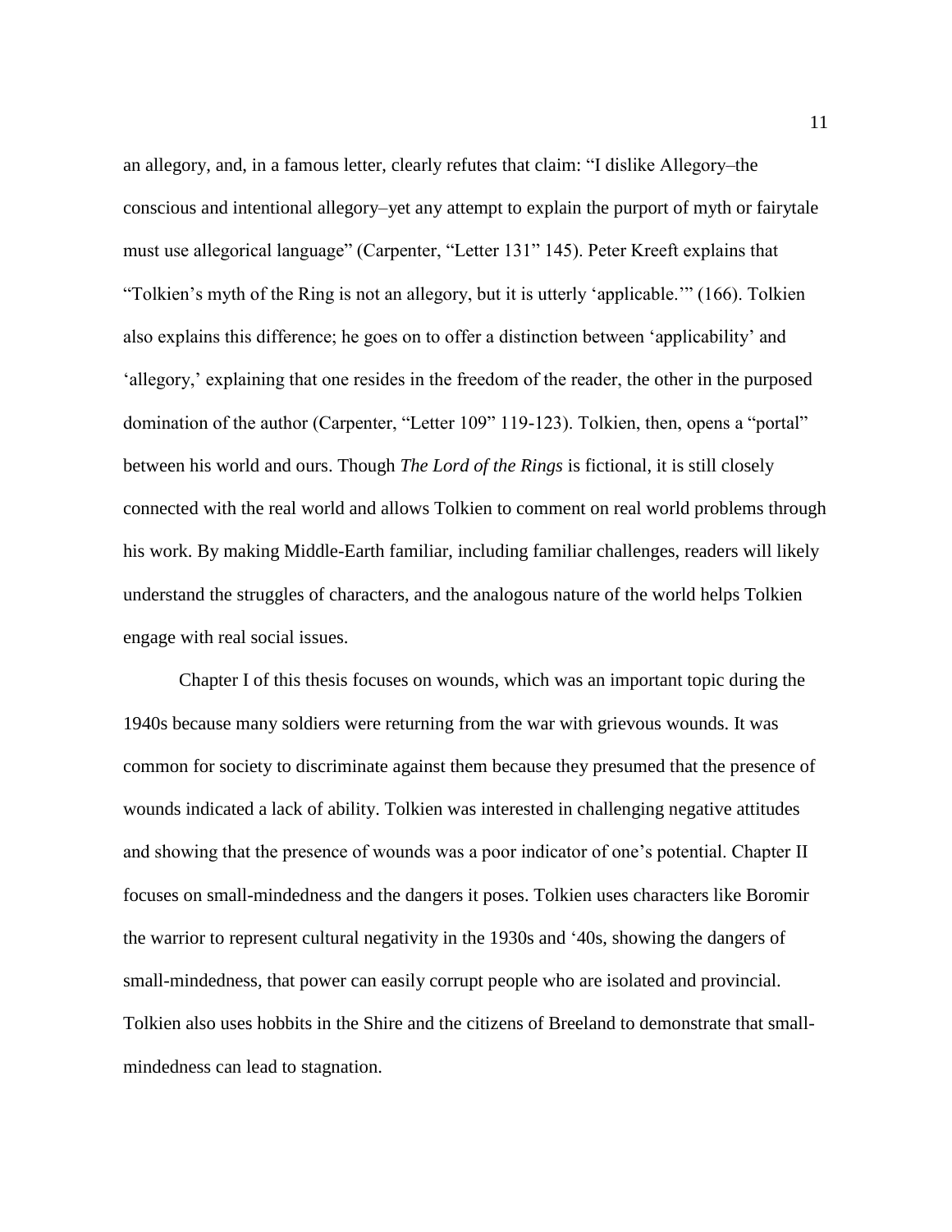an allegory, and, in a famous letter, clearly refutes that claim: "I dislike Allegory–the conscious and intentional allegory–yet any attempt to explain the purport of myth or fairytale must use allegorical language" (Carpenter, "Letter 131" 145). Peter Kreeft explains that "Tolkien's myth of the Ring is not an allegory, but it is utterly 'applicable.'" (166). Tolkien also explains this difference; he goes on to offer a distinction between 'applicability' and 'allegory,' explaining that one resides in the freedom of the reader, the other in the purposed domination of the author (Carpenter, "Letter 109" 119-123). Tolkien, then, opens a "portal" between his world and ours. Though *The Lord of the Rings* is fictional, it is still closely connected with the real world and allows Tolkien to comment on real world problems through his work. By making Middle-Earth familiar, including familiar challenges, readers will likely understand the struggles of characters, and the analogous nature of the world helps Tolkien engage with real social issues.

Chapter I of this thesis focuses on wounds, which was an important topic during the 1940s because many soldiers were returning from the war with grievous wounds. It was common for society to discriminate against them because they presumed that the presence of wounds indicated a lack of ability. Tolkien was interested in challenging negative attitudes and showing that the presence of wounds was a poor indicator of one's potential. Chapter II focuses on small-mindedness and the dangers it poses. Tolkien uses characters like Boromir the warrior to represent cultural negativity in the 1930s and '40s, showing the dangers of small-mindedness, that power can easily corrupt people who are isolated and provincial. Tolkien also uses hobbits in the Shire and the citizens of Breeland to demonstrate that small-mindedness can lead to stagnation.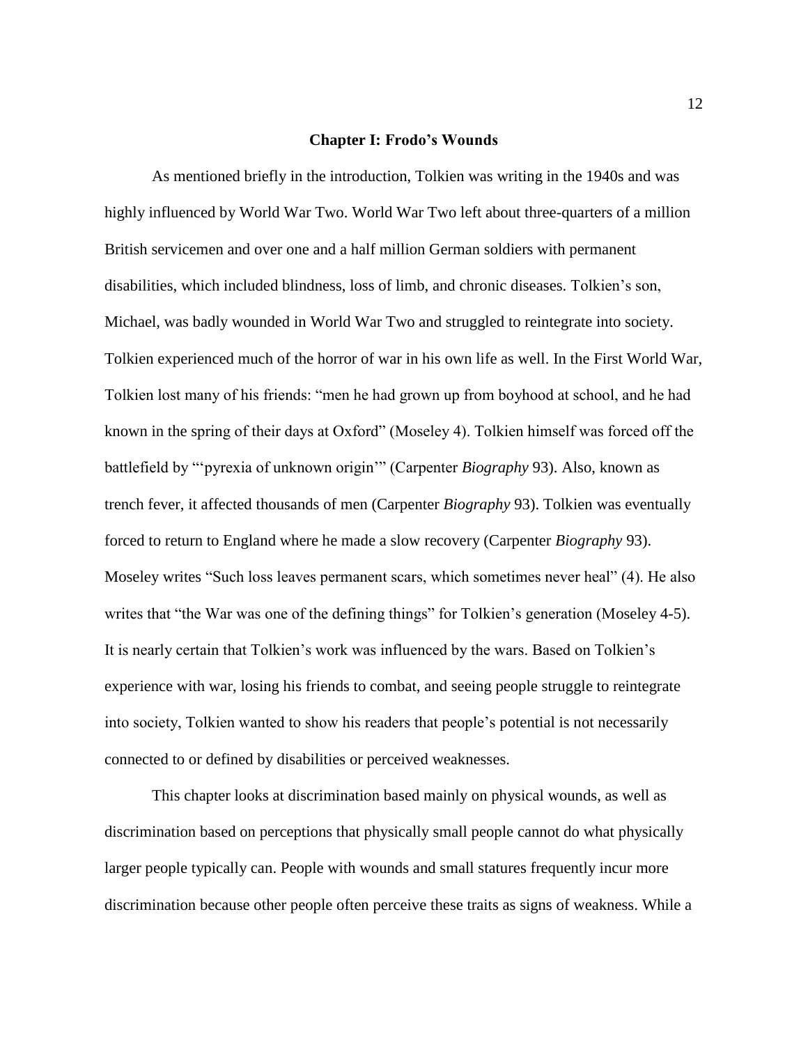## Chapter I: Frodo's Wounds

As mentioned briefly in the introduction, Tolkien was writing in the 1940s and was highly influenced by World War Two. World War Two left about three-quarters of a million British servicemen and over one and a half million German soldiers with permanent disabilities, which included blindness, loss of limb, and chronic diseases. Tolkien's son, Michael, was badly wounded in World War Two and struggled to reintegrate into society. Tolkien experienced much of the horror of war in his own life as well. In the First World War, Tolkien lost many of his friends: "men he had grown up from boyhood at school, and he had known in the spring of their days at Oxford" (Moseley 4). Tolkien himself was forced off the battlefield by "'pyrexia of unknown origin'" (Carpenter *Biography* 93). Also, known as trench fever, it affected thousands of men (Carpenter *Biography* 93). Tolkien was eventually forced to return to England where he made a slow recovery (Carpenter *Biography* 93). Moseley writes "Such loss leaves permanent scars, which sometimes never heal" (4). He also writes that "the War was one of the defining things" for Tolkien's generation (Moseley 4-5). It is nearly certain that Tolkien's work was influenced by the wars. Based on Tolkien's experience with war, losing his friends to combat, and seeing people struggle to reintegrate into society, Tolkien wanted to show his readers that people's potential is not necessarily connected to or defined by disabilities or perceived weaknesses.

This chapter looks at discrimination based mainly on physical wounds, as well as discrimination based on perceptions that physically small people cannot do what physically larger people typically can. People with wounds and small statures frequently incur more discrimination because other people often perceive these traits as signs of weakness. While a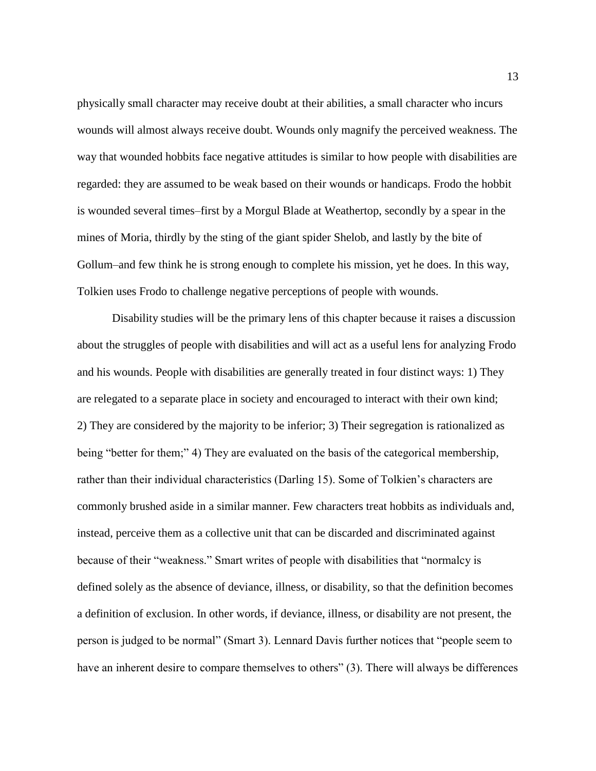physically small character may receive doubt at their abilities, a small character who incurs wounds will almost always receive doubt. Wounds only magnify the perceived weakness. The way that wounded hobbits face negative attitudes is similar to how people with disabilities are regarded: they are assumed to be weak based on their wounds or handicaps. Frodo the hobbit is wounded several times–first by a Morgul Blade at Weathertop, secondly by a spear in the mines of Moria, thirdly by the sting of the giant spider Shelob, and lastly by the bite of Gollum–and few think he is strong enough to complete his mission, yet he does. In this way, Tolkien uses Frodo to challenge negative perceptions of people with wounds.

Disability studies will be the primary lens of this chapter because it raises a discussion about the struggles of people with disabilities and will act as a useful lens for analyzing Frodo and his wounds. People with disabilities are generally treated in four distinct ways: 1) They are relegated to a separate place in society and encouraged to interact with their own kind; 2) They are considered by the majority to be inferior; 3) Their segregation is rationalized as being "better for them;" 4) They are evaluated on the basis of the categorical membership, rather than their individual characteristics (Darling 15). Some of Tolkien's characters are commonly brushed aside in a similar manner. Few characters treat hobbits as individuals and, instead, perceive them as a collective unit that can be discarded and discriminated against because of their "weakness." Smart writes of people with disabilities that "normalcy is defined solely as the absence of deviance, illness, or disability, so that the definition becomes a definition of exclusion. In other words, if deviance, illness, or disability are not present, the person is judged to be normal" (Smart 3). Lennard Davis further notices that "people seem to have an inherent desire to compare themselves to others" (3). There will always be differences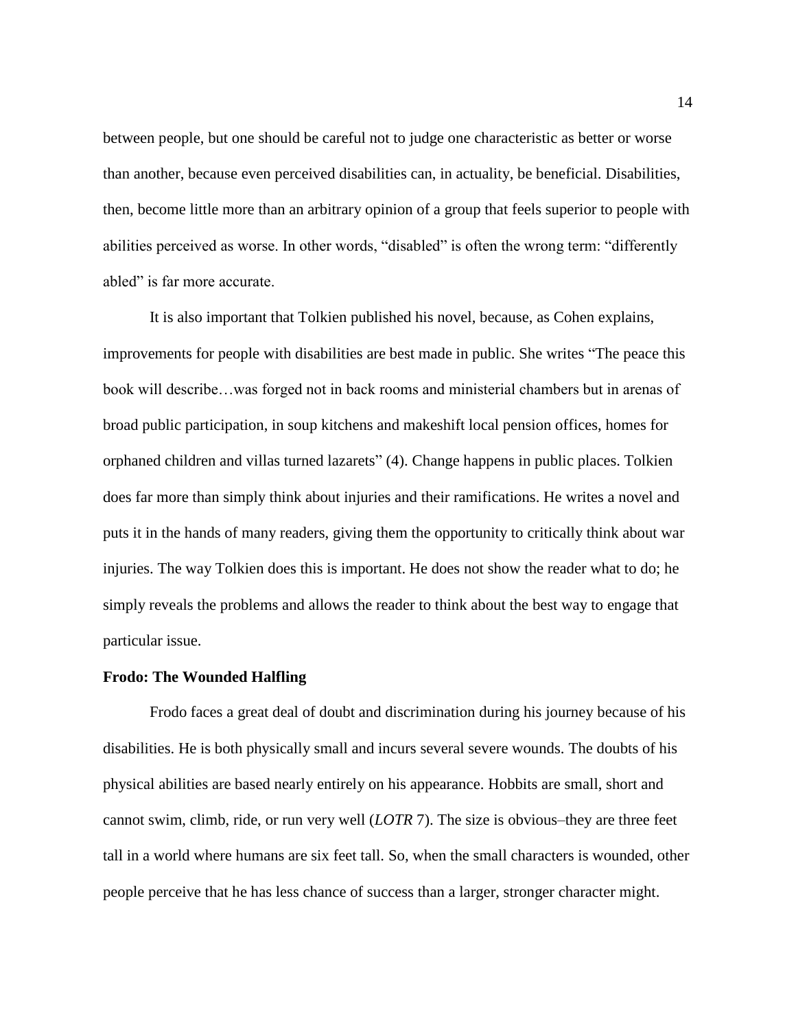between people, but one should be careful not to judge one characteristic as better or worse than another, because even perceived disabilities can, in actuality, be beneficial. Disabilities, then, become little more than an arbitrary opinion of a group that feels superior to people with abilities perceived as worse. In other words, "disabled" is often the wrong term: "differently abled" is far more accurate.

It is also important that Tolkien published his novel, because, as Cohen explains, improvements for people with disabilities are best made in public. She writes "The peace this book will describe…was forged not in back rooms and ministerial chambers but in arenas of broad public participation, in soup kitchens and makeshift local pension offices, homes for orphaned children and villas turned lazarets" (4). Change happens in public places. Tolkien does far more than simply think about injuries and their ramifications. He writes a novel and puts it in the hands of many readers, giving them the opportunity to critically think about war injuries. The way Tolkien does this is important. He does not show the reader what to do; he simply reveals the problems and allows the reader to think about the best way to engage that particular issue.

**Frodo: The Wounded Halfling**

Frodo faces a great deal of doubt and discrimination during his journey because of his disabilities. He is both physically small and incurs several severe wounds. The doubts of his physical abilities are based nearly entirely on his appearance. Hobbits are small, short and cannot swim, climb, ride, or run very well (*LOTR* 7). The size is obvious–they are three feet tall in a world where humans are six feet tall. So, when the small characters is wounded, other people perceive that he has less chance of success than a larger, stronger character might.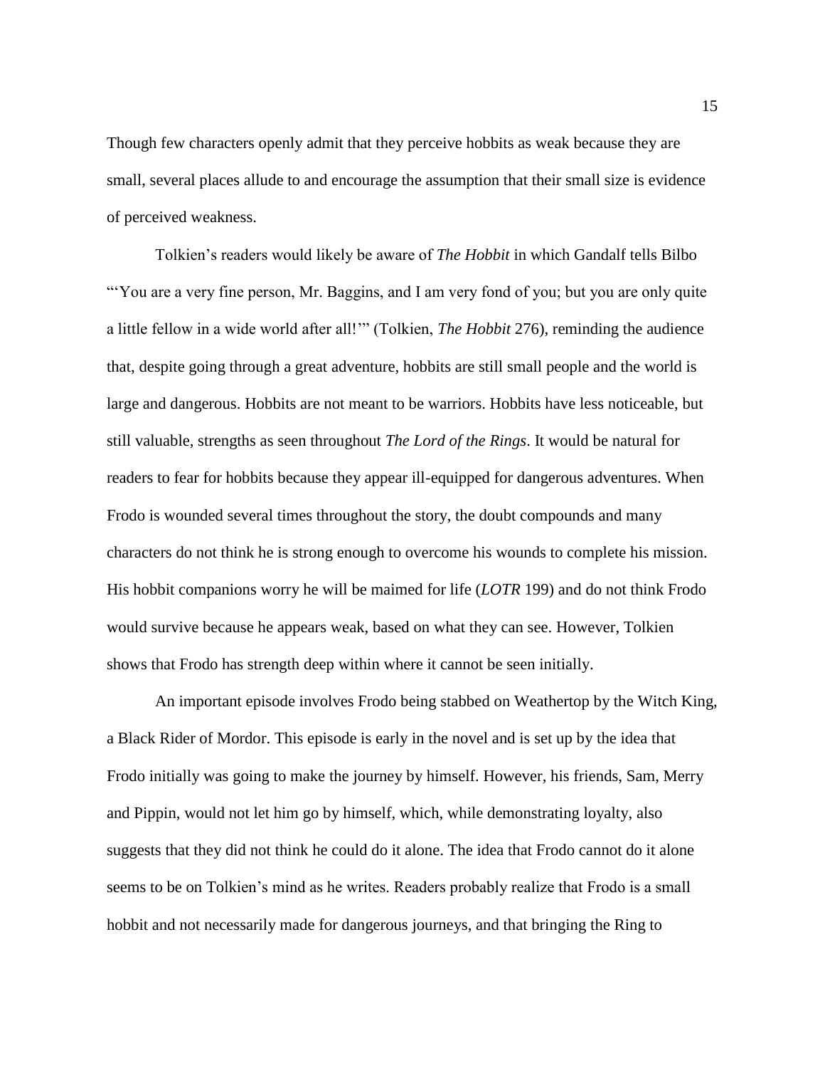Though few characters openly admit that they perceive hobbits as weak because they are small, several places allude to and encourage the assumption that their small size is evidence of perceived weakness.

Tolkien's readers would likely be aware of *The Hobbit* in which Gandalf tells Bilbo "'You are a very fine person, Mr. Baggins, and I am very fond of you; but you are only quite a little fellow in a wide world after all!'" (Tolkien, *The Hobbit* 276), reminding the audience that, despite going through a great adventure, hobbits are still small people and the world is large and dangerous. Hobbits are not meant to be warriors. Hobbits have less noticeable, but still valuable, strengths as seen throughout *The Lord of the Rings*. It would be natural for readers to fear for hobbits because they appear ill-equipped for dangerous adventures. When Frodo is wounded several times throughout the story, the doubt compounds and many characters do not think he is strong enough to overcome his wounds to complete his mission. His hobbit companions worry he will be maimed for life (*LOTR* 199) and do not think Frodo would survive because he appears weak, based on what they can see. However, Tolkien shows that Frodo has strength deep within where it cannot be seen initially.

An important episode involves Frodo being stabbed on Weathertop by the Witch King, a Black Rider of Mordor. This episode is early in the novel and is set up by the idea that Frodo initially was going to make the journey by himself. However, his friends, Sam, Merry and Pippin, would not let him go by himself, which, while demonstrating loyalty, also suggests that they did not think he could do it alone. The idea that Frodo cannot do it alone seems to be on Tolkien's mind as he writes. Readers probably realize that Frodo is a small hobbit and not necessarily made for dangerous journeys, and that bringing the Ring to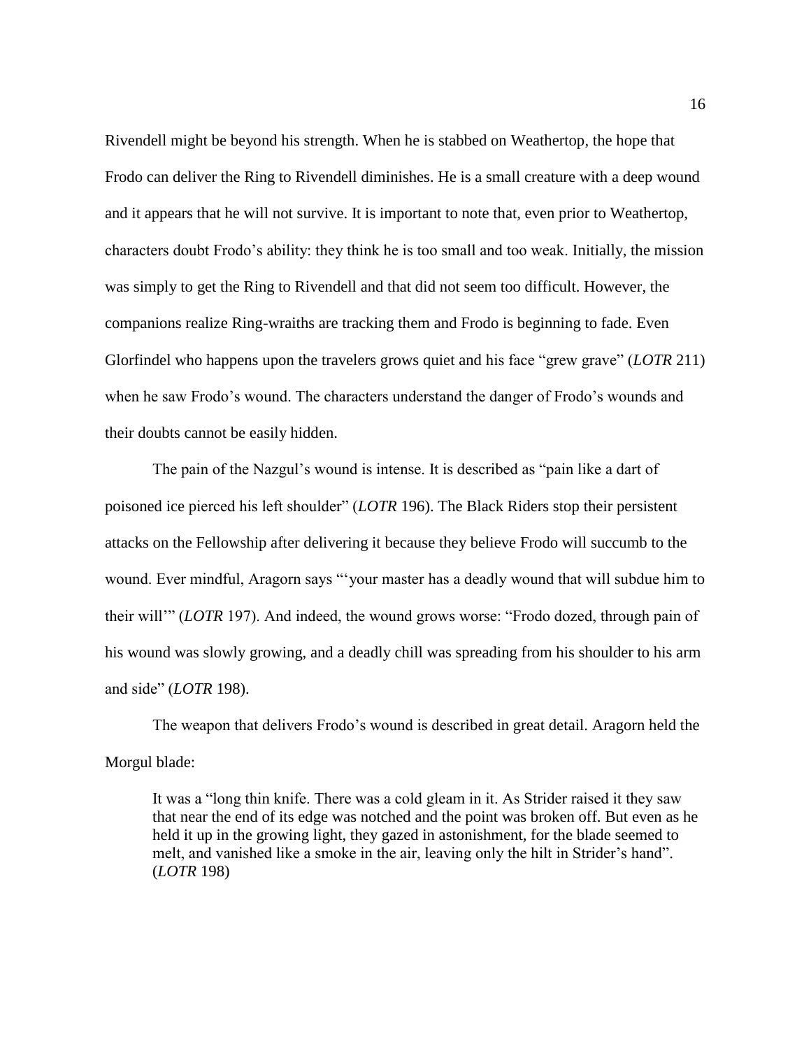Rivendell might be beyond his strength. When he is stabbed on Weathertop, the hope that Frodo can deliver the Ring to Rivendell diminishes. He is a small creature with a deep wound and it appears that he will not survive. It is important to note that, even prior to Weathertop, characters doubt Frodo's ability: they think he is too small and too weak. Initially, the mission was simply to get the Ring to Rivendell and that did not seem too difficult. However, the companions realize Ring-wraiths are tracking them and Frodo is beginning to fade. Even Glorfindel who happens upon the travelers grows quiet and his face "grew grave" (*LOTR* 211) when he saw Frodo's wound. The characters understand the danger of Frodo's wounds and their doubts cannot be easily hidden.

The pain of the Nazgul's wound is intense. It is described as "pain like a dart of poisoned ice pierced his left shoulder" (*LOTR* 196). The Black Riders stop their persistent attacks on the Fellowship after delivering it because they believe Frodo will succumb to the wound. Ever mindful, Aragorn says "'your master has a deadly wound that will subdue him to their will'" (*LOTR* 197). And indeed, the wound grows worse: "Frodo dozed, through pain of his wound was slowly growing, and a deadly chill was spreading from his shoulder to his arm and side" (*LOTR* 198).

The weapon that delivers Frodo's wound is described in great detail. Aragorn held the Morgul blade:

> It was a "long thin knife. There was a cold gleam in it. As Strider raised it they saw that near the end of its edge was notched and the point was broken off. But even as he held it up in the growing light, they gazed in astonishment, for the blade seemed to melt, and vanished like a smoke in the air, leaving only the hilt in Strider's hand". (*LOTR* 198)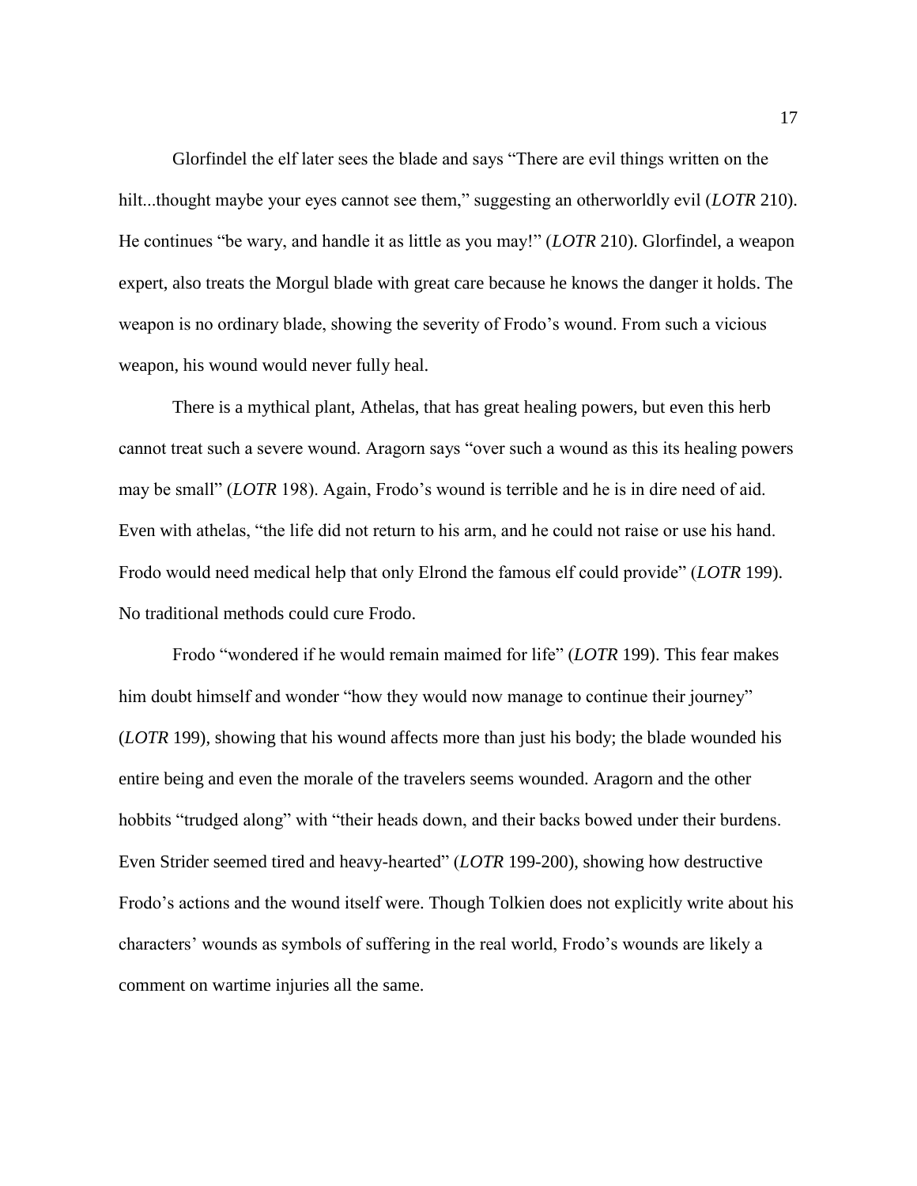Glorfindel the elf later sees the blade and says "There are evil things written on the hilt...thought maybe your eyes cannot see them," suggesting an otherworldly evil (*LOTR* 210). He continues "be wary, and handle it as little as you may!" (*LOTR* 210). Glorfindel, a weapon expert, also treats the Morgul blade with great care because he knows the danger it holds. The weapon is no ordinary blade, showing the severity of Frodo's wound. From such a vicious weapon, his wound would never fully heal.

There is a mythical plant, Athelas, that has great healing powers, but even this herb cannot treat such a severe wound. Aragorn says "over such a wound as this its healing powers may be small" (*LOTR* 198). Again, Frodo's wound is terrible and he is in dire need of aid. Even with athelas, "the life did not return to his arm, and he could not raise or use his hand. Frodo would need medical help that only Elrond the famous elf could provide" (*LOTR* 199). No traditional methods could cure Frodo.

Frodo "wondered if he would remain maimed for life" (*LOTR* 199). This fear makes him doubt himself and wonder "how they would now manage to continue their journey" (*LOTR* 199), showing that his wound affects more than just his body; the blade wounded his entire being and even the morale of the travelers seems wounded. Aragorn and the other hobbits "trudged along" with "their heads down, and their backs bowed under their burdens. Even Strider seemed tired and heavy-hearted" (*LOTR* 199-200), showing how destructive Frodo's actions and the wound itself were. Though Tolkien does not explicitly write about his characters' wounds as symbols of suffering in the real world, Frodo's wounds are likely a comment on wartime injuries all the same.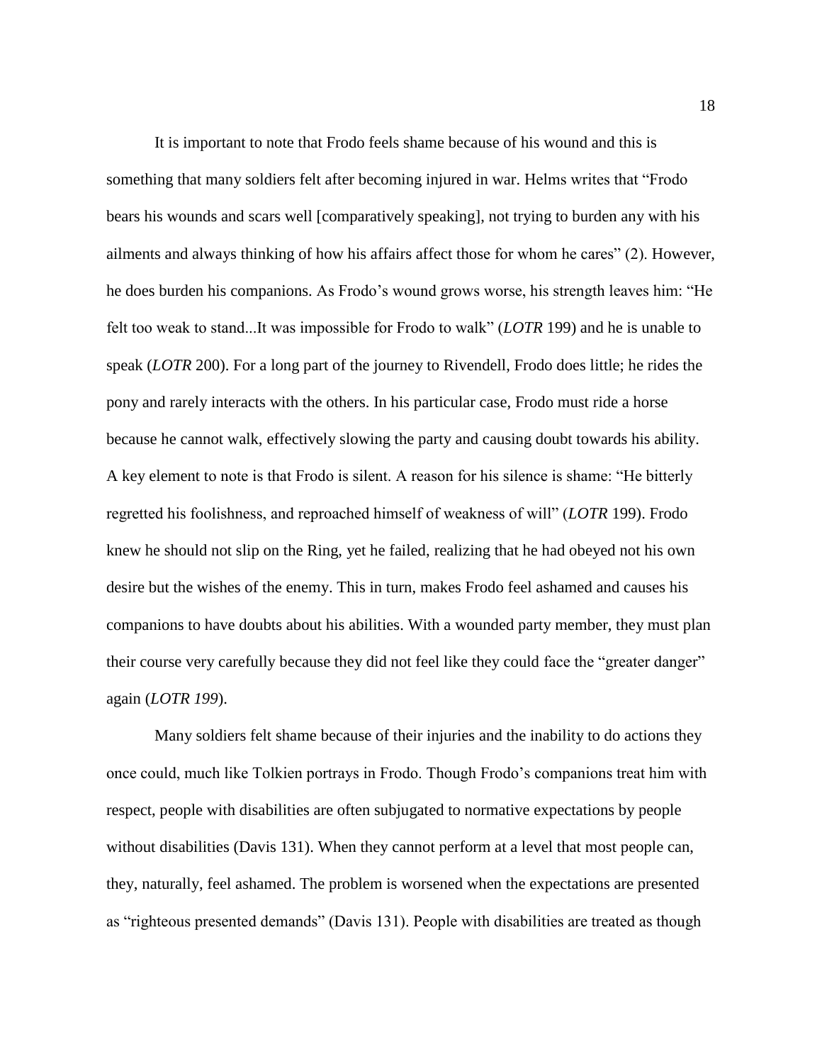It is important to note that Frodo feels shame because of his wound and this is something that many soldiers felt after becoming injured in war. Helms writes that "Frodo bears his wounds and scars well [comparatively speaking], not trying to burden any with his ailments and always thinking of how his affairs affect those for whom he cares" (2). However, he does burden his companions. As Frodo's wound grows worse, his strength leaves him: "He felt too weak to stand...It was impossible for Frodo to walk" (*LOTR* 199) and he is unable to speak (*LOTR* 200). For a long part of the journey to Rivendell, Frodo does little; he rides the pony and rarely interacts with the others. In his particular case, Frodo must ride a horse because he cannot walk, effectively slowing the party and causing doubt towards his ability. A key element to note is that Frodo is silent. A reason for his silence is shame: "He bitterly regretted his foolishness, and reproached himself of weakness of will" (*LOTR* 199). Frodo knew he should not slip on the Ring, yet he failed, realizing that he had obeyed not his own desire but the wishes of the enemy. This in turn, makes Frodo feel ashamed and causes his companions to have doubts about his abilities. With a wounded party member, they must plan their course very carefully because they did not feel like they could face the "greater danger" again (*LOTR 199*).

Many soldiers felt shame because of their injuries and the inability to do actions they once could, much like Tolkien portrays in Frodo. Though Frodo's companions treat him with respect, people with disabilities are often subjugated to normative expectations by people without disabilities (Davis 131). When they cannot perform at a level that most people can, they, naturally, feel ashamed. The problem is worsened when the expectations are presented as "righteous presented demands" (Davis 131). People with disabilities are treated as though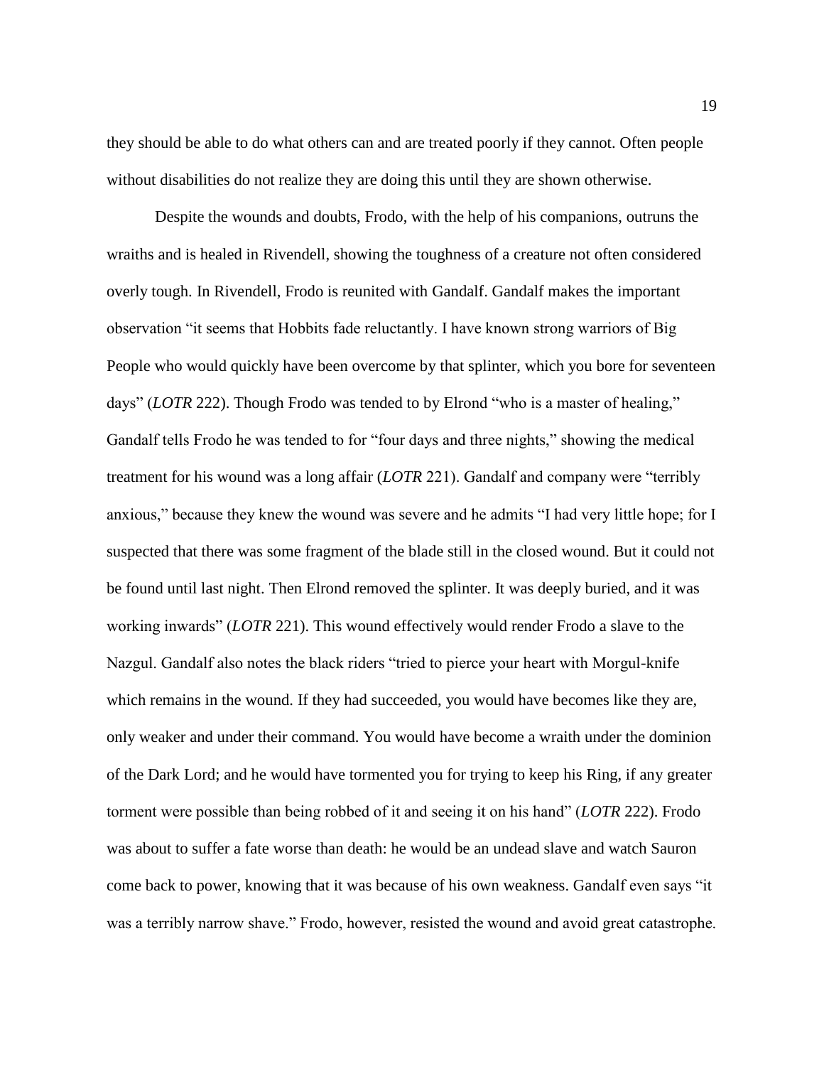they should be able to do what others can and are treated poorly if they cannot. Often people without disabilities do not realize they are doing this until they are shown otherwise.

Despite the wounds and doubts, Frodo, with the help of his companions, outruns the wraiths and is healed in Rivendell, showing the toughness of a creature not often considered overly tough. In Rivendell, Frodo is reunited with Gandalf. Gandalf makes the important observation "it seems that Hobbits fade reluctantly. I have known strong warriors of Big People who would quickly have been overcome by that splinter, which you bore for seventeen days" (*LOTR* 222). Though Frodo was tended to by Elrond "who is a master of healing," Gandalf tells Frodo he was tended to for "four days and three nights," showing the medical treatment for his wound was a long affair (*LOTR* 221). Gandalf and company were "terribly anxious," because they knew the wound was severe and he admits "I had very little hope; for I suspected that there was some fragment of the blade still in the closed wound. But it could not be found until last night. Then Elrond removed the splinter. It was deeply buried, and it was working inwards" (*LOTR* 221). This wound effectively would render Frodo a slave to the Nazgul. Gandalf also notes the black riders "tried to pierce your heart with Morgul-knife which remains in the wound. If they had succeeded, you would have becomes like they are, only weaker and under their command. You would have become a wraith under the dominion of the Dark Lord; and he would have tormented you for trying to keep his Ring, if any greater torment were possible than being robbed of it and seeing it on his hand" (*LOTR* 222). Frodo was about to suffer a fate worse than death: he would be an undead slave and watch Sauron come back to power, knowing that it was because of his own weakness. Gandalf even says "it was a terribly narrow shave." Frodo, however, resisted the wound and avoid great catastrophe.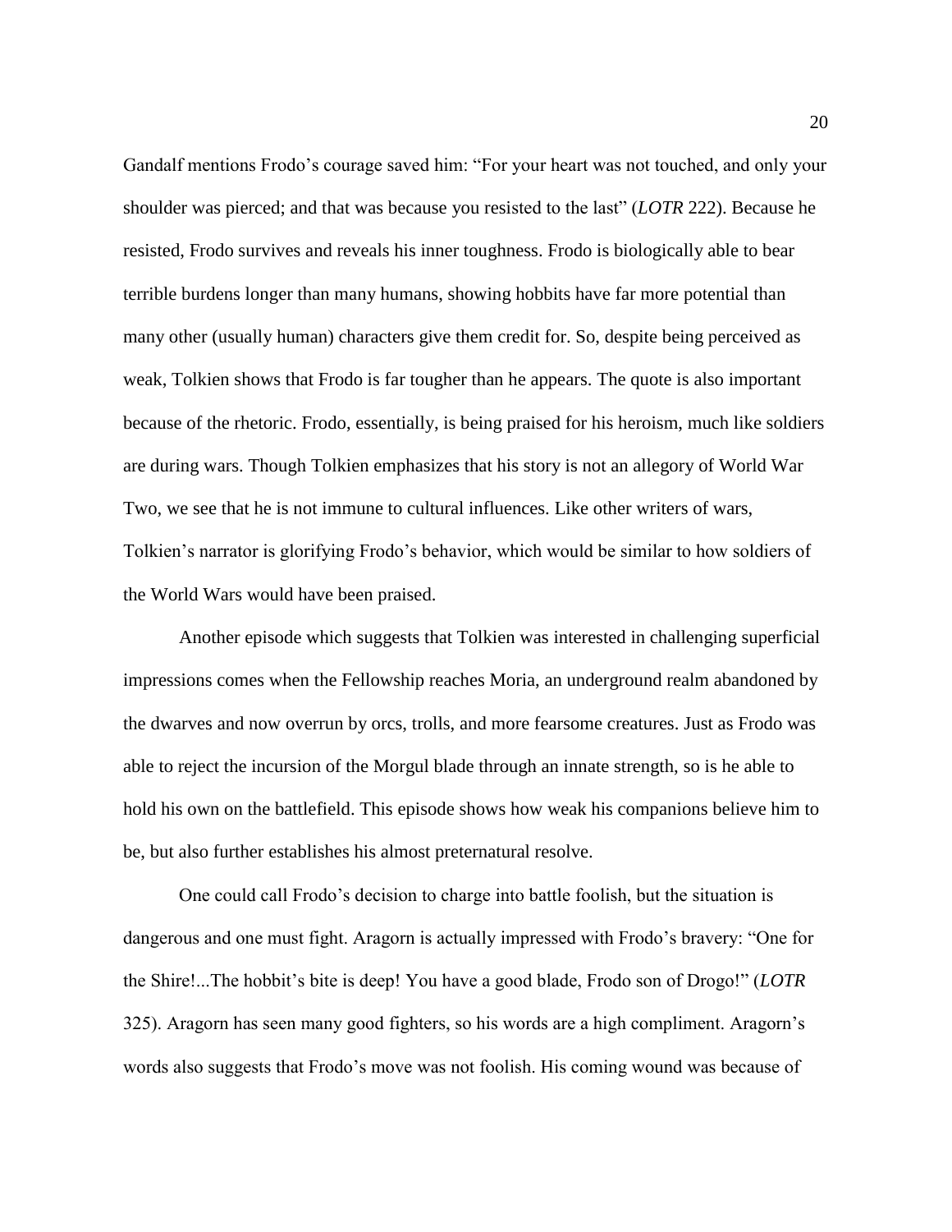Gandalf mentions Frodo's courage saved him: "For your heart was not touched, and only your shoulder was pierced; and that was because you resisted to the last" (*LOTR* 222). Because he resisted, Frodo survives and reveals his inner toughness. Frodo is biologically able to bear terrible burdens longer than many humans, showing hobbits have far more potential than many other (usually human) characters give them credit for. So, despite being perceived as weak, Tolkien shows that Frodo is far tougher than he appears. The quote is also important because of the rhetoric. Frodo, essentially, is being praised for his heroism, much like soldiers are during wars. Though Tolkien emphasizes that his story is not an allegory of World War Two, we see that he is not immune to cultural influences. Like other writers of wars, Tolkien's narrator is glorifying Frodo's behavior, which would be similar to how soldiers of the World Wars would have been praised.

Another episode which suggests that Tolkien was interested in challenging superficial impressions comes when the Fellowship reaches Moria, an underground realm abandoned by the dwarves and now overrun by orcs, trolls, and more fearsome creatures. Just as Frodo was able to reject the incursion of the Morgul blade through an innate strength, so is he able to hold his own on the battlefield. This episode shows how weak his companions believe him to be, but also further establishes his almost preternatural resolve.

One could call Frodo's decision to charge into battle foolish, but the situation is dangerous and one must fight. Aragorn is actually impressed with Frodo's bravery: "One for the Shire!...The hobbit's bite is deep! You have a good blade, Frodo son of Drogo!" (*LOTR* 325). Aragorn has seen many good fighters, so his words are a high compliment. Aragorn's words also suggests that Frodo's move was not foolish. His coming wound was because of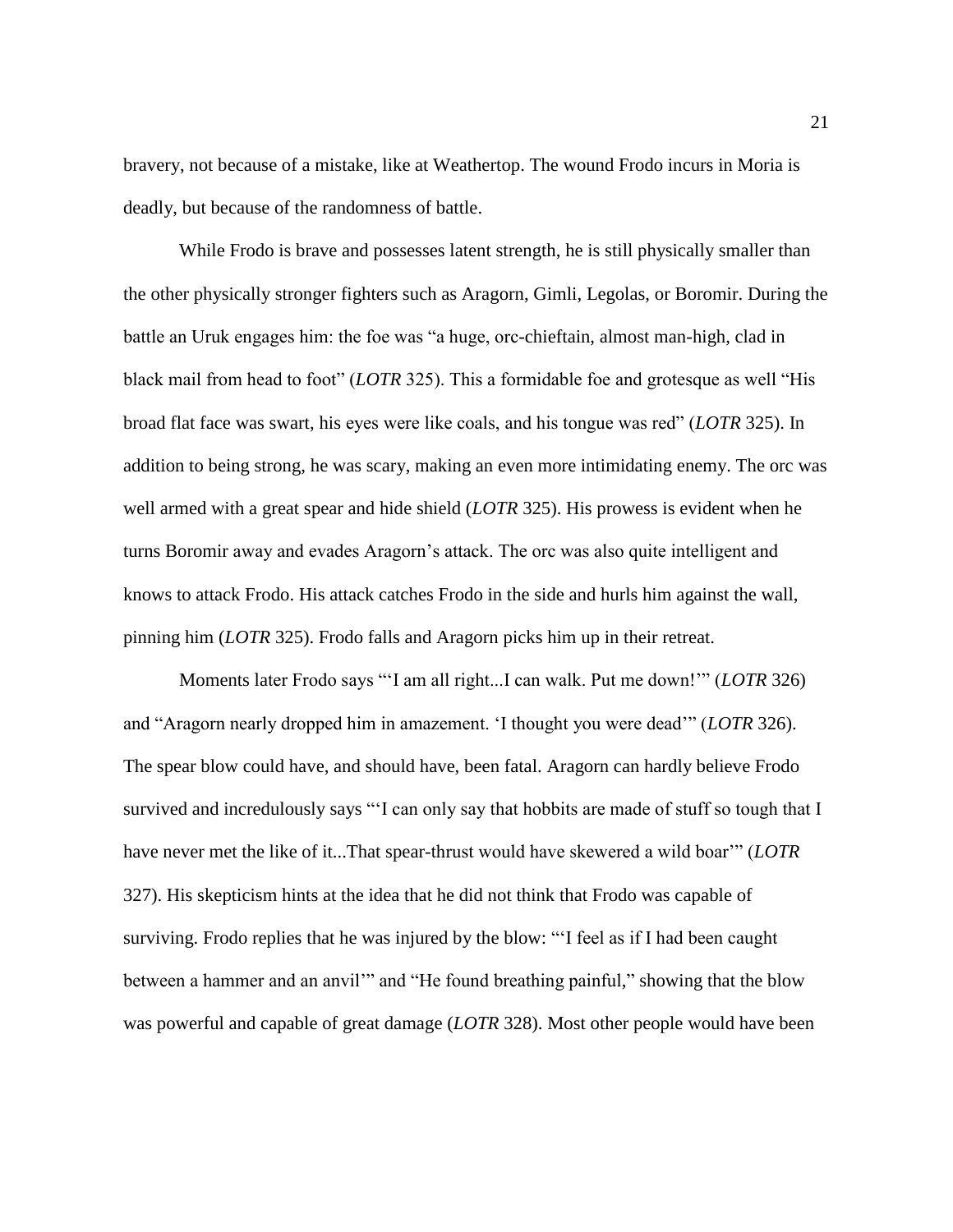bravery, not because of a mistake, like at Weathertop. The wound Frodo incurs in Moria is deadly, but because of the randomness of battle.

While Frodo is brave and possesses latent strength, he is still physically smaller than the other physically stronger fighters such as Aragorn, Gimli, Legolas, or Boromir. During the battle an Uruk engages him: the foe was "a huge, orc-chieftain, almost man-high, clad in black mail from head to foot" (*LOTR* 325). This a formidable foe and grotesque as well "His broad flat face was swart, his eyes were like coals, and his tongue was red" (*LOTR* 325). In addition to being strong, he was scary, making an even more intimidating enemy. The orc was well armed with a great spear and hide shield (*LOTR* 325). His prowess is evident when he turns Boromir away and evades Aragorn's attack. The orc was also quite intelligent and knows to attack Frodo. His attack catches Frodo in the side and hurls him against the wall, pinning him (*LOTR* 325). Frodo falls and Aragorn picks him up in their retreat.

Moments later Frodo says "'I am all right...I can walk. Put me down!'" (*LOTR* 326) and "Aragorn nearly dropped him in amazement. 'I thought you were dead'" (*LOTR* 326). The spear blow could have, and should have, been fatal. Aragorn can hardly believe Frodo survived and incredulously says "'I can only say that hobbits are made of stuff so tough that I have never met the like of it...That spear-thrust would have skewered a wild boar'" (*LOTR* 327). His skepticism hints at the idea that he did not think that Frodo was capable of surviving. Frodo replies that he was injured by the blow: "'I feel as if I had been caught between a hammer and an anvil'" and "He found breathing painful," showing that the blow was powerful and capable of great damage (*LOTR* 328). Most other people would have been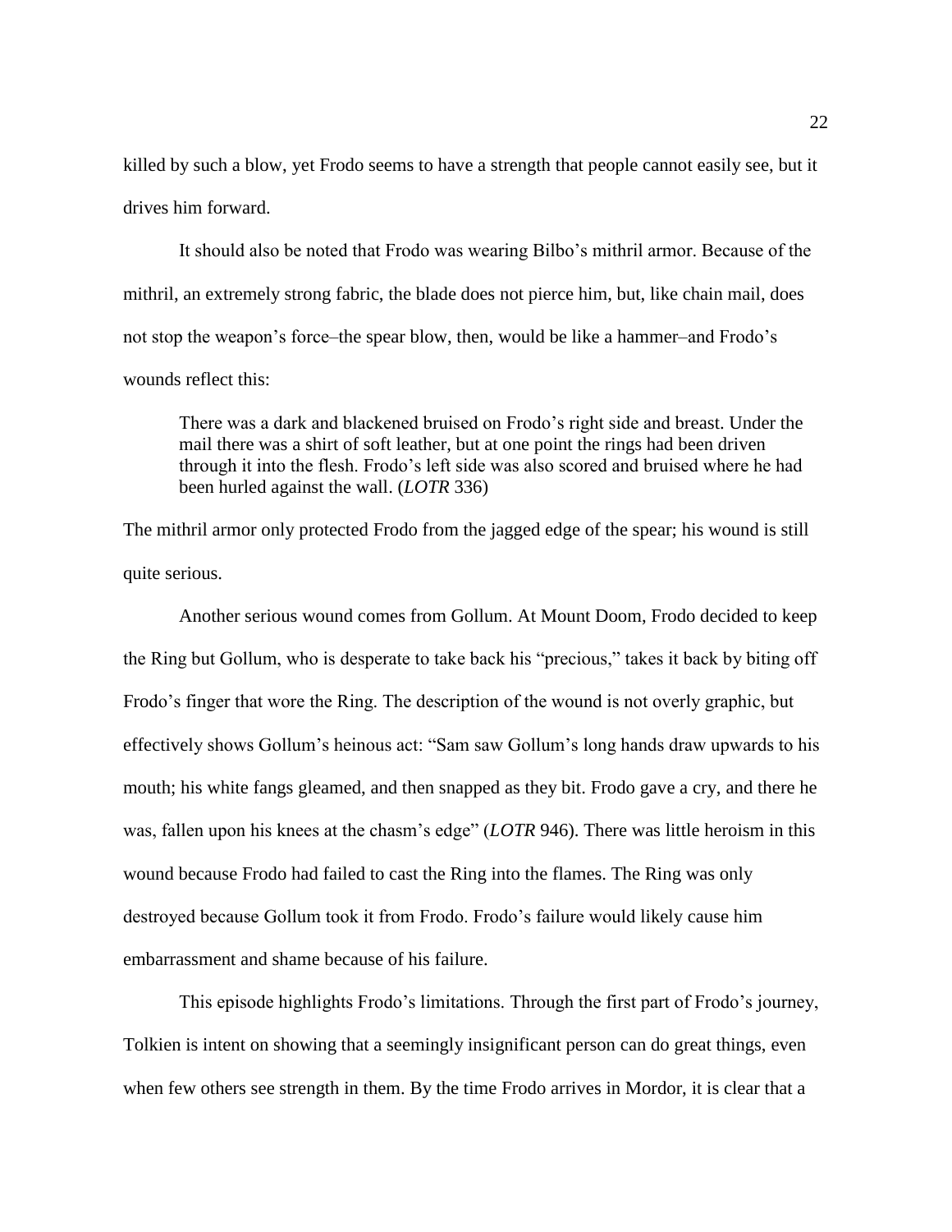killed by such a blow, yet Frodo seems to have a strength that people cannot easily see, but it drives him forward.

It should also be noted that Frodo was wearing Bilbo's mithril armor. Because of the mithril, an extremely strong fabric, the blade does not pierce him, but, like chain mail, does not stop the weapon's force–the spear blow, then, would be like a hammer–and Frodo's wounds reflect this:

> There was a dark and blackened bruised on Frodo's right side and breast. Under the mail there was a shirt of soft leather, but at one point the rings had been driven through it into the flesh. Frodo's left side was also scored and bruised where he had been hurled against the wall. (*LOTR* 336)

The mithril armor only protected Frodo from the jagged edge of the spear; his wound is still quite serious.

Another serious wound comes from Gollum. At Mount Doom, Frodo decided to keep the Ring but Gollum, who is desperate to take back his "precious," takes it back by biting off Frodo's finger that wore the Ring. The description of the wound is not overly graphic, but effectively shows Gollum's heinous act: "Sam saw Gollum's long hands draw upwards to his mouth; his white fangs gleamed, and then snapped as they bit. Frodo gave a cry, and there he was, fallen upon his knees at the chasm's edge" (*LOTR* 946). There was little heroism in this wound because Frodo had failed to cast the Ring into the flames. The Ring was only destroyed because Gollum took it from Frodo. Frodo's failure would likely cause him embarrassment and shame because of his failure.

This episode highlights Frodo's limitations. Through the first part of Frodo's journey, Tolkien is intent on showing that a seemingly insignificant person can do great things, even when few others see strength in them. By the time Frodo arrives in Mordor, it is clear that a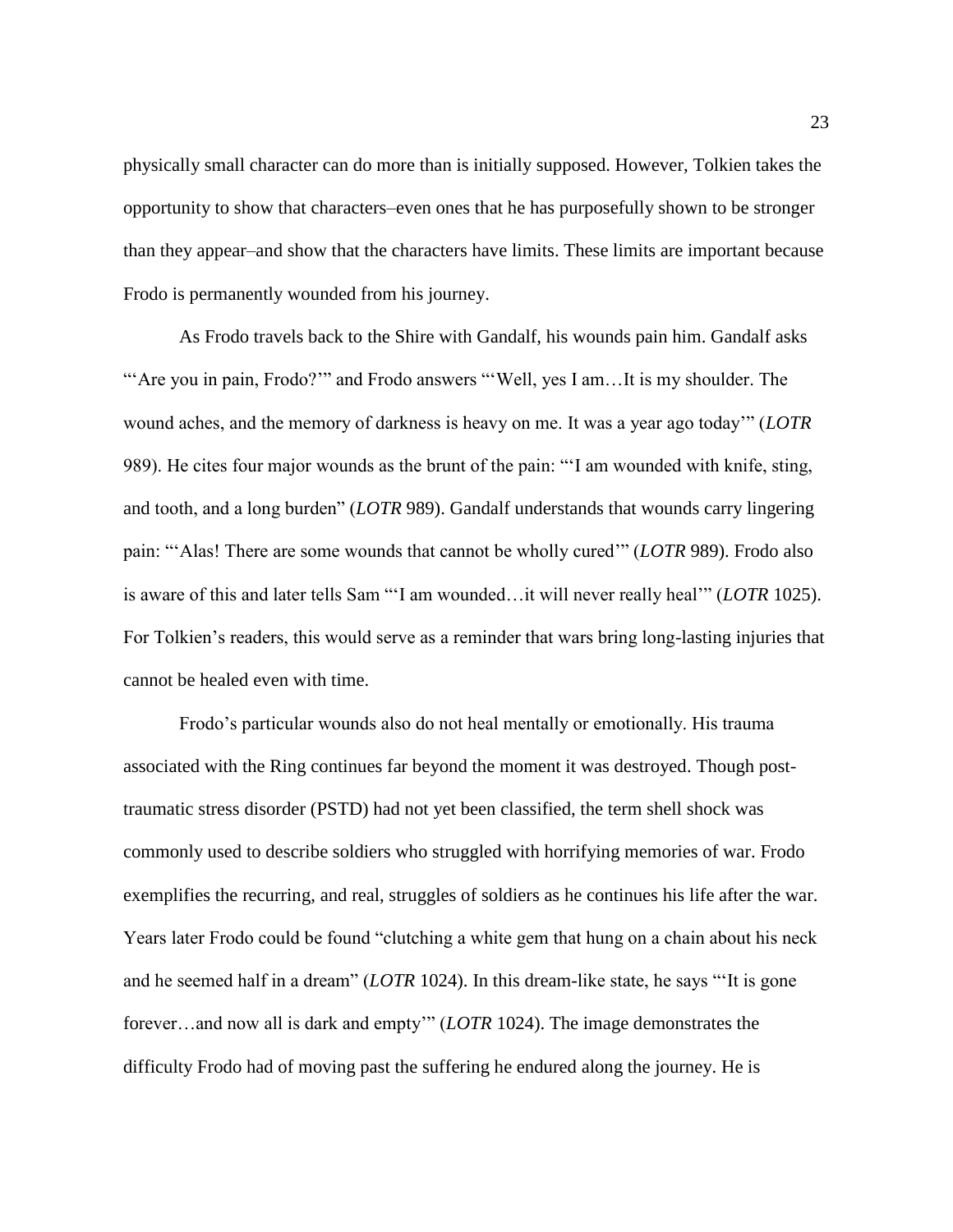physically small character can do more than is initially supposed. However, Tolkien takes the opportunity to show that characters–even ones that he has purposefully shown to be stronger than they appear–and show that the characters have limits. These limits are important because Frodo is permanently wounded from his journey.

As Frodo travels back to the Shire with Gandalf, his wounds pain him. Gandalf asks "'Are you in pain, Frodo?'" and Frodo answers "'Well, yes I am…It is my shoulder. The wound aches, and the memory of darkness is heavy on me. It was a year ago today'" (*LOTR* 989). He cites four major wounds as the brunt of the pain: "'I am wounded with knife, sting, and tooth, and a long burden" (*LOTR* 989). Gandalf understands that wounds carry lingering pain: "'Alas! There are some wounds that cannot be wholly cured'" (*LOTR* 989). Frodo also is aware of this and later tells Sam "'I am wounded…it will never really heal'" (*LOTR* 1025). For Tolkien's readers, this would serve as a reminder that wars bring long-lasting injuries that cannot be healed even with time.

Frodo's particular wounds also do not heal mentally or emotionally. His trauma associated with the Ring continues far beyond the moment it was destroyed. Though post-traumatic stress disorder (PSTD) had not yet been classified, the term shell shock was commonly used to describe soldiers who struggled with horrifying memories of war. Frodo exemplifies the recurring, and real, struggles of soldiers as he continues his life after the war. Years later Frodo could be found "clutching a white gem that hung on a chain about his neck and he seemed half in a dream" (*LOTR* 1024). In this dream-like state, he says "'It is gone forever…and now all is dark and empty'" (*LOTR* 1024). The image demonstrates the difficulty Frodo had of moving past the suffering he endured along the journey. He is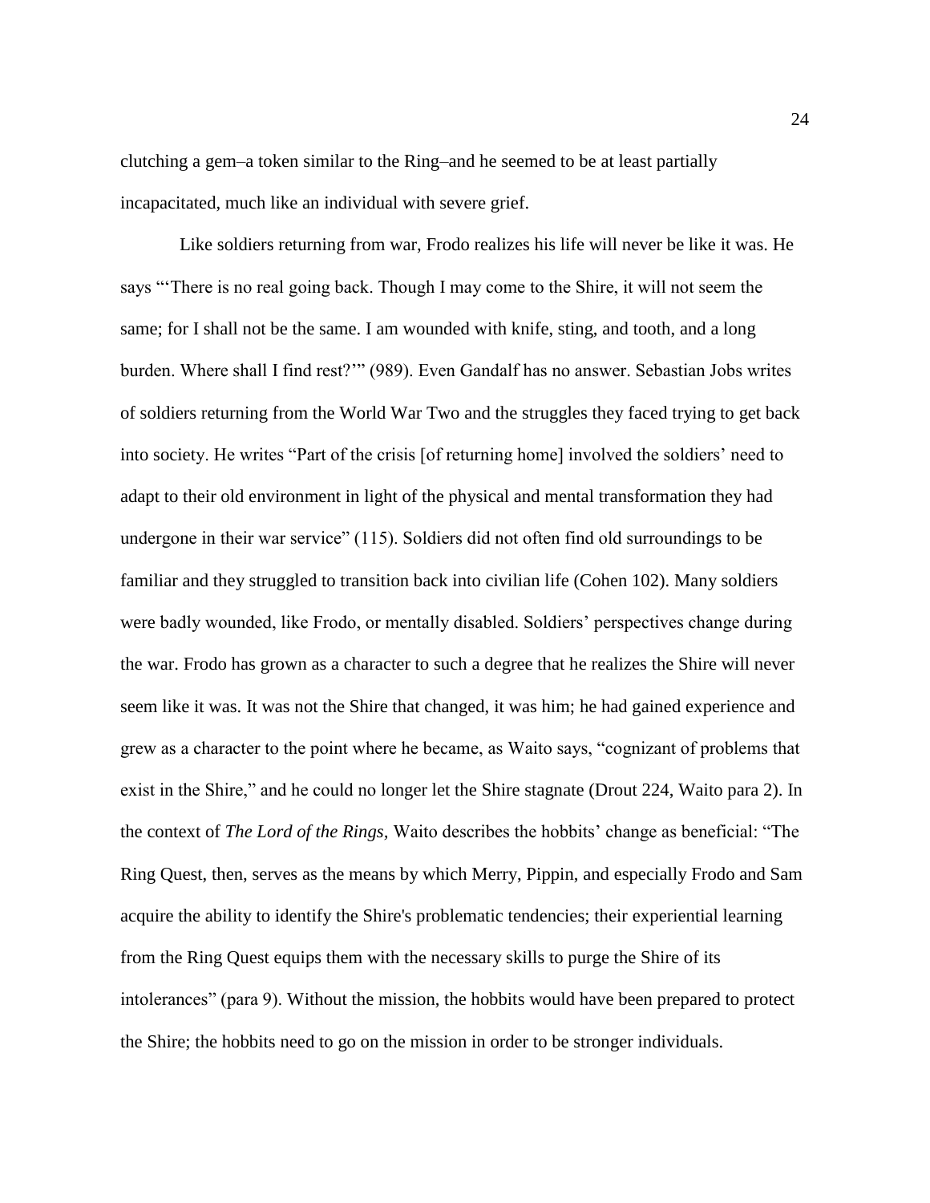clutching a gem–a token similar to the Ring–and he seemed to be at least partially incapacitated, much like an individual with severe grief.

Like soldiers returning from war, Frodo realizes his life will never be like it was. He says "'There is no real going back. Though I may come to the Shire, it will not seem the same; for I shall not be the same. I am wounded with knife, sting, and tooth, and a long burden. Where shall I find rest?'" (989). Even Gandalf has no answer. Sebastian Jobs writes of soldiers returning from the World War Two and the struggles they faced trying to get back into society. He writes "Part of the crisis [of returning home] involved the soldiers' need to adapt to their old environment in light of the physical and mental transformation they had undergone in their war service" (115). Soldiers did not often find old surroundings to be familiar and they struggled to transition back into civilian life (Cohen 102). Many soldiers were badly wounded, like Frodo, or mentally disabled. Soldiers' perspectives change during the war. Frodo has grown as a character to such a degree that he realizes the Shire will never seem like it was. It was not the Shire that changed, it was him; he had gained experience and grew as a character to the point where he became, as Waito says, "cognizant of problems that exist in the Shire," and he could no longer let the Shire stagnate (Drout 224, Waito para 2). In the context of *The Lord of the Rings,* Waito describes the hobbits' change as beneficial: "The Ring Quest, then, serves as the means by which Merry, Pippin, and especially Frodo and Sam acquire the ability to identify the Shire's problematic tendencies; their experiential learning from the Ring Quest equips them with the necessary skills to purge the Shire of its intolerances" (para 9). Without the mission, the hobbits would have been prepared to protect the Shire; the hobbits need to go on the mission in order to be stronger individuals.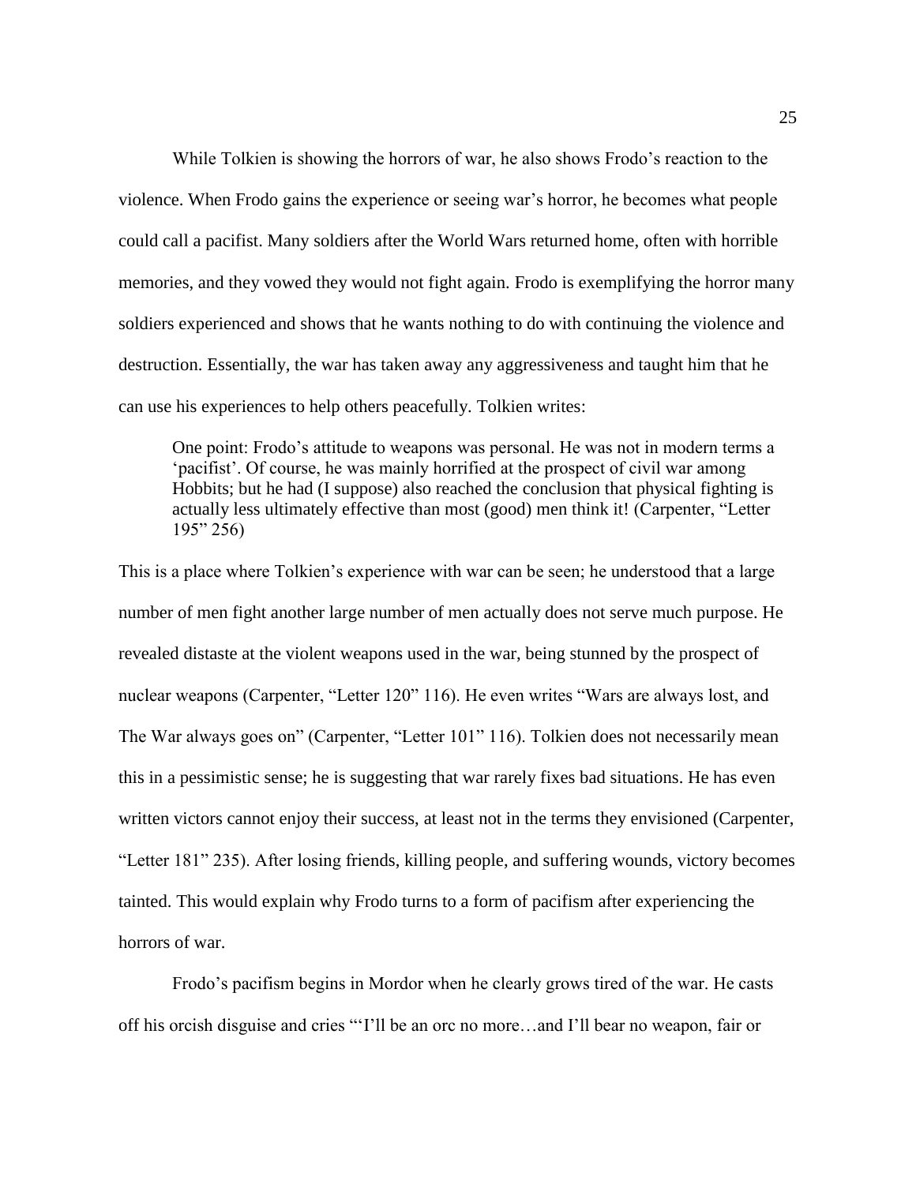While Tolkien is showing the horrors of war, he also shows Frodo's reaction to the violence. When Frodo gains the experience or seeing war's horror, he becomes what people could call a pacifist. Many soldiers after the World Wars returned home, often with horrible memories, and they vowed they would not fight again. Frodo is exemplifying the horror many soldiers experienced and shows that he wants nothing to do with continuing the violence and destruction. Essentially, the war has taken away any aggressiveness and taught him that he can use his experiences to help others peacefully. Tolkien writes:

> One point: Frodo's attitude to weapons was personal. He was not in modern terms a 'pacifist'. Of course, he was mainly horrified at the prospect of civil war among Hobbits; but he had (I suppose) also reached the conclusion that physical fighting is actually less ultimately effective than most (good) men think it! (Carpenter, "Letter 195" 256)

This is a place where Tolkien's experience with war can be seen; he understood that a large number of men fight another large number of men actually does not serve much purpose. He revealed distaste at the violent weapons used in the war, being stunned by the prospect of nuclear weapons (Carpenter, "Letter 120" 116). He even writes "Wars are always lost, and The War always goes on" (Carpenter, "Letter 101" 116). Tolkien does not necessarily mean this in a pessimistic sense; he is suggesting that war rarely fixes bad situations. He has even written victors cannot enjoy their success, at least not in the terms they envisioned (Carpenter, "Letter 181" 235). After losing friends, killing people, and suffering wounds, victory becomes tainted. This would explain why Frodo turns to a form of pacifism after experiencing the horrors of war.

Frodo's pacifism begins in Mordor when he clearly grows tired of the war. He casts off his orcish disguise and cries "'I'll be an orc no more…and I'll bear no weapon, fair or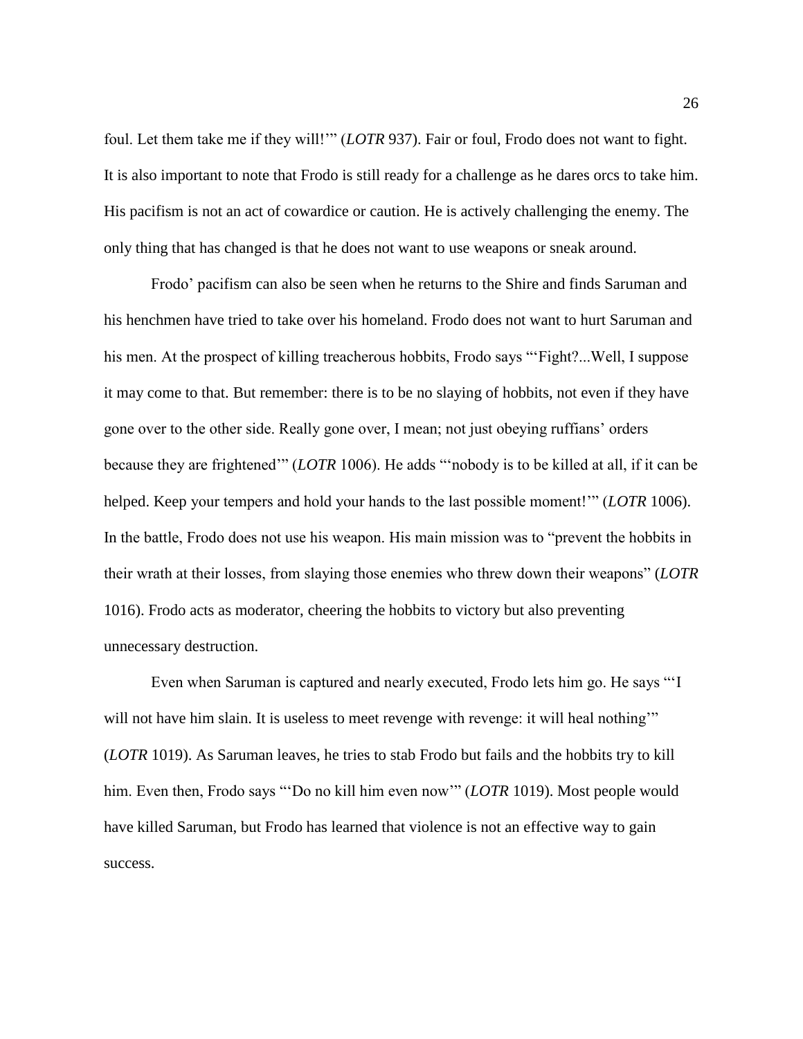foul. Let them take me if they will!'" (*LOTR* 937). Fair or foul, Frodo does not want to fight. It is also important to note that Frodo is still ready for a challenge as he dares orcs to take him. His pacifism is not an act of cowardice or caution. He is actively challenging the enemy. The only thing that has changed is that he does not want to use weapons or sneak around.

Frodo' pacifism can also be seen when he returns to the Shire and finds Saruman and his henchmen have tried to take over his homeland. Frodo does not want to hurt Saruman and his men. At the prospect of killing treacherous hobbits, Frodo says "'Fight?...Well, I suppose it may come to that. But remember: there is to be no slaying of hobbits, not even if they have gone over to the other side. Really gone over, I mean; not just obeying ruffians' orders because they are frightened'" (*LOTR* 1006). He adds "'nobody is to be killed at all, if it can be helped. Keep your tempers and hold your hands to the last possible moment!'" (*LOTR* 1006). In the battle, Frodo does not use his weapon. His main mission was to "prevent the hobbits in their wrath at their losses, from slaying those enemies who threw down their weapons" (*LOTR* 1016). Frodo acts as moderator, cheering the hobbits to victory but also preventing unnecessary destruction.

Even when Saruman is captured and nearly executed, Frodo lets him go. He says "'I will not have him slain. It is useless to meet revenge with revenge: it will heal nothing'" (*LOTR* 1019). As Saruman leaves, he tries to stab Frodo but fails and the hobbits try to kill him. Even then, Frodo says "'Do no kill him even now'" (*LOTR* 1019). Most people would have killed Saruman, but Frodo has learned that violence is not an effective way to gain success.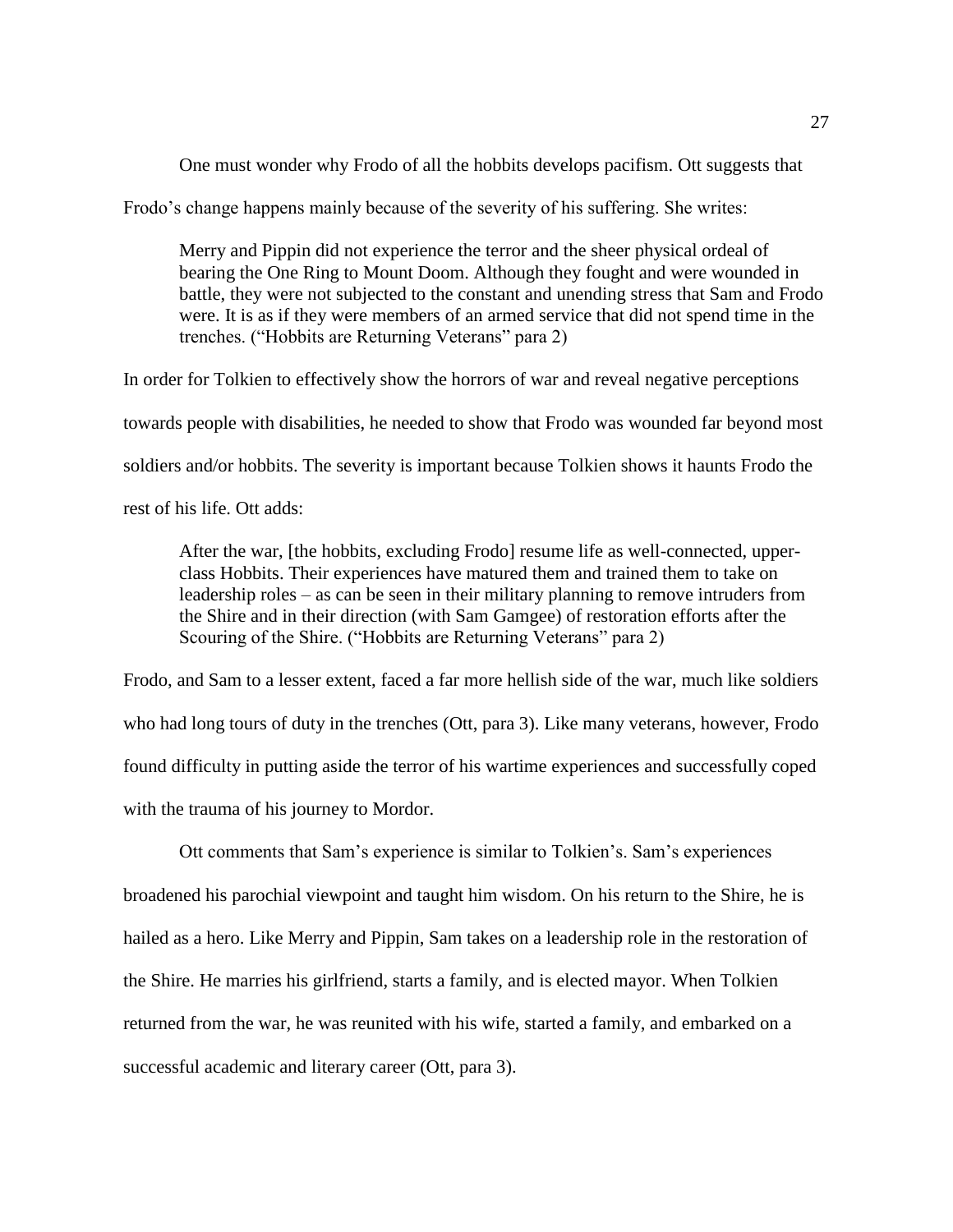One must wonder why Frodo of all the hobbits develops pacifism. Ott suggests that Frodo's change happens mainly because of the severity of his suffering. She writes:

> Merry and Pippin did not experience the terror and the sheer physical ordeal of bearing the One Ring to Mount Doom. Although they fought and were wounded in battle, they were not subjected to the constant and unending stress that Sam and Frodo were. It is as if they were members of an armed service that did not spend time in the trenches. ("Hobbits are Returning Veterans" para 2)

In order for Tolkien to effectively show the horrors of war and reveal negative perceptions towards people with disabilities, he needed to show that Frodo was wounded far beyond most soldiers and/or hobbits. The severity is important because Tolkien shows it haunts Frodo the rest of his life. Ott adds:

> After the war, [the hobbits, excluding Frodo] resume life as well-connected, upper-class Hobbits. Their experiences have matured them and trained them to take on leadership roles – as can be seen in their military planning to remove intruders from the Shire and in their direction (with Sam Gamgee) of restoration efforts after the Scouring of the Shire. ("Hobbits are Returning Veterans" para 2)

Frodo, and Sam to a lesser extent, faced a far more hellish side of the war, much like soldiers who had long tours of duty in the trenches (Ott, para 3). Like many veterans, however, Frodo found difficulty in putting aside the terror of his wartime experiences and successfully coped with the trauma of his journey to Mordor.

Ott comments that Sam's experience is similar to Tolkien's. Sam's experiences broadened his parochial viewpoint and taught him wisdom. On his return to the Shire, he is hailed as a hero. Like Merry and Pippin, Sam takes on a leadership role in the restoration of the Shire. He marries his girlfriend, starts a family, and is elected mayor. When Tolkien returned from the war, he was reunited with his wife, started a family, and embarked on a successful academic and literary career (Ott, para 3).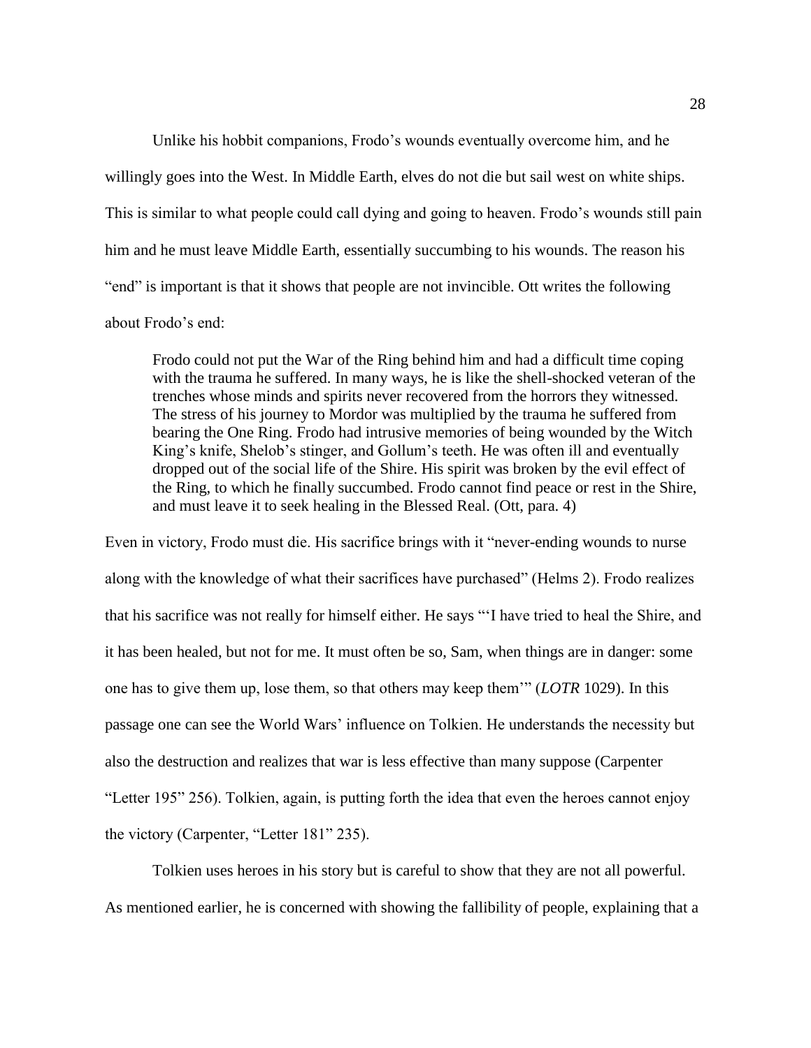Unlike his hobbit companions, Frodo's wounds eventually overcome him, and he willingly goes into the West. In Middle Earth, elves do not die but sail west on white ships. This is similar to what people could call dying and going to heaven. Frodo's wounds still pain him and he must leave Middle Earth, essentially succumbing to his wounds. The reason his "end" is important is that it shows that people are not invincible. Ott writes the following about Frodo's end:

> Frodo could not put the War of the Ring behind him and had a difficult time coping with the trauma he suffered. In many ways, he is like the shell-shocked veteran of the trenches whose minds and spirits never recovered from the horrors they witnessed. The stress of his journey to Mordor was multiplied by the trauma he suffered from bearing the One Ring. Frodo had intrusive memories of being wounded by the Witch King's knife, Shelob's stinger, and Gollum's teeth. He was often ill and eventually dropped out of the social life of the Shire. His spirit was broken by the evil effect of the Ring, to which he finally succumbed. Frodo cannot find peace or rest in the Shire, and must leave it to seek healing in the Blessed Real. (Ott, para. 4)

Even in victory, Frodo must die. His sacrifice brings with it "never-ending wounds to nurse along with the knowledge of what their sacrifices have purchased" (Helms 2). Frodo realizes that his sacrifice was not really for himself either. He says "'I have tried to heal the Shire, and it has been healed, but not for me. It must often be so, Sam, when things are in danger: some one has to give them up, lose them, so that others may keep them'" (*LOTR* 1029). In this passage one can see the World Wars' influence on Tolkien. He understands the necessity but also the destruction and realizes that war is less effective than many suppose (Carpenter "Letter 195" 256). Tolkien, again, is putting forth the idea that even the heroes cannot enjoy the victory (Carpenter, "Letter 181" 235).

Tolkien uses heroes in his story but is careful to show that they are not all powerful. As mentioned earlier, he is concerned with showing the fallibility of people, explaining that a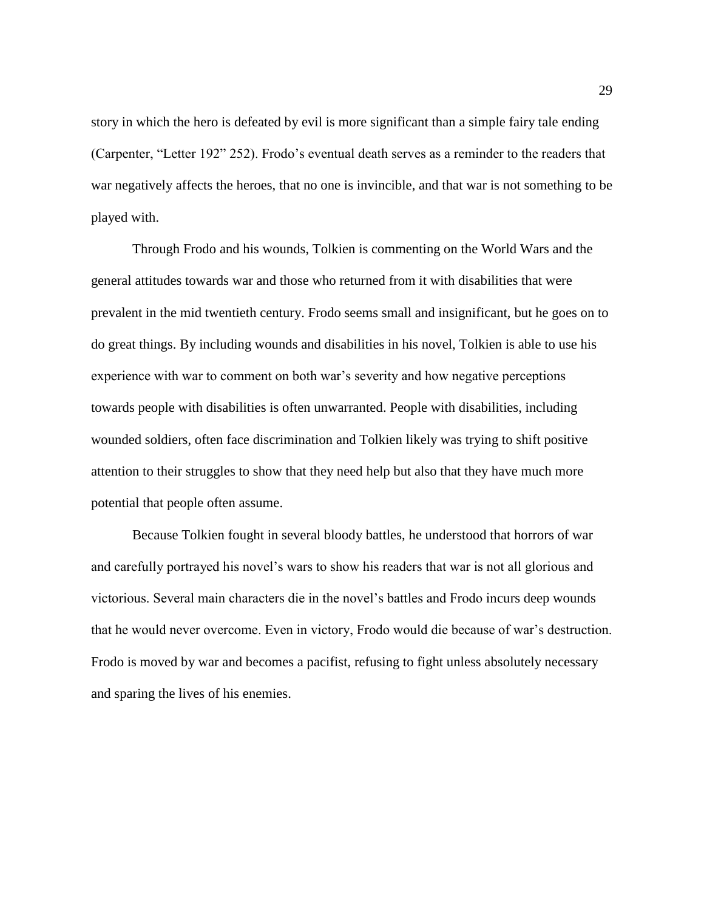story in which the hero is defeated by evil is more significant than a simple fairy tale ending (Carpenter, "Letter 192" 252). Frodo's eventual death serves as a reminder to the readers that war negatively affects the heroes, that no one is invincible, and that war is not something to be played with.

Through Frodo and his wounds, Tolkien is commenting on the World Wars and the general attitudes towards war and those who returned from it with disabilities that were prevalent in the mid twentieth century. Frodo seems small and insignificant, but he goes on to do great things. By including wounds and disabilities in his novel, Tolkien is able to use his experience with war to comment on both war's severity and how negative perceptions towards people with disabilities is often unwarranted. People with disabilities, including wounded soldiers, often face discrimination and Tolkien likely was trying to shift positive attention to their struggles to show that they need help but also that they have much more potential that people often assume.

Because Tolkien fought in several bloody battles, he understood that horrors of war and carefully portrayed his novel's wars to show his readers that war is not all glorious and victorious. Several main characters die in the novel's battles and Frodo incurs deep wounds that he would never overcome. Even in victory, Frodo would die because of war's destruction. Frodo is moved by war and becomes a pacifist, refusing to fight unless absolutely necessary and sparing the lives of his enemies.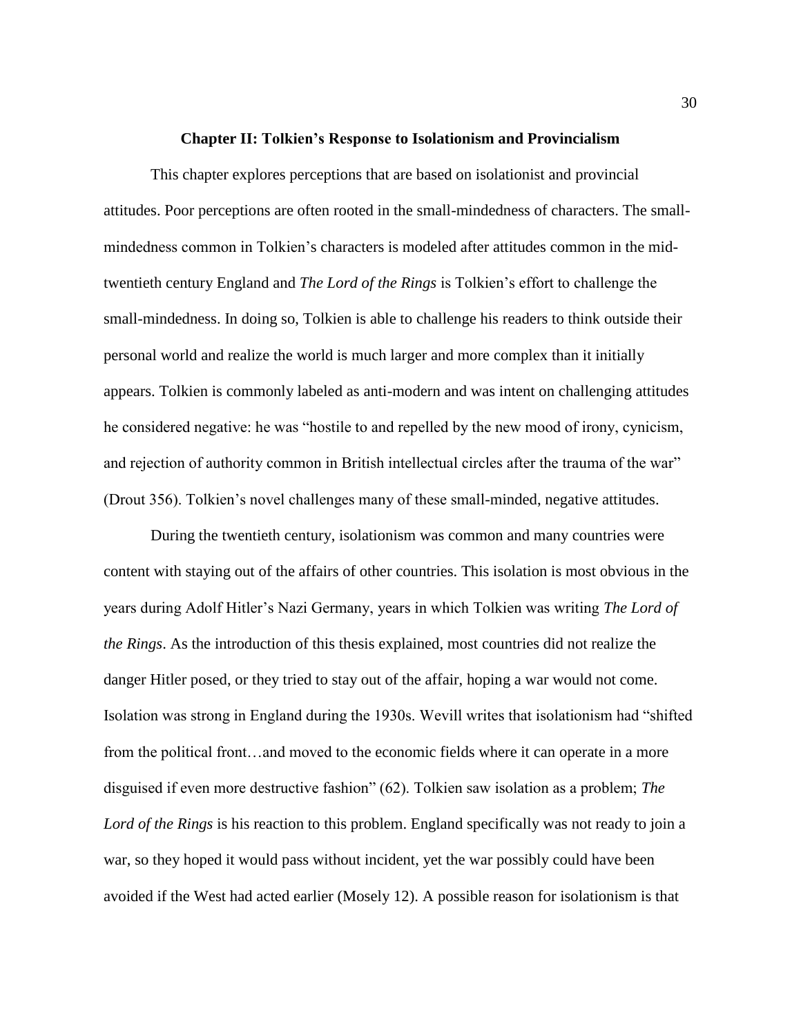## Chapter II: Tolkien's Response to Isolationism and Provincialism

This chapter explores perceptions that are based on isolationist and provincial attitudes. Poor perceptions are often rooted in the small-mindedness of characters. The small-mindedness common in Tolkien's characters is modeled after attitudes common in the mid-twentieth century England and *The Lord of the Rings* is Tolkien's effort to challenge the small-mindedness. In doing so, Tolkien is able to challenge his readers to think outside their personal world and realize the world is much larger and more complex than it initially appears. Tolkien is commonly labeled as anti-modern and was intent on challenging attitudes he considered negative: he was "hostile to and repelled by the new mood of irony, cynicism, and rejection of authority common in British intellectual circles after the trauma of the war" (Drout 356). Tolkien's novel challenges many of these small-minded, negative attitudes.

During the twentieth century, isolationism was common and many countries were content with staying out of the affairs of other countries. This isolation is most obvious in the years during Adolf Hitler's Nazi Germany, years in which Tolkien was writing *The Lord of the Rings*. As the introduction of this thesis explained, most countries did not realize the danger Hitler posed, or they tried to stay out of the affair, hoping a war would not come. Isolation was strong in England during the 1930s. Wevill writes that isolationism had "shifted from the political front…and moved to the economic fields where it can operate in a more disguised if even more destructive fashion" (62). Tolkien saw isolation as a problem; *The Lord of the Rings* is his reaction to this problem. England specifically was not ready to join a war, so they hoped it would pass without incident, yet the war possibly could have been avoided if the West had acted earlier (Mosely 12). A possible reason for isolationism is that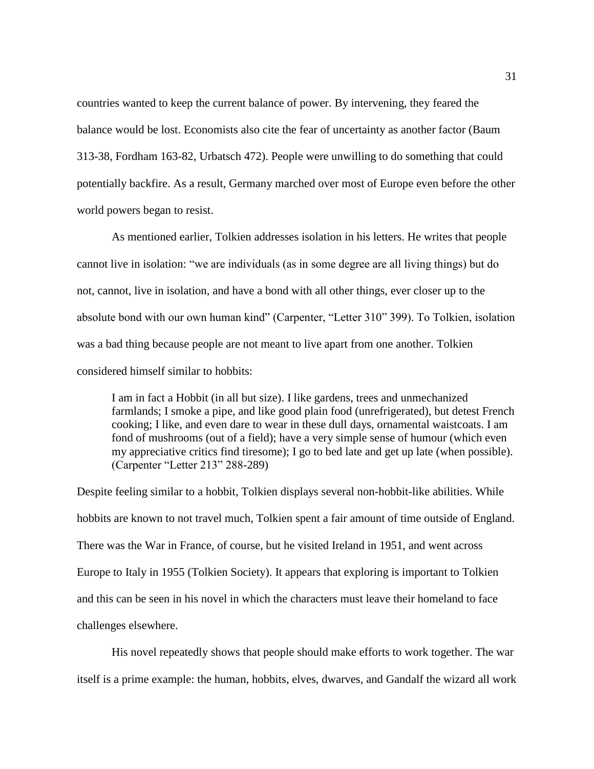countries wanted to keep the current balance of power. By intervening, they feared the balance would be lost. Economists also cite the fear of uncertainty as another factor (Baum 313-38, Fordham 163-82, Urbatsch 472). People were unwilling to do something that could potentially backfire. As a result, Germany marched over most of Europe even before the other world powers began to resist.

As mentioned earlier, Tolkien addresses isolation in his letters. He writes that people cannot live in isolation: "we are individuals (as in some degree are all living things) but do not, cannot, live in isolation, and have a bond with all other things, ever closer up to the absolute bond with our own human kind" (Carpenter, "Letter 310" 399). To Tolkien, isolation was a bad thing because people are not meant to live apart from one another. Tolkien considered himself similar to hobbits:

> I am in fact a Hobbit (in all but size). I like gardens, trees and unmechanized farmlands; I smoke a pipe, and like good plain food (unrefrigerated), but detest French cooking; I like, and even dare to wear in these dull days, ornamental waistcoats. I am fond of mushrooms (out of a field); have a very simple sense of humour (which even my appreciative critics find tiresome); I go to bed late and get up late (when possible). (Carpenter "Letter 213" 288-289)

Despite feeling similar to a hobbit, Tolkien displays several non-hobbit-like abilities. While hobbits are known to not travel much, Tolkien spent a fair amount of time outside of England. There was the War in France, of course, but he visited Ireland in 1951, and went across Europe to Italy in 1955 (Tolkien Society). It appears that exploring is important to Tolkien and this can be seen in his novel in which the characters must leave their homeland to face challenges elsewhere.

His novel repeatedly shows that people should make efforts to work together. The war itself is a prime example: the human, hobbits, elves, dwarves, and Gandalf the wizard all work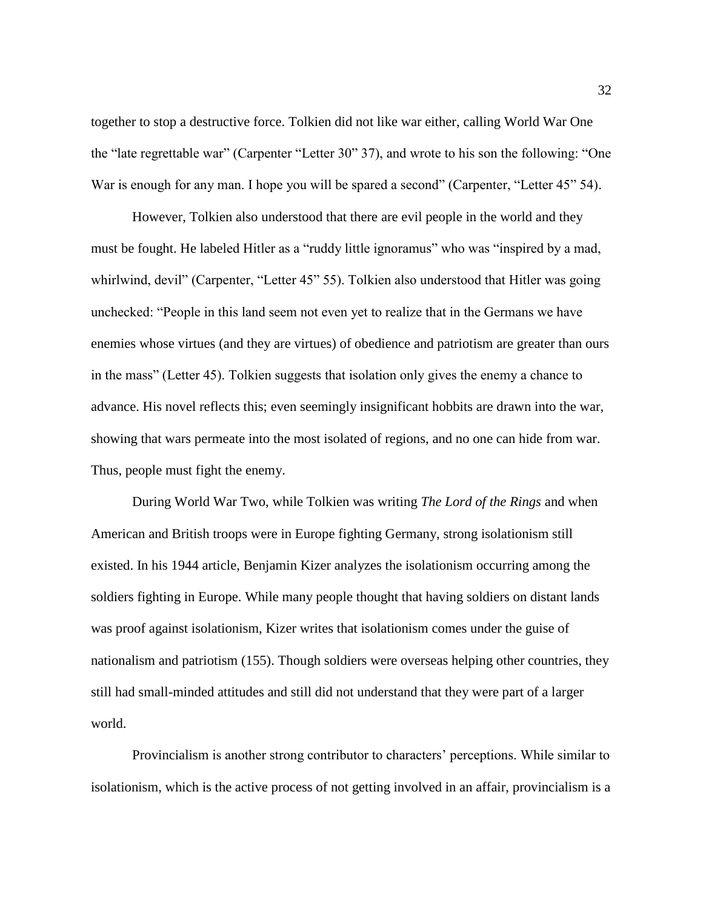together to stop a destructive force. Tolkien did not like war either, calling World War One the "late regrettable war" (Carpenter "Letter 30" 37), and wrote to his son the following: "One War is enough for any man. I hope you will be spared a second" (Carpenter, "Letter 45" 54).

However, Tolkien also understood that there are evil people in the world and they must be fought. He labeled Hitler as a "ruddy little ignoramus" who was "inspired by a mad, whirlwind, devil" (Carpenter, "Letter 45" 55). Tolkien also understood that Hitler was going unchecked: "People in this land seem not even yet to realize that in the Germans we have enemies whose virtues (and they are virtues) of obedience and patriotism are greater than ours in the mass" (Letter 45). Tolkien suggests that isolation only gives the enemy a chance to advance. His novel reflects this; even seemingly insignificant hobbits are drawn into the war, showing that wars permeate into the most isolated of regions, and no one can hide from war. Thus, people must fight the enemy.

During World War Two, while Tolkien was writing *The Lord of the Rings* and when American and British troops were in Europe fighting Germany, strong isolationism still existed. In his 1944 article, Benjamin Kizer analyzes the isolationism occurring among the soldiers fighting in Europe. While many people thought that having soldiers on distant lands was proof against isolationism, Kizer writes that isolationism comes under the guise of nationalism and patriotism (155). Though soldiers were overseas helping other countries, they still had small-minded attitudes and still did not understand that they were part of a larger world.

Provincialism is another strong contributor to characters' perceptions. While similar to isolationism, which is the active process of not getting involved in an affair, provincialism is a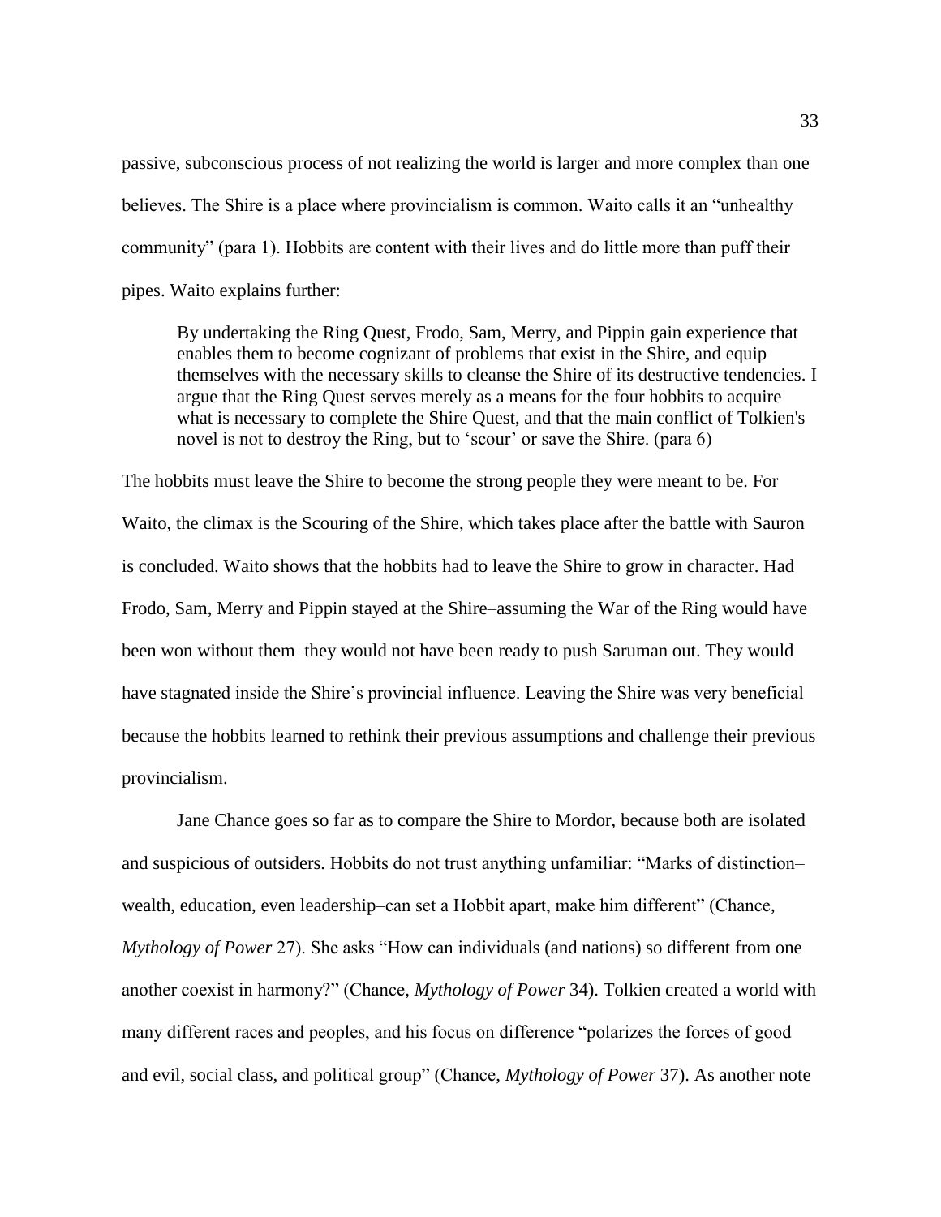passive, subconscious process of not realizing the world is larger and more complex than one believes. The Shire is a place where provincialism is common. Waito calls it an "unhealthy community" (para 1). Hobbits are content with their lives and do little more than puff their pipes. Waito explains further:

> By undertaking the Ring Quest, Frodo, Sam, Merry, and Pippin gain experience that enables them to become cognizant of problems that exist in the Shire, and equip themselves with the necessary skills to cleanse the Shire of its destructive tendencies. I argue that the Ring Quest serves merely as a means for the four hobbits to acquire what is necessary to complete the Shire Quest, and that the main conflict of Tolkien's novel is not to destroy the Ring, but to 'scour' or save the Shire. (para 6)

The hobbits must leave the Shire to become the strong people they were meant to be. For Waito, the climax is the Scouring of the Shire, which takes place after the battle with Sauron is concluded. Waito shows that the hobbits had to leave the Shire to grow in character. Had Frodo, Sam, Merry and Pippin stayed at the Shire–assuming the War of the Ring would have been won without them–they would not have been ready to push Saruman out. They would have stagnated inside the Shire's provincial influence. Leaving the Shire was very beneficial because the hobbits learned to rethink their previous assumptions and challenge their previous provincialism.

Jane Chance goes so far as to compare the Shire to Mordor, because both are isolated and suspicious of outsiders. Hobbits do not trust anything unfamiliar: "Marks of distinction–wealth, education, even leadership–can set a Hobbit apart, make him different" (Chance, *Mythology of Power* 27). She asks "How can individuals (and nations) so different from one another coexist in harmony?" (Chance, *Mythology of Power* 34). Tolkien created a world with many different races and peoples, and his focus on difference "polarizes the forces of good and evil, social class, and political group" (Chance, *Mythology of Power* 37). As another note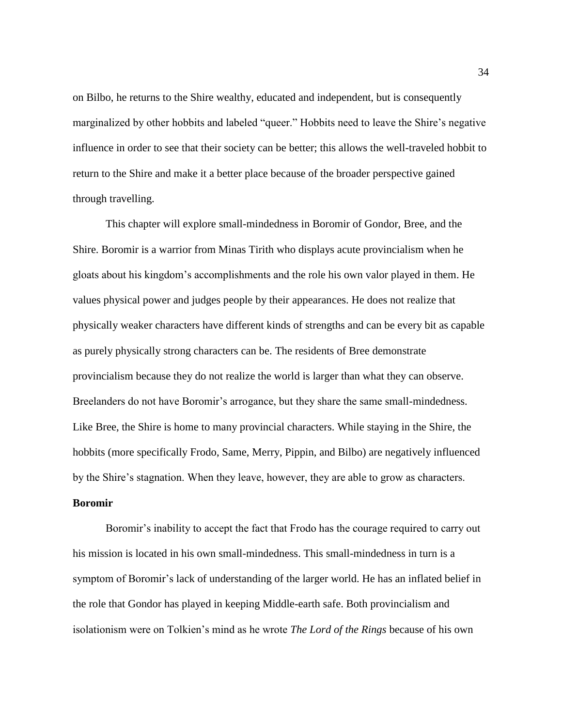on Bilbo, he returns to the Shire wealthy, educated and independent, but is consequently marginalized by other hobbits and labeled "queer." Hobbits need to leave the Shire's negative influence in order to see that their society can be better; this allows the well-traveled hobbit to return to the Shire and make it a better place because of the broader perspective gained through travelling.

This chapter will explore small-mindedness in Boromir of Gondor, Bree, and the Shire. Boromir is a warrior from Minas Tirith who displays acute provincialism when he gloats about his kingdom's accomplishments and the role his own valor played in them. He values physical power and judges people by their appearances. He does not realize that physically weaker characters have different kinds of strengths and can be every bit as capable as purely physically strong characters can be. The residents of Bree demonstrate provincialism because they do not realize the world is larger than what they can observe. Breelanders do not have Boromir's arrogance, but they share the same small-mindedness. Like Bree, the Shire is home to many provincial characters. While staying in the Shire, the hobbits (more specifically Frodo, Same, Merry, Pippin, and Bilbo) are negatively influenced by the Shire's stagnation. When they leave, however, they are able to grow as characters.

**Boromir**

Boromir's inability to accept the fact that Frodo has the courage required to carry out his mission is located in his own small-mindedness. This small-mindedness in turn is a symptom of Boromir's lack of understanding of the larger world. He has an inflated belief in the role that Gondor has played in keeping Middle-earth safe. Both provincialism and isolationism were on Tolkien's mind as he wrote *The Lord of the Rings* because of his own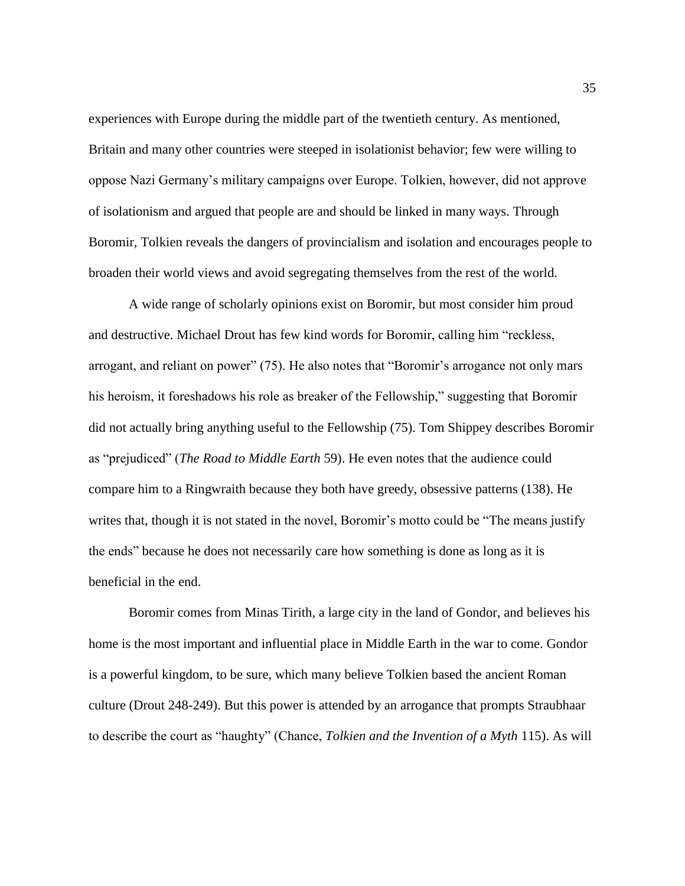experiences with Europe during the middle part of the twentieth century. As mentioned, Britain and many other countries were steeped in isolationist behavior; few were willing to oppose Nazi Germany's military campaigns over Europe. Tolkien, however, did not approve of isolationism and argued that people are and should be linked in many ways. Through Boromir, Tolkien reveals the dangers of provincialism and isolation and encourages people to broaden their world views and avoid segregating themselves from the rest of the world.

A wide range of scholarly opinions exist on Boromir, but most consider him proud and destructive. Michael Drout has few kind words for Boromir, calling him "reckless, arrogant, and reliant on power" (75). He also notes that "Boromir's arrogance not only mars his heroism, it foreshadows his role as breaker of the Fellowship," suggesting that Boromir did not actually bring anything useful to the Fellowship (75). Tom Shippey describes Boromir as "prejudiced" (*The Road to Middle Earth* 59). He even notes that the audience could compare him to a Ringwraith because they both have greedy, obsessive patterns (138). He writes that, though it is not stated in the novel, Boromir's motto could be "The means justify the ends" because he does not necessarily care how something is done as long as it is beneficial in the end.

Boromir comes from Minas Tirith, a large city in the land of Gondor, and believes his home is the most important and influential place in Middle Earth in the war to come. Gondor is a powerful kingdom, to be sure, which many believe Tolkien based the ancient Roman culture (Drout 248-249). But this power is attended by an arrogance that prompts Straubhaar to describe the court as "haughty" (Chance, *Tolkien and the Invention of a Myth* 115). As will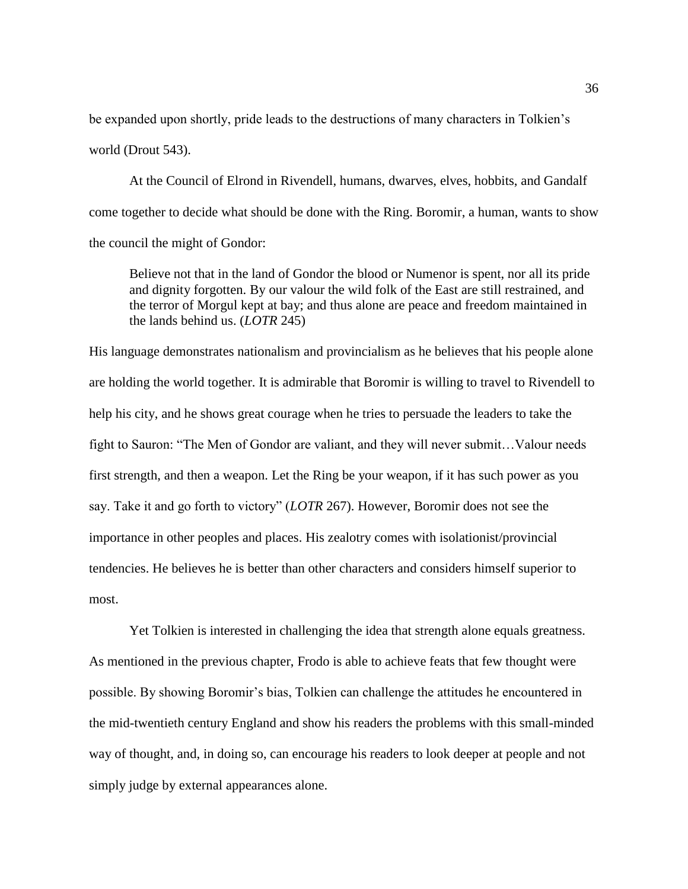be expanded upon shortly, pride leads to the destructions of many characters in Tolkien's world (Drout 543).

At the Council of Elrond in Rivendell, humans, dwarves, elves, hobbits, and Gandalf come together to decide what should be done with the Ring. Boromir, a human, wants to show the council the might of Gondor:

> Believe not that in the land of Gondor the blood or Numenor is spent, nor all its pride and dignity forgotten. By our valour the wild folk of the East are still restrained, and the terror of Morgul kept at bay; and thus alone are peace and freedom maintained in the lands behind us. (*LOTR* 245)

His language demonstrates nationalism and provincialism as he believes that his people alone are holding the world together. It is admirable that Boromir is willing to travel to Rivendell to help his city, and he shows great courage when he tries to persuade the leaders to take the fight to Sauron: "The Men of Gondor are valiant, and they will never submit…Valour needs first strength, and then a weapon. Let the Ring be your weapon, if it has such power as you say. Take it and go forth to victory" (*LOTR* 267). However, Boromir does not see the importance in other peoples and places. His zealotry comes with isolationist/provincial tendencies. He believes he is better than other characters and considers himself superior to most.

Yet Tolkien is interested in challenging the idea that strength alone equals greatness. As mentioned in the previous chapter, Frodo is able to achieve feats that few thought were possible. By showing Boromir's bias, Tolkien can challenge the attitudes he encountered in the mid-twentieth century England and show his readers the problems with this small-minded way of thought, and, in doing so, can encourage his readers to look deeper at people and not simply judge by external appearances alone.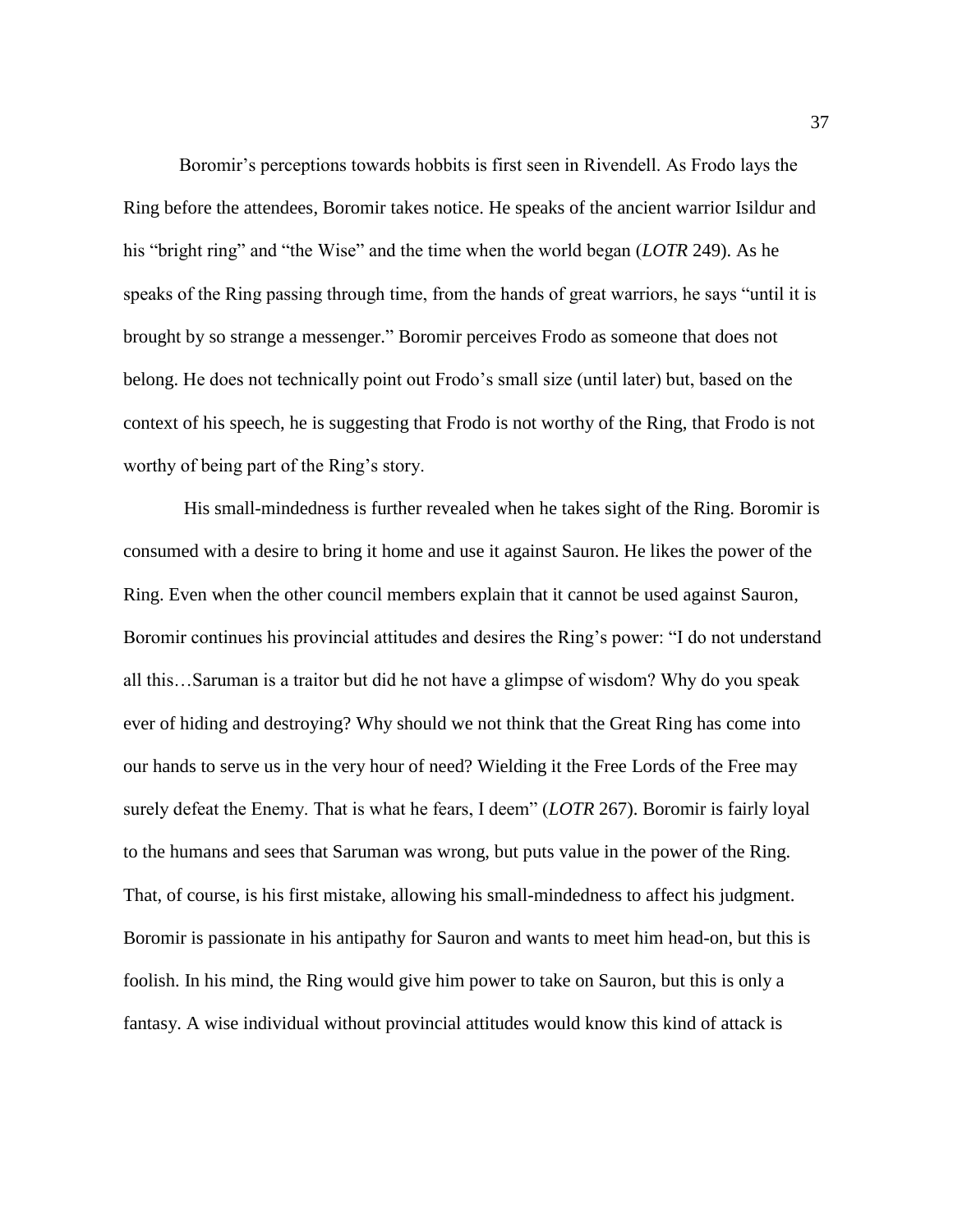Boromir's perceptions towards hobbits is first seen in Rivendell. As Frodo lays the Ring before the attendees, Boromir takes notice. He speaks of the ancient warrior Isildur and his "bright ring" and "the Wise" and the time when the world began (*LOTR* 249). As he speaks of the Ring passing through time, from the hands of great warriors, he says "until it is brought by so strange a messenger." Boromir perceives Frodo as someone that does not belong. He does not technically point out Frodo's small size (until later) but, based on the context of his speech, he is suggesting that Frodo is not worthy of the Ring, that Frodo is not worthy of being part of the Ring's story.

His small-mindedness is further revealed when he takes sight of the Ring. Boromir is consumed with a desire to bring it home and use it against Sauron. He likes the power of the Ring. Even when the other council members explain that it cannot be used against Sauron, Boromir continues his provincial attitudes and desires the Ring's power: "I do not understand all this…Saruman is a traitor but did he not have a glimpse of wisdom? Why do you speak ever of hiding and destroying? Why should we not think that the Great Ring has come into our hands to serve us in the very hour of need? Wielding it the Free Lords of the Free may surely defeat the Enemy. That is what he fears, I deem" (*LOTR* 267). Boromir is fairly loyal to the humans and sees that Saruman was wrong, but puts value in the power of the Ring. That, of course, is his first mistake, allowing his small-mindedness to affect his judgment. Boromir is passionate in his antipathy for Sauron and wants to meet him head-on, but this is foolish. In his mind, the Ring would give him power to take on Sauron, but this is only a fantasy. A wise individual without provincial attitudes would know this kind of attack is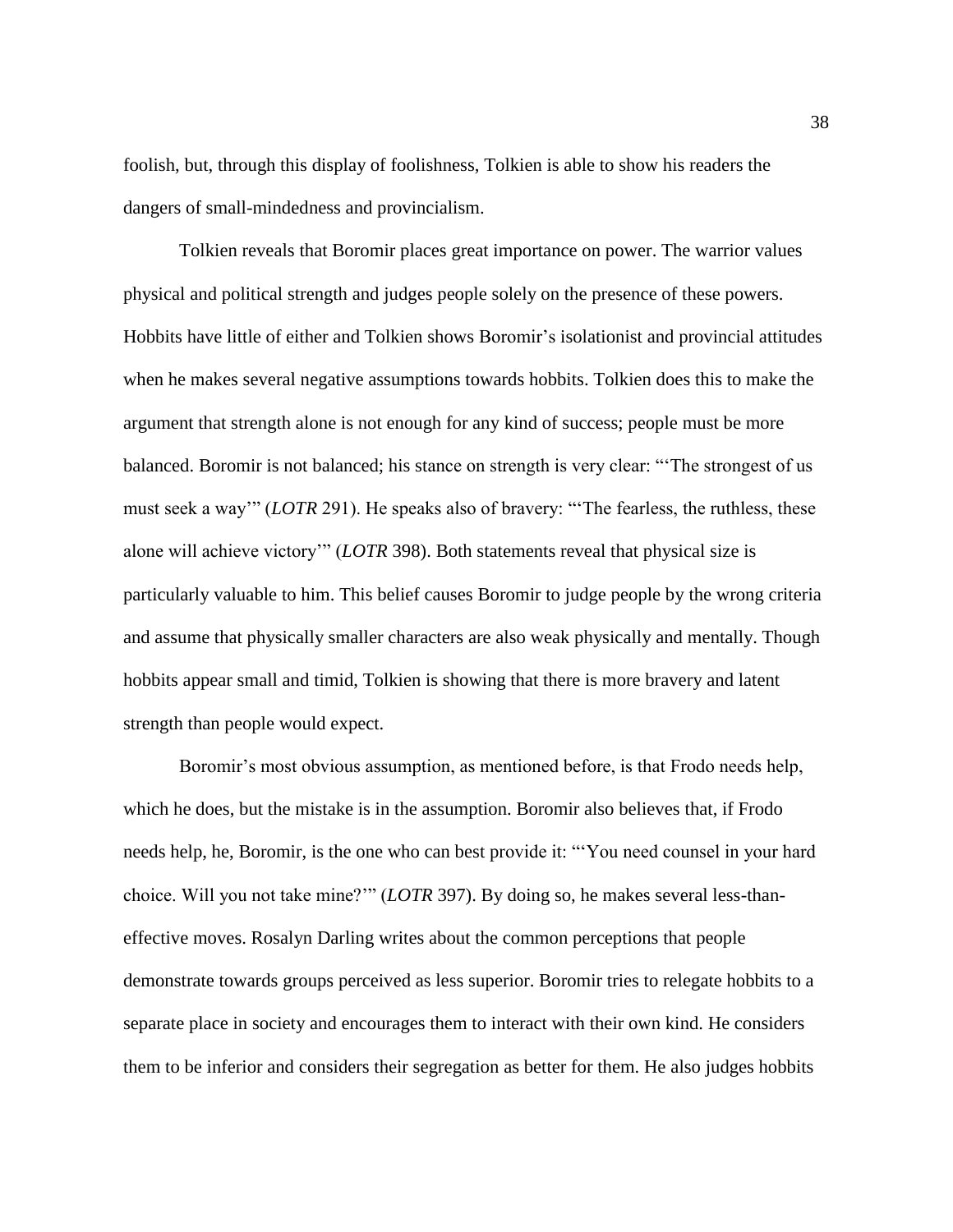foolish, but, through this display of foolishness, Tolkien is able to show his readers the dangers of small-mindedness and provincialism.

Tolkien reveals that Boromir places great importance on power. The warrior values physical and political strength and judges people solely on the presence of these powers. Hobbits have little of either and Tolkien shows Boromir's isolationist and provincial attitudes when he makes several negative assumptions towards hobbits. Tolkien does this to make the argument that strength alone is not enough for any kind of success; people must be more balanced. Boromir is not balanced; his stance on strength is very clear: "'The strongest of us must seek a way'" (*LOTR* 291). He speaks also of bravery: "'The fearless, the ruthless, these alone will achieve victory'" (*LOTR* 398). Both statements reveal that physical size is particularly valuable to him. This belief causes Boromir to judge people by the wrong criteria and assume that physically smaller characters are also weak physically and mentally. Though hobbits appear small and timid, Tolkien is showing that there is more bravery and latent strength than people would expect.

Boromir's most obvious assumption, as mentioned before, is that Frodo needs help, which he does, but the mistake is in the assumption. Boromir also believes that, if Frodo needs help, he, Boromir, is the one who can best provide it: "'You need counsel in your hard choice. Will you not take mine?'" (*LOTR* 397). By doing so, he makes several less-than-effective moves. Rosalyn Darling writes about the common perceptions that people demonstrate towards groups perceived as less superior. Boromir tries to relegate hobbits to a separate place in society and encourages them to interact with their own kind. He considers them to be inferior and considers their segregation as better for them. He also judges hobbits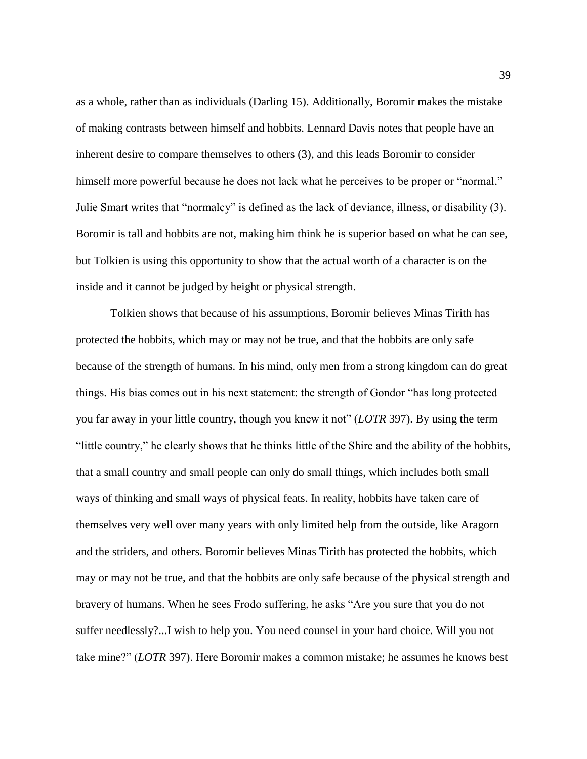as a whole, rather than as individuals (Darling 15). Additionally, Boromir makes the mistake of making contrasts between himself and hobbits. Lennard Davis notes that people have an inherent desire to compare themselves to others (3), and this leads Boromir to consider himself more powerful because he does not lack what he perceives to be proper or "normal." Julie Smart writes that "normalcy" is defined as the lack of deviance, illness, or disability (3). Boromir is tall and hobbits are not, making him think he is superior based on what he can see, but Tolkien is using this opportunity to show that the actual worth of a character is on the inside and it cannot be judged by height or physical strength.

Tolkien shows that because of his assumptions, Boromir believes Minas Tirith has protected the hobbits, which may or may not be true, and that the hobbits are only safe because of the strength of humans. In his mind, only men from a strong kingdom can do great things. His bias comes out in his next statement: the strength of Gondor "has long protected you far away in your little country, though you knew it not" (*LOTR* 397). By using the term "little country," he clearly shows that he thinks little of the Shire and the ability of the hobbits, that a small country and small people can only do small things, which includes both small ways of thinking and small ways of physical feats. In reality, hobbits have taken care of themselves very well over many years with only limited help from the outside, like Aragorn and the striders, and others. Boromir believes Minas Tirith has protected the hobbits, which may or may not be true, and that the hobbits are only safe because of the physical strength and bravery of humans. When he sees Frodo suffering, he asks "Are you sure that you do not suffer needlessly?...I wish to help you. You need counsel in your hard choice. Will you not take mine?" (*LOTR* 397). Here Boromir makes a common mistake; he assumes he knows best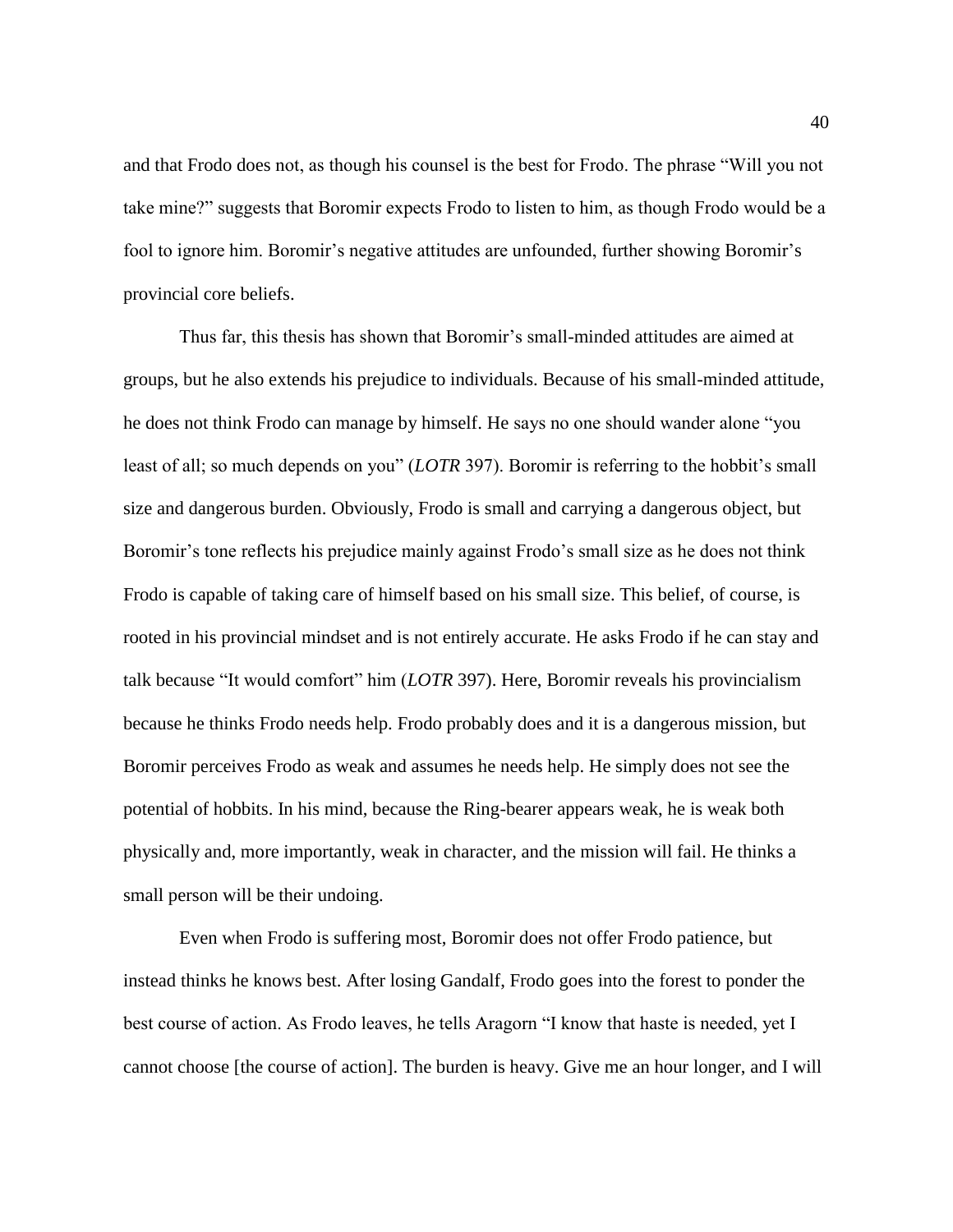and that Frodo does not, as though his counsel is the best for Frodo. The phrase "Will you not take mine?" suggests that Boromir expects Frodo to listen to him, as though Frodo would be a fool to ignore him. Boromir's negative attitudes are unfounded, further showing Boromir's provincial core beliefs.

Thus far, this thesis has shown that Boromir's small-minded attitudes are aimed at groups, but he also extends his prejudice to individuals. Because of his small-minded attitude, he does not think Frodo can manage by himself. He says no one should wander alone "you least of all; so much depends on you" (*LOTR* 397). Boromir is referring to the hobbit's small size and dangerous burden. Obviously, Frodo is small and carrying a dangerous object, but Boromir's tone reflects his prejudice mainly against Frodo's small size as he does not think Frodo is capable of taking care of himself based on his small size. This belief, of course, is rooted in his provincial mindset and is not entirely accurate. He asks Frodo if he can stay and talk because "It would comfort" him (*LOTR* 397). Here, Boromir reveals his provincialism because he thinks Frodo needs help. Frodo probably does and it is a dangerous mission, but Boromir perceives Frodo as weak and assumes he needs help. He simply does not see the potential of hobbits. In his mind, because the Ring-bearer appears weak, he is weak both physically and, more importantly, weak in character, and the mission will fail. He thinks a small person will be their undoing.

Even when Frodo is suffering most, Boromir does not offer Frodo patience, but instead thinks he knows best. After losing Gandalf, Frodo goes into the forest to ponder the best course of action. As Frodo leaves, he tells Aragorn "I know that haste is needed, yet I cannot choose [the course of action]. The burden is heavy. Give me an hour longer, and I will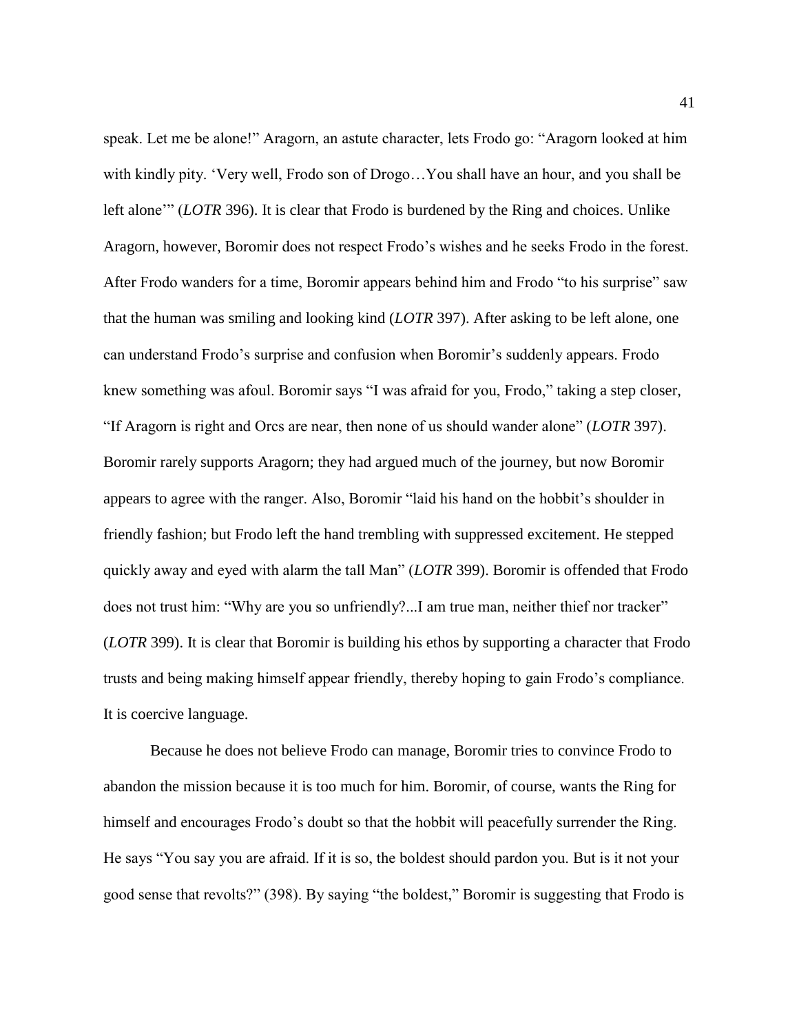speak. Let me be alone!" Aragorn, an astute character, lets Frodo go: "Aragorn looked at him with kindly pity. 'Very well, Frodo son of Drogo…You shall have an hour, and you shall be left alone'" (*LOTR* 396). It is clear that Frodo is burdened by the Ring and choices. Unlike Aragorn, however, Boromir does not respect Frodo's wishes and he seeks Frodo in the forest. After Frodo wanders for a time, Boromir appears behind him and Frodo "to his surprise" saw that the human was smiling and looking kind (*LOTR* 397). After asking to be left alone, one can understand Frodo's surprise and confusion when Boromir's suddenly appears. Frodo knew something was afoul. Boromir says "I was afraid for you, Frodo," taking a step closer, "If Aragorn is right and Orcs are near, then none of us should wander alone" (*LOTR* 397). Boromir rarely supports Aragorn; they had argued much of the journey, but now Boromir appears to agree with the ranger. Also, Boromir "laid his hand on the hobbit's shoulder in friendly fashion; but Frodo left the hand trembling with suppressed excitement. He stepped quickly away and eyed with alarm the tall Man" (*LOTR* 399). Boromir is offended that Frodo does not trust him: "Why are you so unfriendly?...I am true man, neither thief nor tracker" (*LOTR* 399). It is clear that Boromir is building his ethos by supporting a character that Frodo trusts and being making himself appear friendly, thereby hoping to gain Frodo's compliance. It is coercive language.

Because he does not believe Frodo can manage, Boromir tries to convince Frodo to abandon the mission because it is too much for him. Boromir, of course, wants the Ring for himself and encourages Frodo's doubt so that the hobbit will peacefully surrender the Ring. He says "You say you are afraid. If it is so, the boldest should pardon you. But is it not your good sense that revolts?" (398). By saying "the boldest," Boromir is suggesting that Frodo is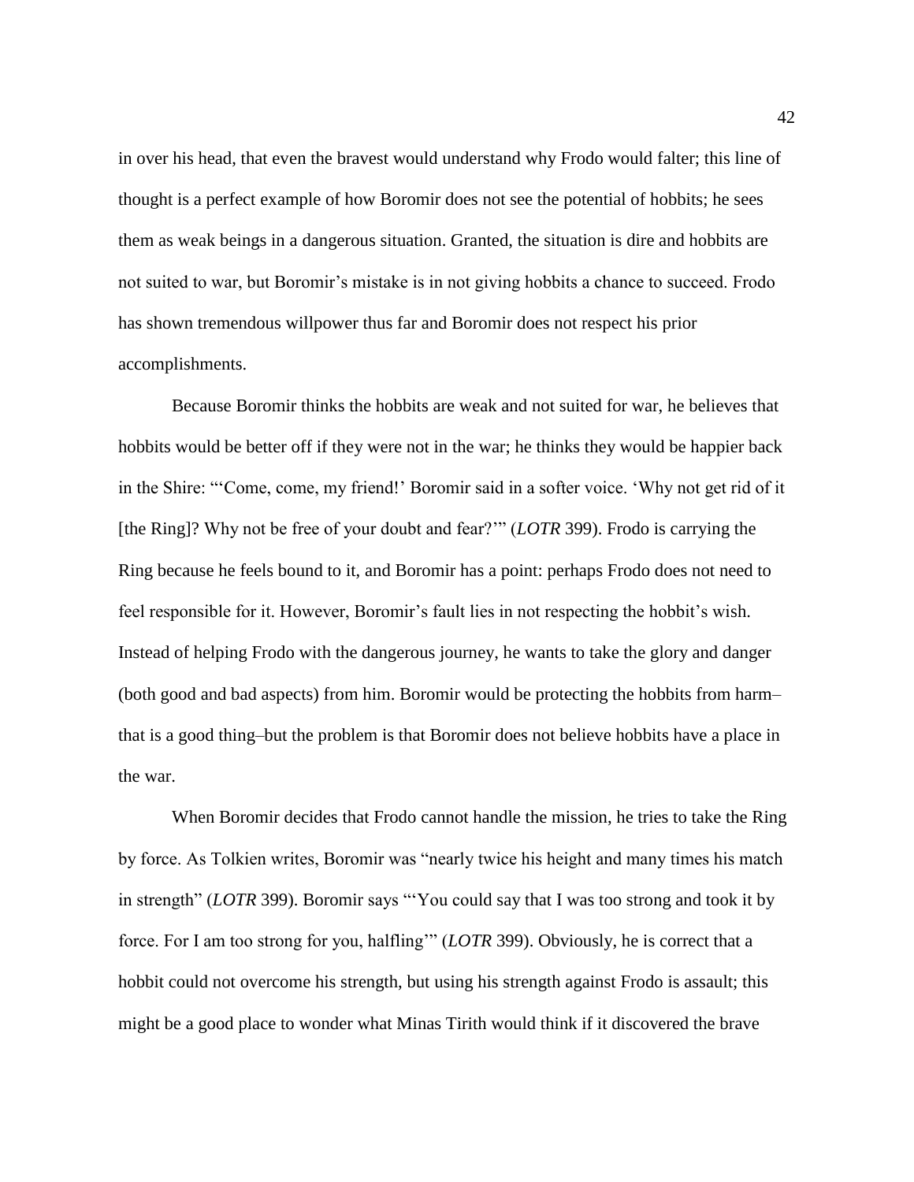in over his head, that even the bravest would understand why Frodo would falter; this line of thought is a perfect example of how Boromir does not see the potential of hobbits; he sees them as weak beings in a dangerous situation. Granted, the situation is dire and hobbits are not suited to war, but Boromir's mistake is in not giving hobbits a chance to succeed. Frodo has shown tremendous willpower thus far and Boromir does not respect his prior accomplishments.

Because Boromir thinks the hobbits are weak and not suited for war, he believes that hobbits would be better off if they were not in the war; he thinks they would be happier back in the Shire: "'Come, come, my friend!' Boromir said in a softer voice. 'Why not get rid of it [the Ring]? Why not be free of your doubt and fear?'" (*LOTR* 399). Frodo is carrying the Ring because he feels bound to it, and Boromir has a point: perhaps Frodo does not need to feel responsible for it. However, Boromir's fault lies in not respecting the hobbit's wish. Instead of helping Frodo with the dangerous journey, he wants to take the glory and danger (both good and bad aspects) from him. Boromir would be protecting the hobbits from harm–that is a good thing–but the problem is that Boromir does not believe hobbits have a place in the war.

When Boromir decides that Frodo cannot handle the mission, he tries to take the Ring by force. As Tolkien writes, Boromir was "nearly twice his height and many times his match in strength" (*LOTR* 399). Boromir says "'You could say that I was too strong and took it by force. For I am too strong for you, halfling'" (*LOTR* 399). Obviously, he is correct that a hobbit could not overcome his strength, but using his strength against Frodo is assault; this might be a good place to wonder what Minas Tirith would think if it discovered the brave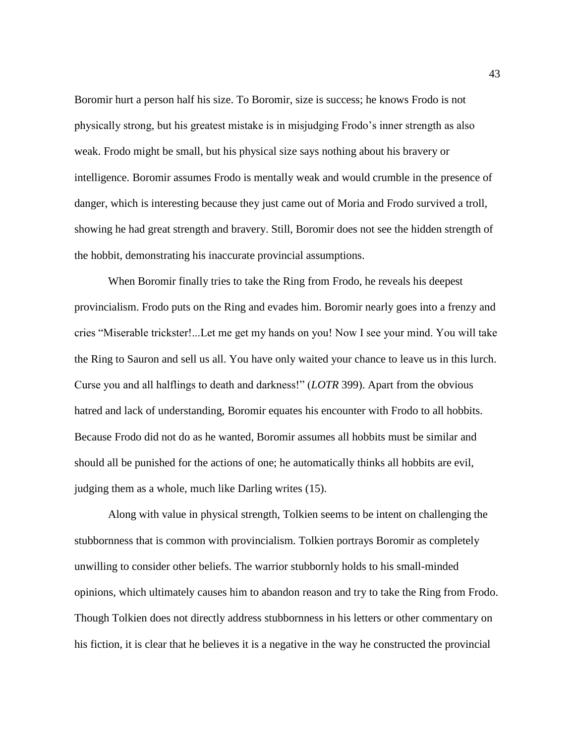Boromir hurt a person half his size. To Boromir, size is success; he knows Frodo is not physically strong, but his greatest mistake is in misjudging Frodo's inner strength as also weak. Frodo might be small, but his physical size says nothing about his bravery or intelligence. Boromir assumes Frodo is mentally weak and would crumble in the presence of danger, which is interesting because they just came out of Moria and Frodo survived a troll, showing he had great strength and bravery. Still, Boromir does not see the hidden strength of the hobbit, demonstrating his inaccurate provincial assumptions.

When Boromir finally tries to take the Ring from Frodo, he reveals his deepest provincialism. Frodo puts on the Ring and evades him. Boromir nearly goes into a frenzy and cries "Miserable trickster!...Let me get my hands on you! Now I see your mind. You will take the Ring to Sauron and sell us all. You have only waited your chance to leave us in this lurch. Curse you and all halflings to death and darkness!" (*LOTR* 399). Apart from the obvious hatred and lack of understanding, Boromir equates his encounter with Frodo to all hobbits. Because Frodo did not do as he wanted, Boromir assumes all hobbits must be similar and should all be punished for the actions of one; he automatically thinks all hobbits are evil, judging them as a whole, much like Darling writes (15).

Along with value in physical strength, Tolkien seems to be intent on challenging the stubbornness that is common with provincialism. Tolkien portrays Boromir as completely unwilling to consider other beliefs. The warrior stubbornly holds to his small-minded opinions, which ultimately causes him to abandon reason and try to take the Ring from Frodo. Though Tolkien does not directly address stubbornness in his letters or other commentary on his fiction, it is clear that he believes it is a negative in the way he constructed the provincial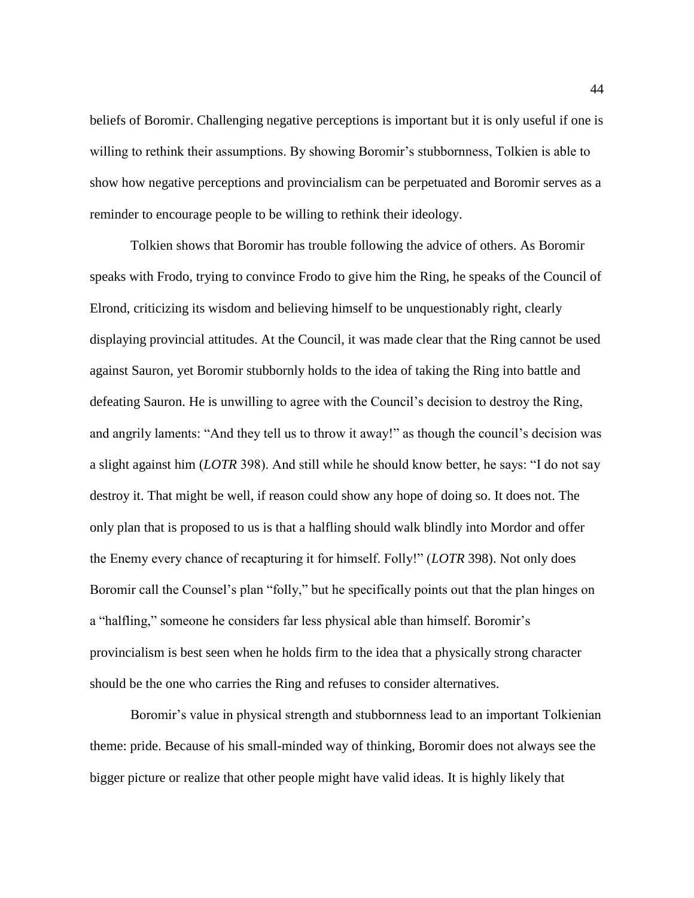beliefs of Boromir. Challenging negative perceptions is important but it is only useful if one is willing to rethink their assumptions. By showing Boromir's stubbornness, Tolkien is able to show how negative perceptions and provincialism can be perpetuated and Boromir serves as a reminder to encourage people to be willing to rethink their ideology.

Tolkien shows that Boromir has trouble following the advice of others. As Boromir speaks with Frodo, trying to convince Frodo to give him the Ring, he speaks of the Council of Elrond, criticizing its wisdom and believing himself to be unquestionably right, clearly displaying provincial attitudes. At the Council, it was made clear that the Ring cannot be used against Sauron, yet Boromir stubbornly holds to the idea of taking the Ring into battle and defeating Sauron. He is unwilling to agree with the Council's decision to destroy the Ring, and angrily laments: "And they tell us to throw it away!" as though the council's decision was a slight against him (*LOTR* 398). And still while he should know better, he says: "I do not say destroy it. That might be well, if reason could show any hope of doing so. It does not. The only plan that is proposed to us is that a halfling should walk blindly into Mordor and offer the Enemy every chance of recapturing it for himself. Folly!" (*LOTR* 398). Not only does Boromir call the Counsel's plan "folly," but he specifically points out that the plan hinges on a "halfling," someone he considers far less physical able than himself. Boromir's provincialism is best seen when he holds firm to the idea that a physically strong character should be the one who carries the Ring and refuses to consider alternatives.

Boromir's value in physical strength and stubbornness lead to an important Tolkienian theme: pride. Because of his small-minded way of thinking, Boromir does not always see the bigger picture or realize that other people might have valid ideas. It is highly likely that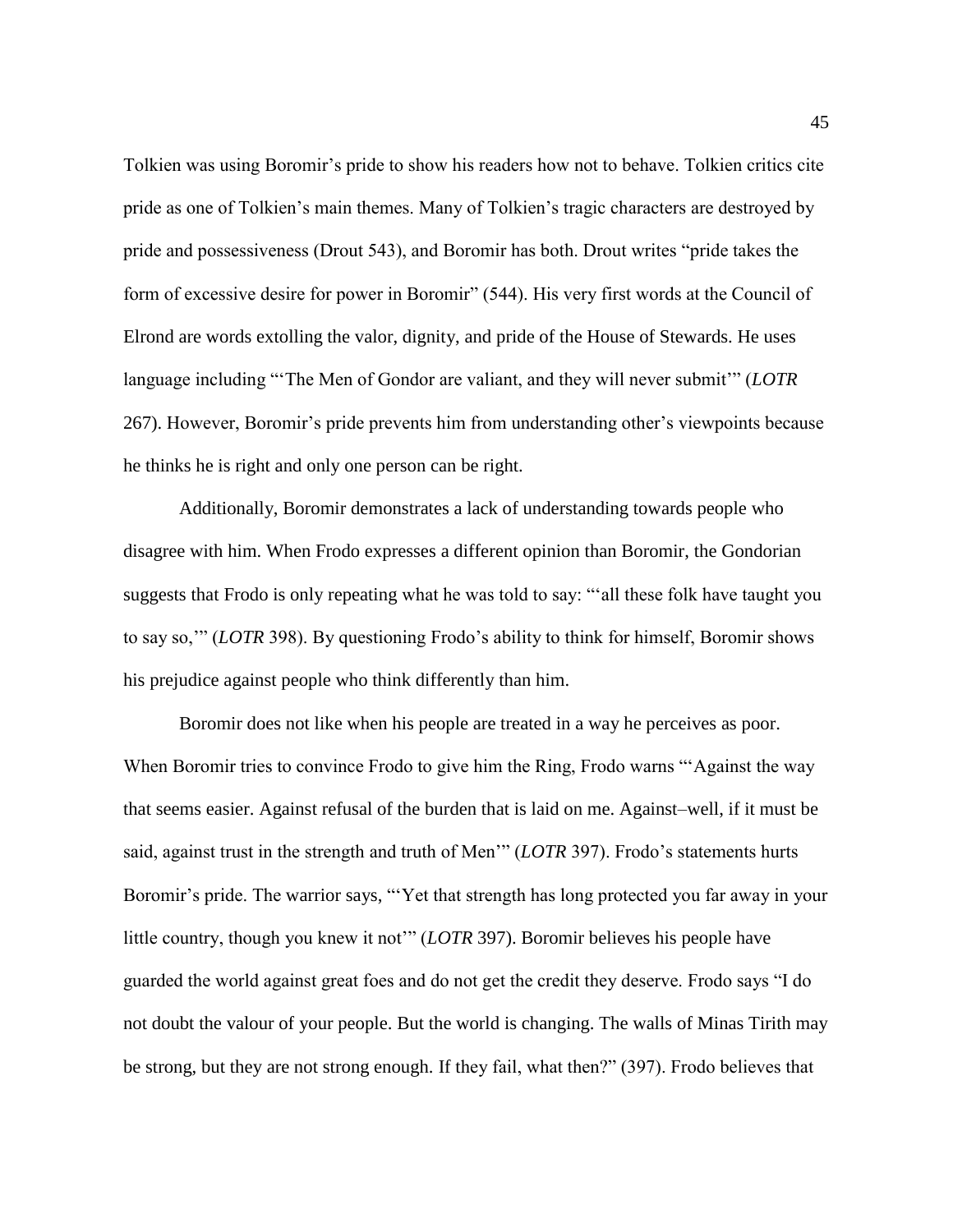Tolkien was using Boromir's pride to show his readers how not to behave. Tolkien critics cite pride as one of Tolkien's main themes. Many of Tolkien's tragic characters are destroyed by pride and possessiveness (Drout 543), and Boromir has both. Drout writes "pride takes the form of excessive desire for power in Boromir" (544). His very first words at the Council of Elrond are words extolling the valor, dignity, and pride of the House of Stewards. He uses language including "'The Men of Gondor are valiant, and they will never submit'" (*LOTR* 267). However, Boromir's pride prevents him from understanding other's viewpoints because he thinks he is right and only one person can be right.

Additionally, Boromir demonstrates a lack of understanding towards people who disagree with him. When Frodo expresses a different opinion than Boromir, the Gondorian suggests that Frodo is only repeating what he was told to say: "'all these folk have taught you to say so,'" (*LOTR* 398). By questioning Frodo's ability to think for himself, Boromir shows his prejudice against people who think differently than him.

Boromir does not like when his people are treated in a way he perceives as poor. When Boromir tries to convince Frodo to give him the Ring, Frodo warns "'Against the way that seems easier. Against refusal of the burden that is laid on me. Against–well, if it must be said, against trust in the strength and truth of Men'" (*LOTR* 397). Frodo's statements hurts Boromir's pride. The warrior says, "'Yet that strength has long protected you far away in your little country, though you knew it not'" (*LOTR* 397). Boromir believes his people have guarded the world against great foes and do not get the credit they deserve. Frodo says "I do not doubt the valour of your people. But the world is changing. The walls of Minas Tirith may be strong, but they are not strong enough. If they fail, what then?" (397). Frodo believes that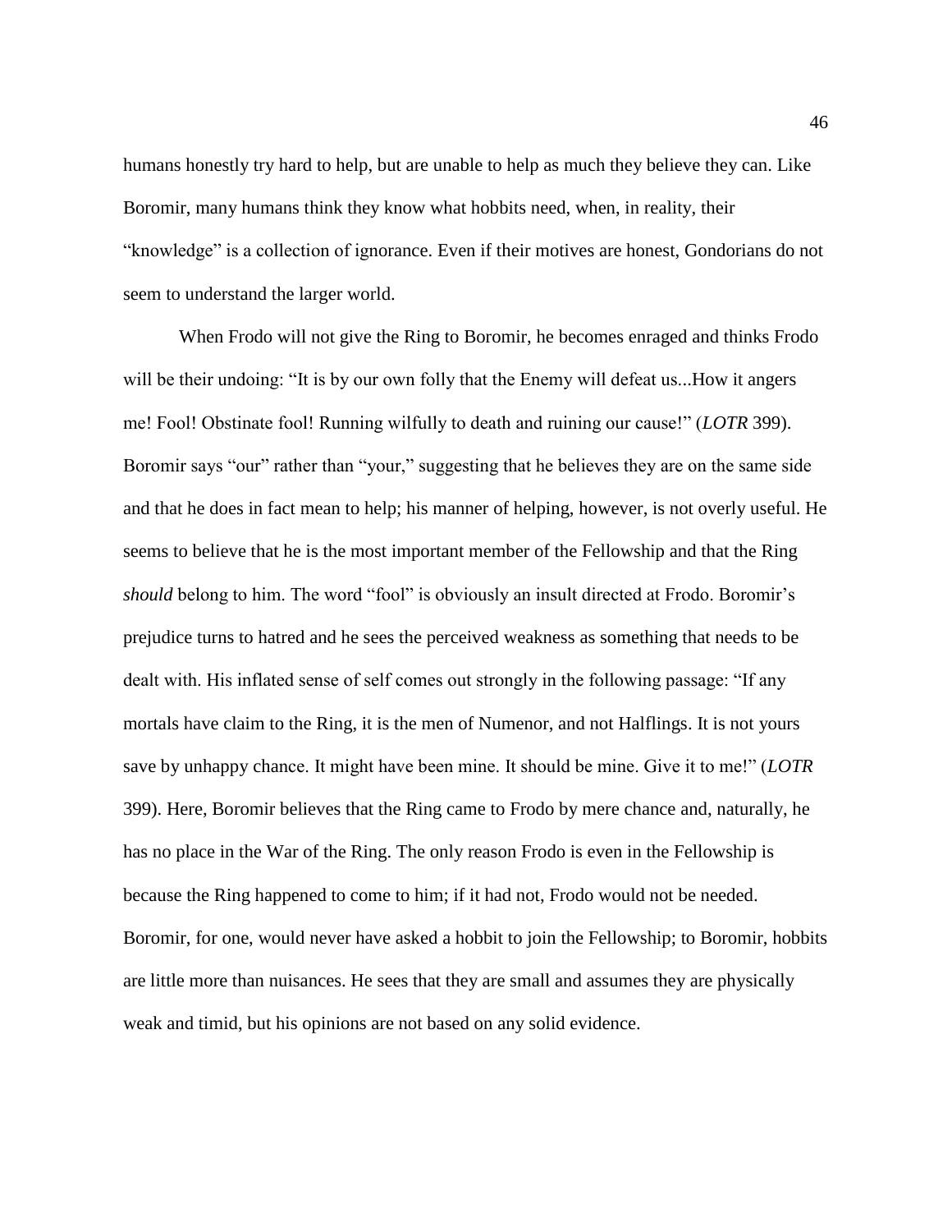humans honestly try hard to help, but are unable to help as much they believe they can. Like Boromir, many humans think they know what hobbits need, when, in reality, their "knowledge" is a collection of ignorance. Even if their motives are honest, Gondorians do not seem to understand the larger world.

When Frodo will not give the Ring to Boromir, he becomes enraged and thinks Frodo will be their undoing: "It is by our own folly that the Enemy will defeat us...How it angers me! Fool! Obstinate fool! Running wilfully to death and ruining our cause!" (*LOTR* 399). Boromir says "our" rather than "your," suggesting that he believes they are on the same side and that he does in fact mean to help; his manner of helping, however, is not overly useful. He seems to believe that he is the most important member of the Fellowship and that the Ring *should* belong to him. The word "fool" is obviously an insult directed at Frodo. Boromir's prejudice turns to hatred and he sees the perceived weakness as something that needs to be dealt with. His inflated sense of self comes out strongly in the following passage: "If any mortals have claim to the Ring, it is the men of Numenor, and not Halflings. It is not yours save by unhappy chance. It might have been mine. It should be mine. Give it to me!" (*LOTR* 399). Here, Boromir believes that the Ring came to Frodo by mere chance and, naturally, he has no place in the War of the Ring. The only reason Frodo is even in the Fellowship is because the Ring happened to come to him; if it had not, Frodo would not be needed. Boromir, for one, would never have asked a hobbit to join the Fellowship; to Boromir, hobbits are little more than nuisances. He sees that they are small and assumes they are physically weak and timid, but his opinions are not based on any solid evidence.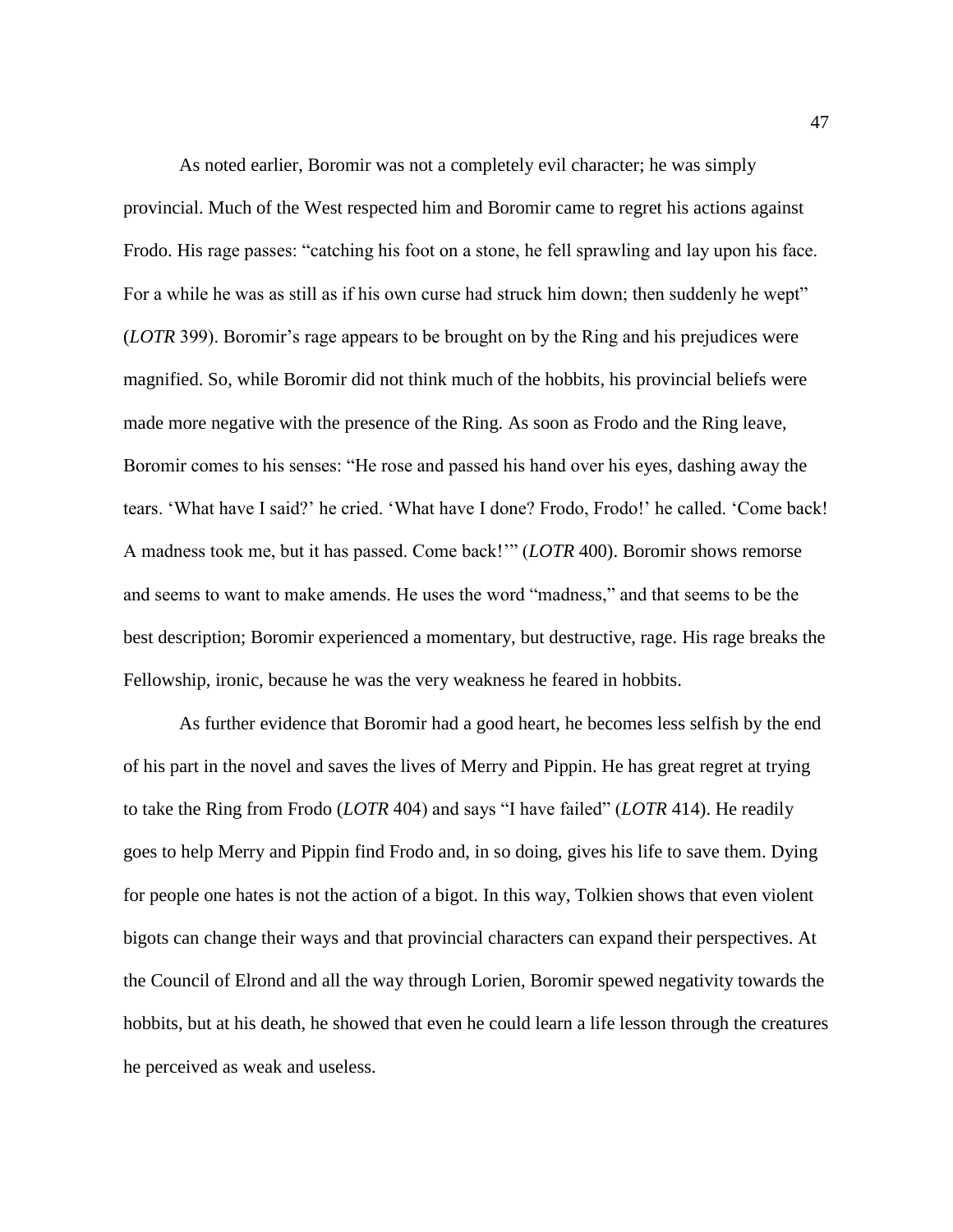As noted earlier, Boromir was not a completely evil character; he was simply provincial. Much of the West respected him and Boromir came to regret his actions against Frodo. His rage passes: "catching his foot on a stone, he fell sprawling and lay upon his face. For a while he was as still as if his own curse had struck him down; then suddenly he wept" (*LOTR* 399). Boromir's rage appears to be brought on by the Ring and his prejudices were magnified. So, while Boromir did not think much of the hobbits, his provincial beliefs were made more negative with the presence of the Ring. As soon as Frodo and the Ring leave, Boromir comes to his senses: "He rose and passed his hand over his eyes, dashing away the tears. 'What have I said?' he cried. 'What have I done? Frodo, Frodo!' he called. 'Come back! A madness took me, but it has passed. Come back!'" (*LOTR* 400). Boromir shows remorse and seems to want to make amends. He uses the word "madness," and that seems to be the best description; Boromir experienced a momentary, but destructive, rage. His rage breaks the Fellowship, ironic, because he was the very weakness he feared in hobbits.

As further evidence that Boromir had a good heart, he becomes less selfish by the end of his part in the novel and saves the lives of Merry and Pippin. He has great regret at trying to take the Ring from Frodo (*LOTR* 404) and says "I have failed" (*LOTR* 414). He readily goes to help Merry and Pippin find Frodo and, in so doing, gives his life to save them. Dying for people one hates is not the action of a bigot. In this way, Tolkien shows that even violent bigots can change their ways and that provincial characters can expand their perspectives. At the Council of Elrond and all the way through Lorien, Boromir spewed negativity towards the hobbits, but at his death, he showed that even he could learn a life lesson through the creatures he perceived as weak and useless.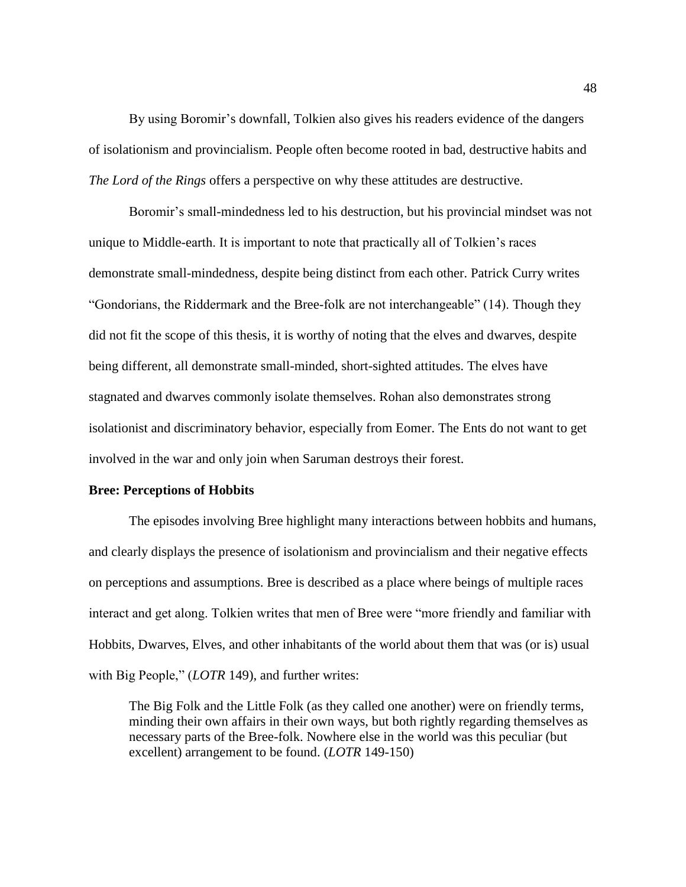By using Boromir's downfall, Tolkien also gives his readers evidence of the dangers of isolationism and provincialism. People often become rooted in bad, destructive habits and *The Lord of the Rings* offers a perspective on why these attitudes are destructive.

Boromir's small-mindedness led to his destruction, but his provincial mindset was not unique to Middle-earth. It is important to note that practically all of Tolkien's races demonstrate small-mindedness, despite being distinct from each other. Patrick Curry writes "Gondorians, the Riddermark and the Bree-folk are not interchangeable" (14). Though they did not fit the scope of this thesis, it is worthy of noting that the elves and dwarves, despite being different, all demonstrate small-minded, short-sighted attitudes. The elves have stagnated and dwarves commonly isolate themselves. Rohan also demonstrates strong isolationist and discriminatory behavior, especially from Eomer. The Ents do not want to get involved in the war and only join when Saruman destroys their forest.

**Bree: Perceptions of Hobbits**

The episodes involving Bree highlight many interactions between hobbits and humans, and clearly displays the presence of isolationism and provincialism and their negative effects on perceptions and assumptions. Bree is described as a place where beings of multiple races interact and get along. Tolkien writes that men of Bree were "more friendly and familiar with Hobbits, Dwarves, Elves, and other inhabitants of the world about them that was (or is) usual with Big People," (*LOTR* 149), and further writes:

> The Big Folk and the Little Folk (as they called one another) were on friendly terms, minding their own affairs in their own ways, but both rightly regarding themselves as necessary parts of the Bree-folk. Nowhere else in the world was this peculiar (but excellent) arrangement to be found. (*LOTR* 149-150)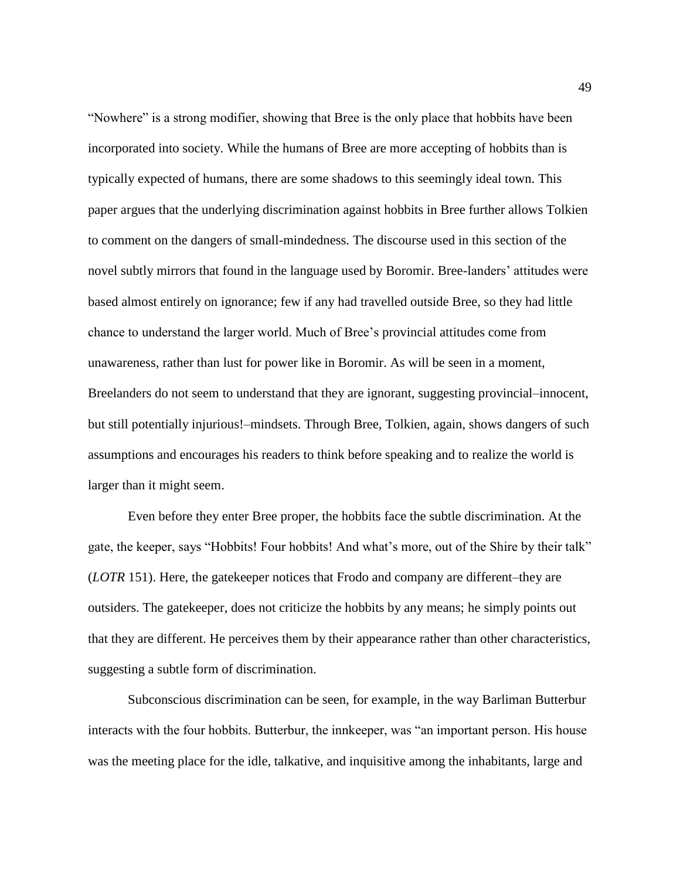"Nowhere" is a strong modifier, showing that Bree is the only place that hobbits have been incorporated into society. While the humans of Bree are more accepting of hobbits than is typically expected of humans, there are some shadows to this seemingly ideal town. This paper argues that the underlying discrimination against hobbits in Bree further allows Tolkien to comment on the dangers of small-mindedness. The discourse used in this section of the novel subtly mirrors that found in the language used by Boromir. Bree-landers' attitudes were based almost entirely on ignorance; few if any had travelled outside Bree, so they had little chance to understand the larger world. Much of Bree's provincial attitudes come from unawareness, rather than lust for power like in Boromir. As will be seen in a moment, Breelanders do not seem to understand that they are ignorant, suggesting provincial–innocent, but still potentially injurious!–mindsets. Through Bree, Tolkien, again, shows dangers of such assumptions and encourages his readers to think before speaking and to realize the world is larger than it might seem.

Even before they enter Bree proper, the hobbits face the subtle discrimination. At the gate, the keeper, says "Hobbits! Four hobbits! And what's more, out of the Shire by their talk" (*LOTR* 151). Here, the gatekeeper notices that Frodo and company are different–they are outsiders. The gatekeeper, does not criticize the hobbits by any means; he simply points out that they are different. He perceives them by their appearance rather than other characteristics, suggesting a subtle form of discrimination.

Subconscious discrimination can be seen, for example, in the way Barliman Butterbur interacts with the four hobbits. Butterbur, the innkeeper, was "an important person. His house was the meeting place for the idle, talkative, and inquisitive among the inhabitants, large and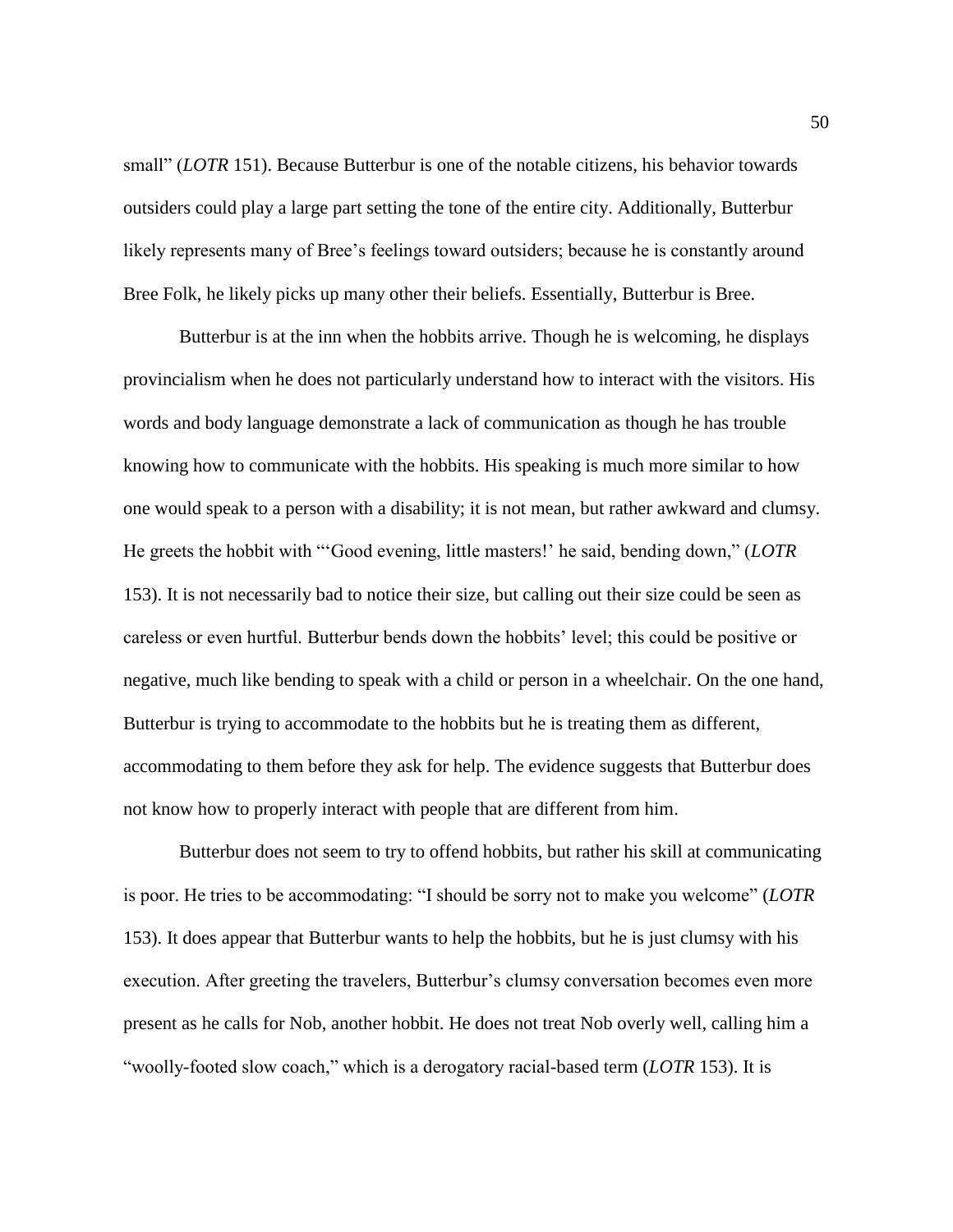small" (*LOTR* 151). Because Butterbur is one of the notable citizens, his behavior towards outsiders could play a large part setting the tone of the entire city. Additionally, Butterbur likely represents many of Bree's feelings toward outsiders; because he is constantly around Bree Folk, he likely picks up many other their beliefs. Essentially, Butterbur is Bree.

Butterbur is at the inn when the hobbits arrive. Though he is welcoming, he displays provincialism when he does not particularly understand how to interact with the visitors. His words and body language demonstrate a lack of communication as though he has trouble knowing how to communicate with the hobbits. His speaking is much more similar to how one would speak to a person with a disability; it is not mean, but rather awkward and clumsy. He greets the hobbit with "'Good evening, little masters!' he said, bending down," (*LOTR* 153). It is not necessarily bad to notice their size, but calling out their size could be seen as careless or even hurtful. Butterbur bends down the hobbits' level; this could be positive or negative, much like bending to speak with a child or person in a wheelchair. On the one hand, Butterbur is trying to accommodate to the hobbits but he is treating them as different, accommodating to them before they ask for help. The evidence suggests that Butterbur does not know how to properly interact with people that are different from him.

Butterbur does not seem to try to offend hobbits, but rather his skill at communicating is poor. He tries to be accommodating: "I should be sorry not to make you welcome" (*LOTR* 153). It does appear that Butterbur wants to help the hobbits, but he is just clumsy with his execution. After greeting the travelers, Butterbur's clumsy conversation becomes even more present as he calls for Nob, another hobbit. He does not treat Nob overly well, calling him a "woolly-footed slow coach," which is a derogatory racial-based term (*LOTR* 153). It is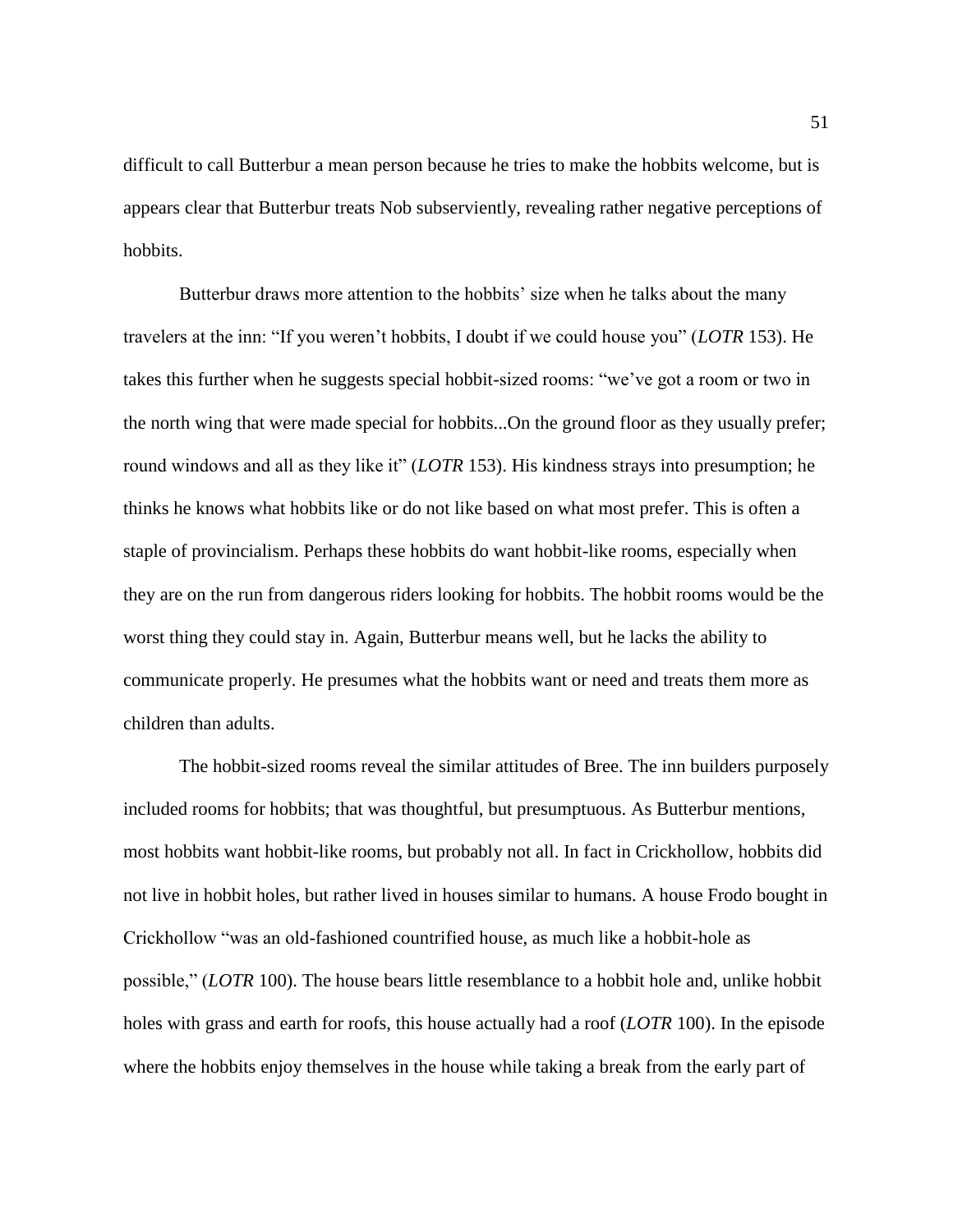difficult to call Butterbur a mean person because he tries to make the hobbits welcome, but is appears clear that Butterbur treats Nob subserviently, revealing rather negative perceptions of hobbits.

Butterbur draws more attention to the hobbits' size when he talks about the many travelers at the inn: "If you weren't hobbits, I doubt if we could house you" (*LOTR* 153). He takes this further when he suggests special hobbit-sized rooms: "we've got a room or two in the north wing that were made special for hobbits...On the ground floor as they usually prefer; round windows and all as they like it" (*LOTR* 153). His kindness strays into presumption; he thinks he knows what hobbits like or do not like based on what most prefer. This is often a staple of provincialism. Perhaps these hobbits do want hobbit-like rooms, especially when they are on the run from dangerous riders looking for hobbits. The hobbit rooms would be the worst thing they could stay in. Again, Butterbur means well, but he lacks the ability to communicate properly. He presumes what the hobbits want or need and treats them more as children than adults.

The hobbit-sized rooms reveal the similar attitudes of Bree. The inn builders purposely included rooms for hobbits; that was thoughtful, but presumptuous. As Butterbur mentions, most hobbits want hobbit-like rooms, but probably not all. In fact in Crickhollow, hobbits did not live in hobbit holes, but rather lived in houses similar to humans. A house Frodo bought in Crickhollow "was an old-fashioned countrified house, as much like a hobbit-hole as possible," (*LOTR* 100). The house bears little resemblance to a hobbit hole and, unlike hobbit holes with grass and earth for roofs, this house actually had a roof (*LOTR* 100). In the episode where the hobbits enjoy themselves in the house while taking a break from the early part of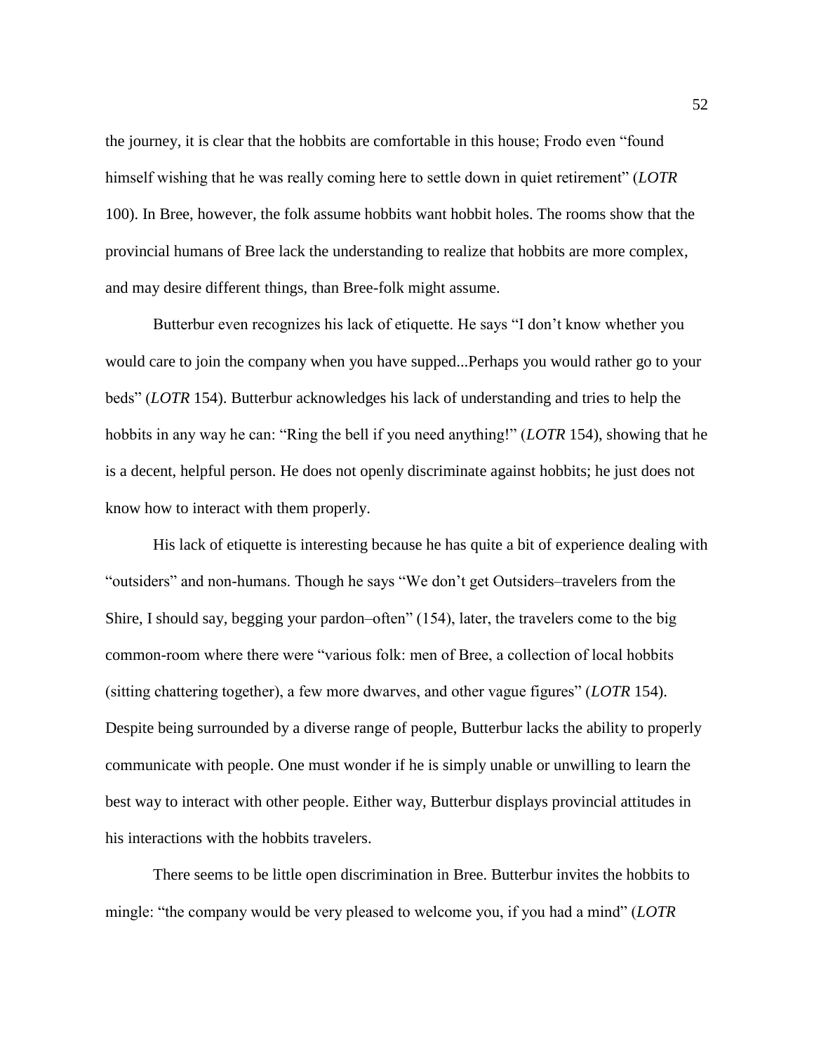the journey, it is clear that the hobbits are comfortable in this house; Frodo even "found himself wishing that he was really coming here to settle down in quiet retirement" (*LOTR* 100). In Bree, however, the folk assume hobbits want hobbit holes. The rooms show that the provincial humans of Bree lack the understanding to realize that hobbits are more complex, and may desire different things, than Bree-folk might assume.

Butterbur even recognizes his lack of etiquette. He says "I don't know whether you would care to join the company when you have supped...Perhaps you would rather go to your beds" (*LOTR* 154). Butterbur acknowledges his lack of understanding and tries to help the hobbits in any way he can: "Ring the bell if you need anything!" (*LOTR* 154), showing that he is a decent, helpful person. He does not openly discriminate against hobbits; he just does not know how to interact with them properly.

His lack of etiquette is interesting because he has quite a bit of experience dealing with "outsiders" and non-humans. Though he says "We don't get Outsiders–travelers from the Shire, I should say, begging your pardon–often" (154), later, the travelers come to the big common-room where there were "various folk: men of Bree, a collection of local hobbits (sitting chattering together), a few more dwarves, and other vague figures" (*LOTR* 154). Despite being surrounded by a diverse range of people, Butterbur lacks the ability to properly communicate with people. One must wonder if he is simply unable or unwilling to learn the best way to interact with other people. Either way, Butterbur displays provincial attitudes in his interactions with the hobbits travelers.

There seems to be little open discrimination in Bree. Butterbur invites the hobbits to mingle: "the company would be very pleased to welcome you, if you had a mind" (*LOTR*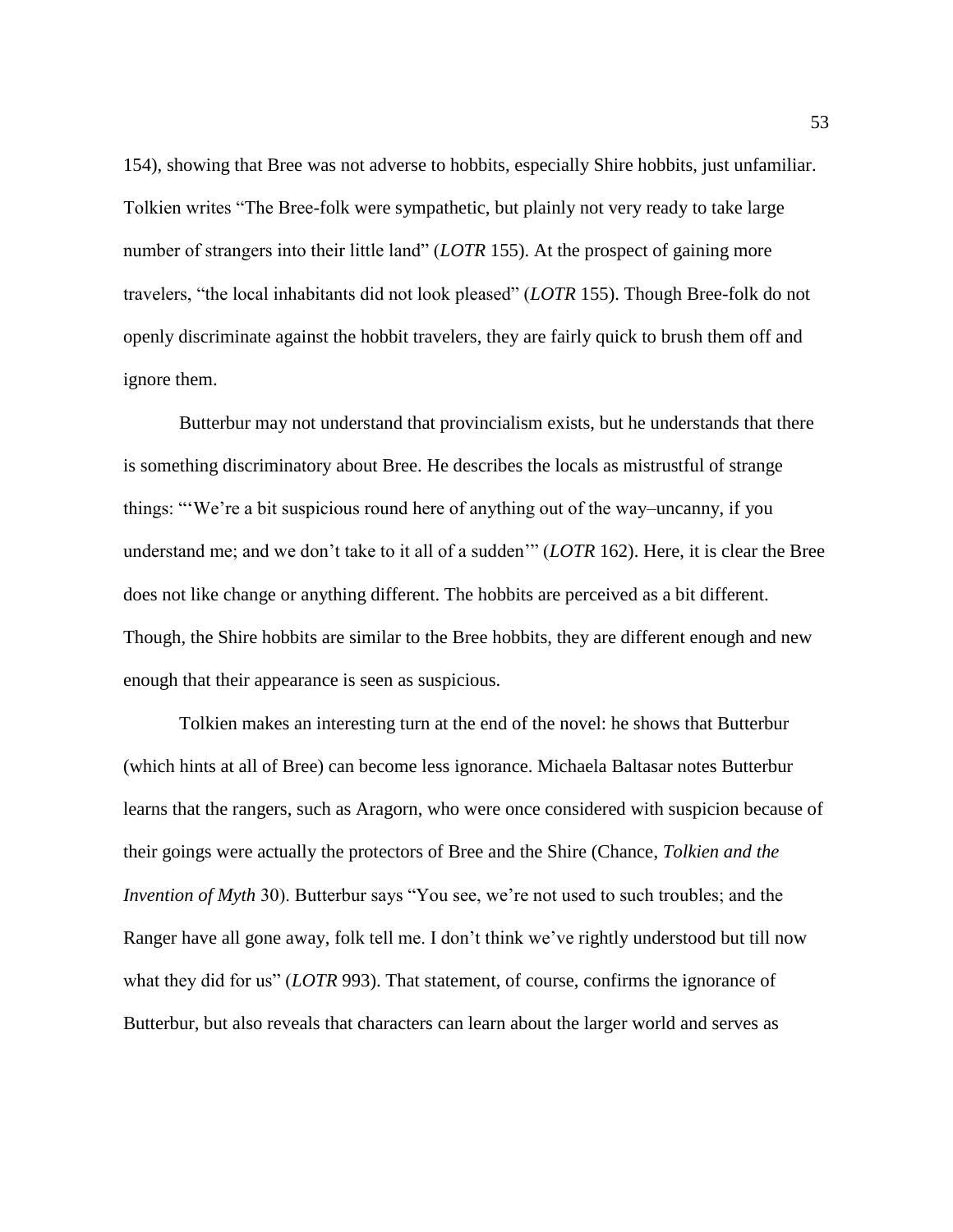154), showing that Bree was not adverse to hobbits, especially Shire hobbits, just unfamiliar. Tolkien writes "The Bree-folk were sympathetic, but plainly not very ready to take large number of strangers into their little land" (*LOTR* 155). At the prospect of gaining more travelers, "the local inhabitants did not look pleased" (*LOTR* 155). Though Bree-folk do not openly discriminate against the hobbit travelers, they are fairly quick to brush them off and ignore them.

Butterbur may not understand that provincialism exists, but he understands that there is something discriminatory about Bree. He describes the locals as mistrustful of strange things: "'We're a bit suspicious round here of anything out of the way–uncanny, if you understand me; and we don't take to it all of a sudden'" (*LOTR* 162). Here, it is clear the Bree does not like change or anything different. The hobbits are perceived as a bit different. Though, the Shire hobbits are similar to the Bree hobbits, they are different enough and new enough that their appearance is seen as suspicious.

Tolkien makes an interesting turn at the end of the novel: he shows that Butterbur (which hints at all of Bree) can become less ignorance. Michaela Baltasar notes Butterbur learns that the rangers, such as Aragorn, who were once considered with suspicion because of their goings were actually the protectors of Bree and the Shire (Chance, *Tolkien and the Invention of Myth* 30). Butterbur says "You see, we're not used to such troubles; and the Ranger have all gone away, folk tell me. I don't think we've rightly understood but till now what they did for us" (*LOTR* 993). That statement, of course, confirms the ignorance of Butterbur, but also reveals that characters can learn about the larger world and serves as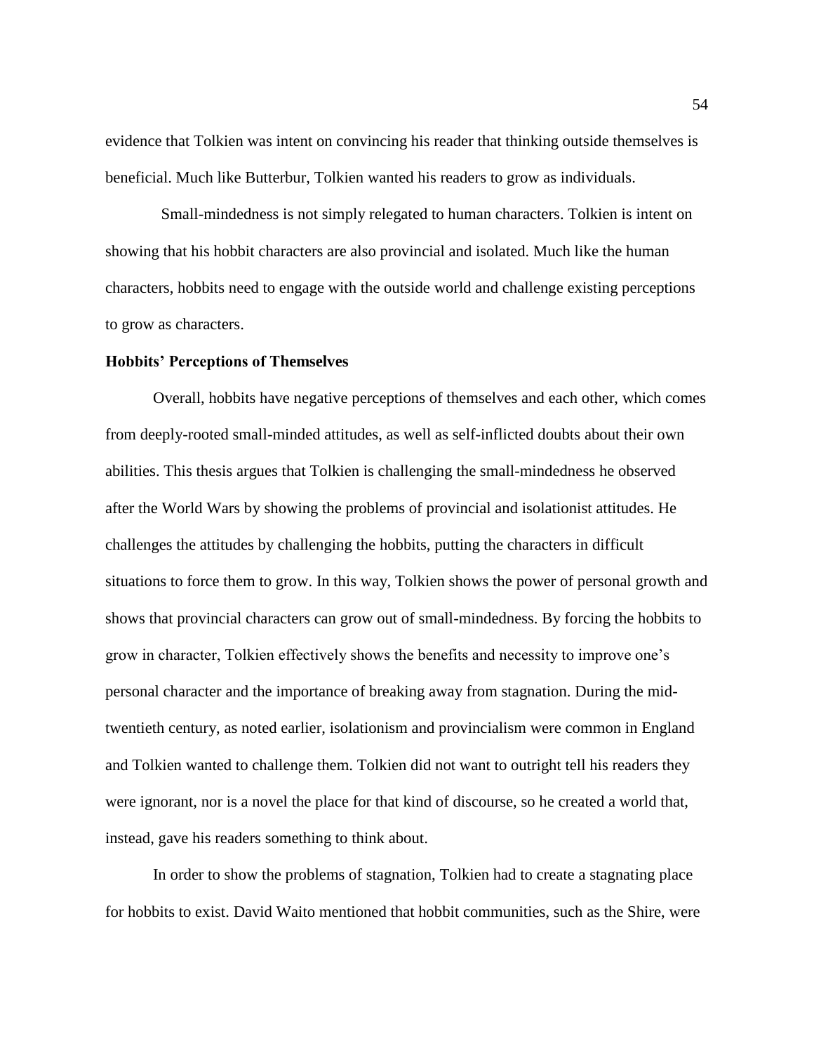evidence that Tolkien was intent on convincing his reader that thinking outside themselves is beneficial. Much like Butterbur, Tolkien wanted his readers to grow as individuals.

Small-mindedness is not simply relegated to human characters. Tolkien is intent on showing that his hobbit characters are also provincial and isolated. Much like the human characters, hobbits need to engage with the outside world and challenge existing perceptions to grow as characters.

### Hobbits' Perceptions of Themselves

Overall, hobbits have negative perceptions of themselves and each other, which comes from deeply-rooted small-minded attitudes, as well as self-inflicted doubts about their own abilities. This thesis argues that Tolkien is challenging the small-mindedness he observed after the World Wars by showing the problems of provincial and isolationist attitudes. He challenges the attitudes by challenging the hobbits, putting the characters in difficult situations to force them to grow. In this way, Tolkien shows the power of personal growth and shows that provincial characters can grow out of small-mindedness. By forcing the hobbits to grow in character, Tolkien effectively shows the benefits and necessity to improve one's personal character and the importance of breaking away from stagnation. During the mid-twentieth century, as noted earlier, isolationism and provincialism were common in England and Tolkien wanted to challenge them. Tolkien did not want to outright tell his readers they were ignorant, nor is a novel the place for that kind of discourse, so he created a world that, instead, gave his readers something to think about.

In order to show the problems of stagnation, Tolkien had to create a stagnating place for hobbits to exist. David Waito mentioned that hobbit communities, such as the Shire, were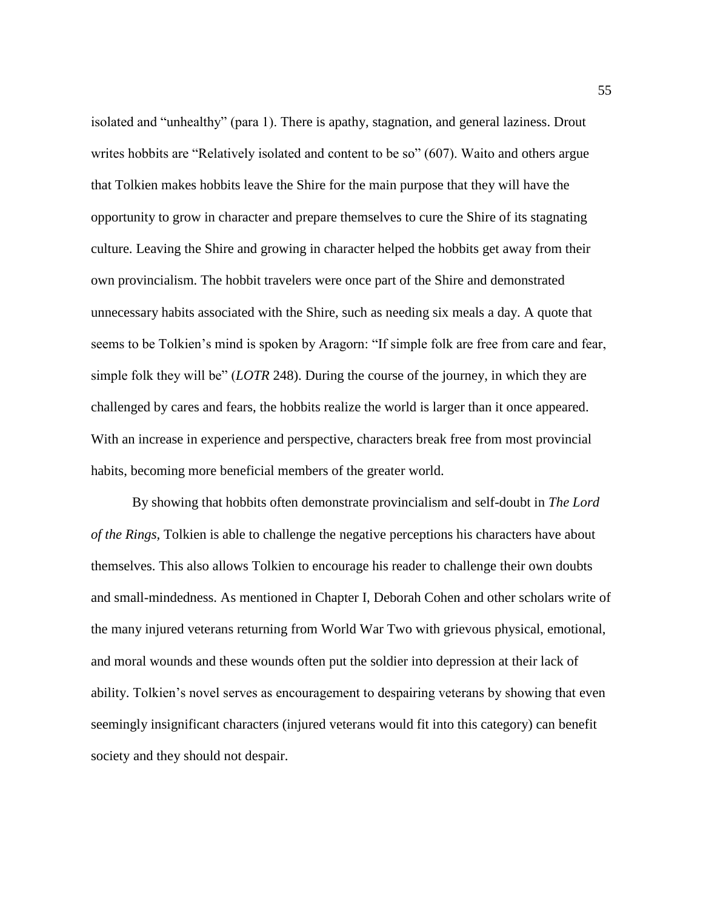isolated and "unhealthy" (para 1). There is apathy, stagnation, and general laziness. Drout writes hobbits are "Relatively isolated and content to be so" (607). Waito and others argue that Tolkien makes hobbits leave the Shire for the main purpose that they will have the opportunity to grow in character and prepare themselves to cure the Shire of its stagnating culture. Leaving the Shire and growing in character helped the hobbits get away from their own provincialism. The hobbit travelers were once part of the Shire and demonstrated unnecessary habits associated with the Shire, such as needing six meals a day. A quote that seems to be Tolkien's mind is spoken by Aragorn: "If simple folk are free from care and fear, simple folk they will be" (*LOTR* 248). During the course of the journey, in which they are challenged by cares and fears, the hobbits realize the world is larger than it once appeared. With an increase in experience and perspective, characters break free from most provincial habits, becoming more beneficial members of the greater world.

By showing that hobbits often demonstrate provincialism and self-doubt in *The Lord of the Rings,* Tolkien is able to challenge the negative perceptions his characters have about themselves. This also allows Tolkien to encourage his reader to challenge their own doubts and small-mindedness. As mentioned in Chapter I, Deborah Cohen and other scholars write of the many injured veterans returning from World War Two with grievous physical, emotional, and moral wounds and these wounds often put the soldier into depression at their lack of ability. Tolkien's novel serves as encouragement to despairing veterans by showing that even seemingly insignificant characters (injured veterans would fit into this category) can benefit society and they should not despair.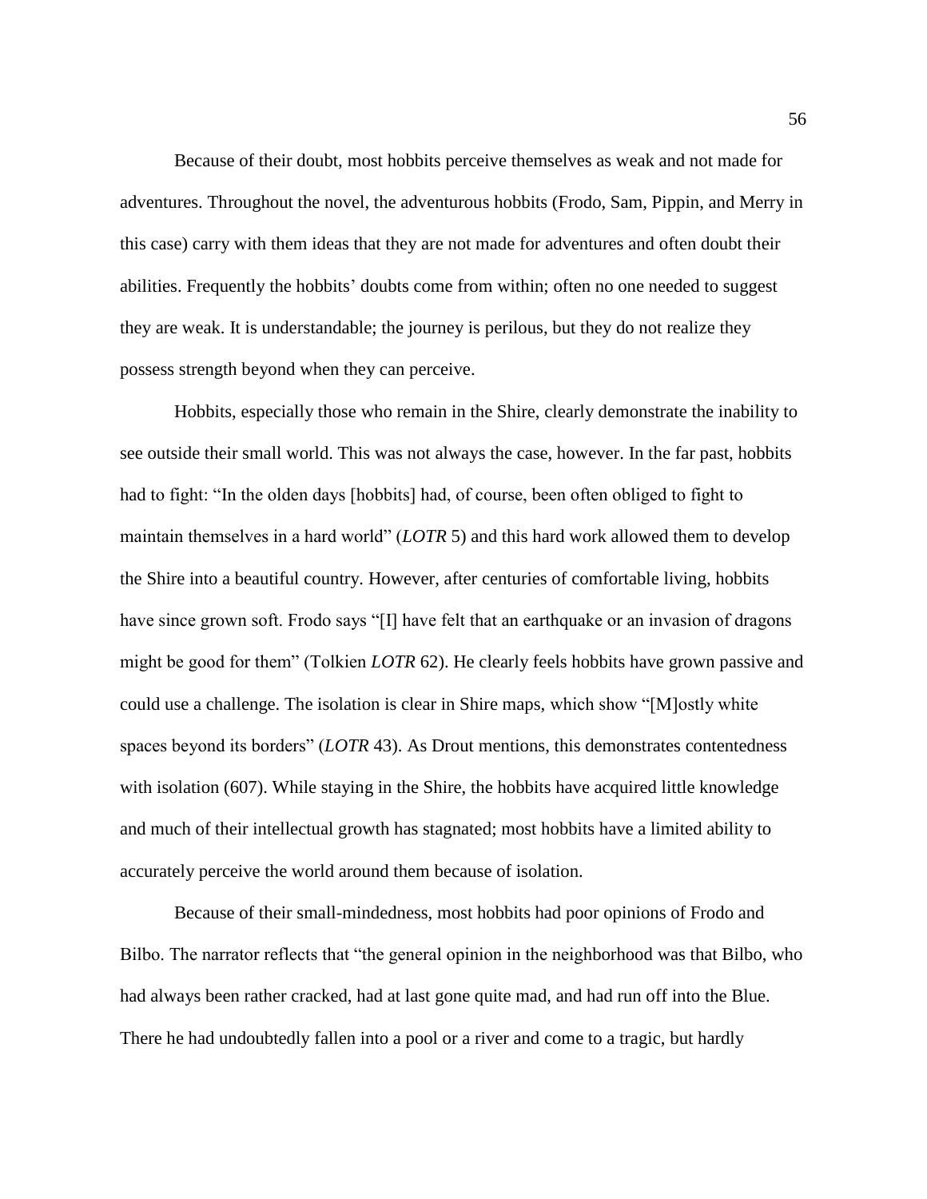Because of their doubt, most hobbits perceive themselves as weak and not made for adventures. Throughout the novel, the adventurous hobbits (Frodo, Sam, Pippin, and Merry in this case) carry with them ideas that they are not made for adventures and often doubt their abilities. Frequently the hobbits' doubts come from within; often no one needed to suggest they are weak. It is understandable; the journey is perilous, but they do not realize they possess strength beyond when they can perceive.

Hobbits, especially those who remain in the Shire, clearly demonstrate the inability to see outside their small world. This was not always the case, however. In the far past, hobbits had to fight: "In the olden days [hobbits] had, of course, been often obliged to fight to maintain themselves in a hard world" (*LOTR* 5) and this hard work allowed them to develop the Shire into a beautiful country. However, after centuries of comfortable living, hobbits have since grown soft. Frodo says "[I] have felt that an earthquake or an invasion of dragons might be good for them" (Tolkien *LOTR* 62). He clearly feels hobbits have grown passive and could use a challenge. The isolation is clear in Shire maps, which show "[M]ostly white spaces beyond its borders" (*LOTR* 43). As Drout mentions, this demonstrates contentedness with isolation (607). While staying in the Shire, the hobbits have acquired little knowledge and much of their intellectual growth has stagnated; most hobbits have a limited ability to accurately perceive the world around them because of isolation.

Because of their small-mindedness, most hobbits had poor opinions of Frodo and Bilbo. The narrator reflects that "the general opinion in the neighborhood was that Bilbo, who had always been rather cracked, had at last gone quite mad, and had run off into the Blue. There he had undoubtedly fallen into a pool or a river and come to a tragic, but hardly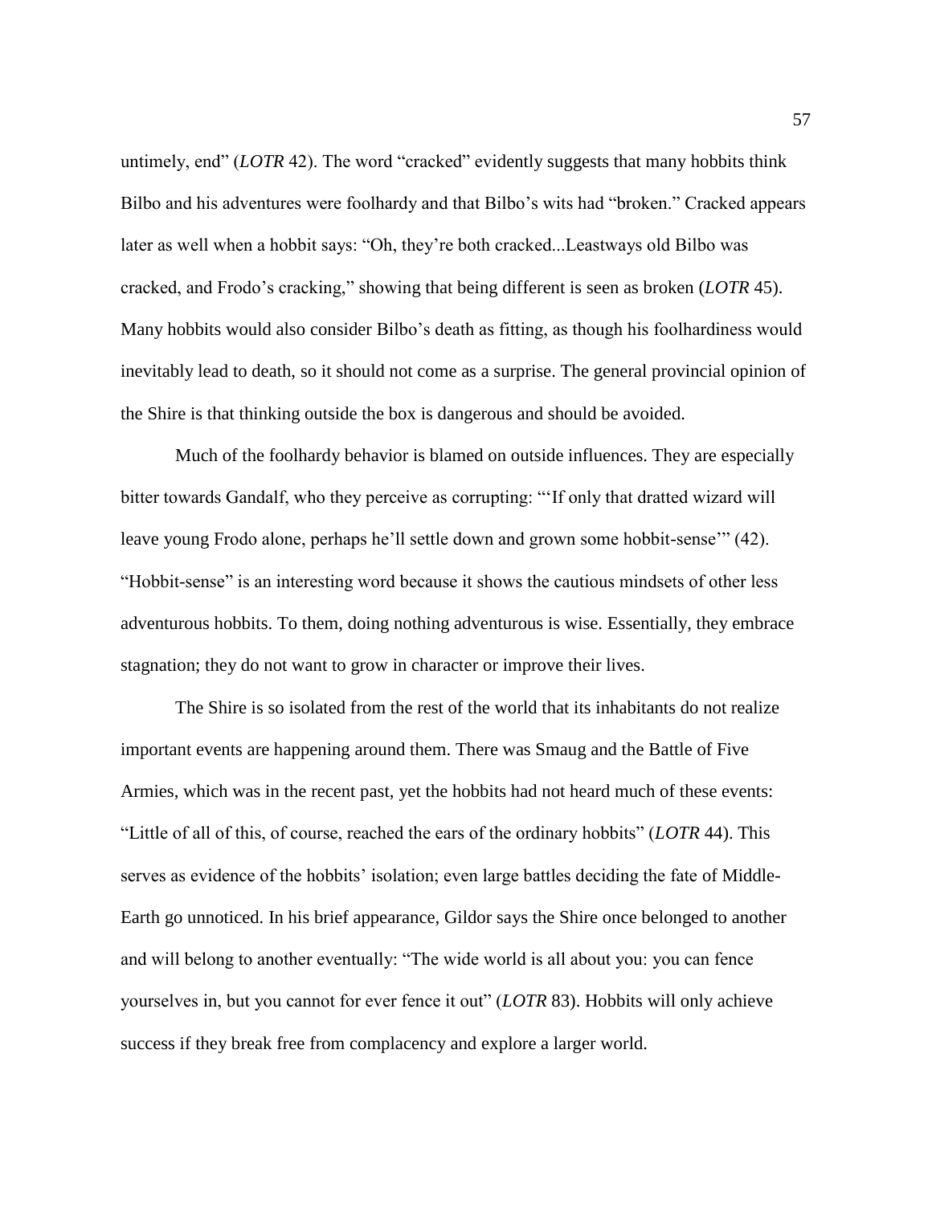untimely, end" (*LOTR* 42). The word "cracked" evidently suggests that many hobbits think Bilbo and his adventures were foolhardy and that Bilbo's wits had "broken." Cracked appears later as well when a hobbit says: "Oh, they're both cracked...Leastways old Bilbo was cracked, and Frodo's cracking," showing that being different is seen as broken (*LOTR* 45). Many hobbits would also consider Bilbo's death as fitting, as though his foolhardiness would inevitably lead to death, so it should not come as a surprise. The general provincial opinion of the Shire is that thinking outside the box is dangerous and should be avoided.

Much of the foolhardy behavior is blamed on outside influences. They are especially bitter towards Gandalf, who they perceive as corrupting: "'If only that dratted wizard will leave young Frodo alone, perhaps he'll settle down and grown some hobbit-sense'" (42). "Hobbit-sense" is an interesting word because it shows the cautious mindsets of other less adventurous hobbits. To them, doing nothing adventurous is wise. Essentially, they embrace stagnation; they do not want to grow in character or improve their lives.

The Shire is so isolated from the rest of the world that its inhabitants do not realize important events are happening around them. There was Smaug and the Battle of Five Armies, which was in the recent past, yet the hobbits had not heard much of these events: "Little of all of this, of course, reached the ears of the ordinary hobbits" (*LOTR* 44). This serves as evidence of the hobbits' isolation; even large battles deciding the fate of Middle-Earth go unnoticed. In his brief appearance, Gildor says the Shire once belonged to another and will belong to another eventually: "The wide world is all about you: you can fence yourselves in, but you cannot for ever fence it out" (*LOTR* 83). Hobbits will only achieve success if they break free from complacency and explore a larger world.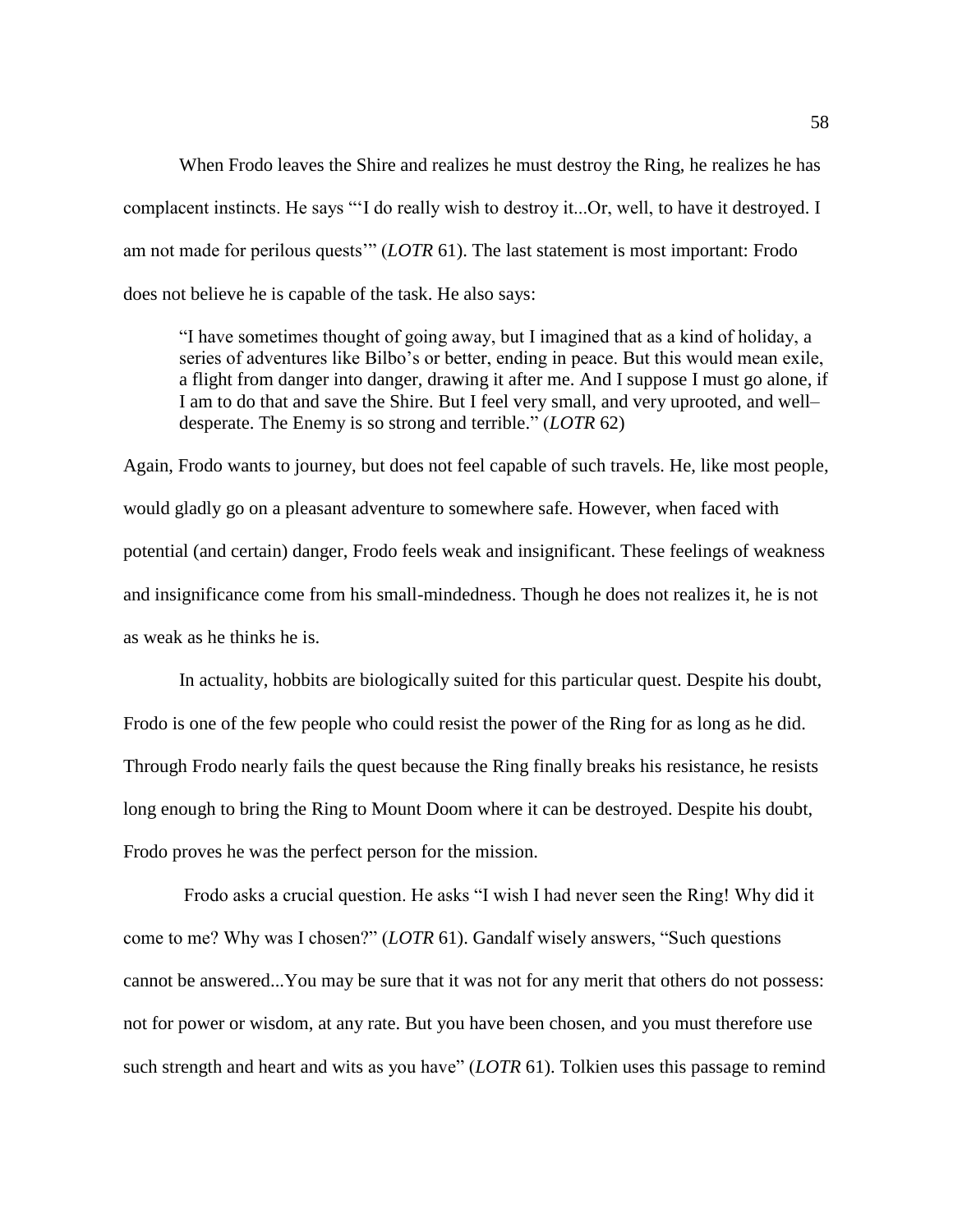When Frodo leaves the Shire and realizes he must destroy the Ring, he realizes he has complacent instincts. He says "'I do really wish to destroy it...Or, well, to have it destroyed. I am not made for perilous quests'" (*LOTR* 61). The last statement is most important: Frodo does not believe he is capable of the task. He also says:

> "I have sometimes thought of going away, but I imagined that as a kind of holiday, a series of adventures like Bilbo's or better, ending in peace. But this would mean exile, a flight from danger into danger, drawing it after me. And I suppose I must go alone, if I am to do that and save the Shire. But I feel very small, and very uprooted, and well–desperate. The Enemy is so strong and terrible." (*LOTR* 62)

Again, Frodo wants to journey, but does not feel capable of such travels. He, like most people, would gladly go on a pleasant adventure to somewhere safe. However, when faced with potential (and certain) danger, Frodo feels weak and insignificant. These feelings of weakness and insignificance come from his small-mindedness. Though he does not realizes it, he is not as weak as he thinks he is.

In actuality, hobbits are biologically suited for this particular quest. Despite his doubt, Frodo is one of the few people who could resist the power of the Ring for as long as he did. Through Frodo nearly fails the quest because the Ring finally breaks his resistance, he resists long enough to bring the Ring to Mount Doom where it can be destroyed. Despite his doubt, Frodo proves he was the perfect person for the mission.

Frodo asks a crucial question. He asks "I wish I had never seen the Ring! Why did it come to me? Why was I chosen?" (*LOTR* 61). Gandalf wisely answers, "Such questions cannot be answered...You may be sure that it was not for any merit that others do not possess: not for power or wisdom, at any rate. But you have been chosen, and you must therefore use such strength and heart and wits as you have" (*LOTR* 61). Tolkien uses this passage to remind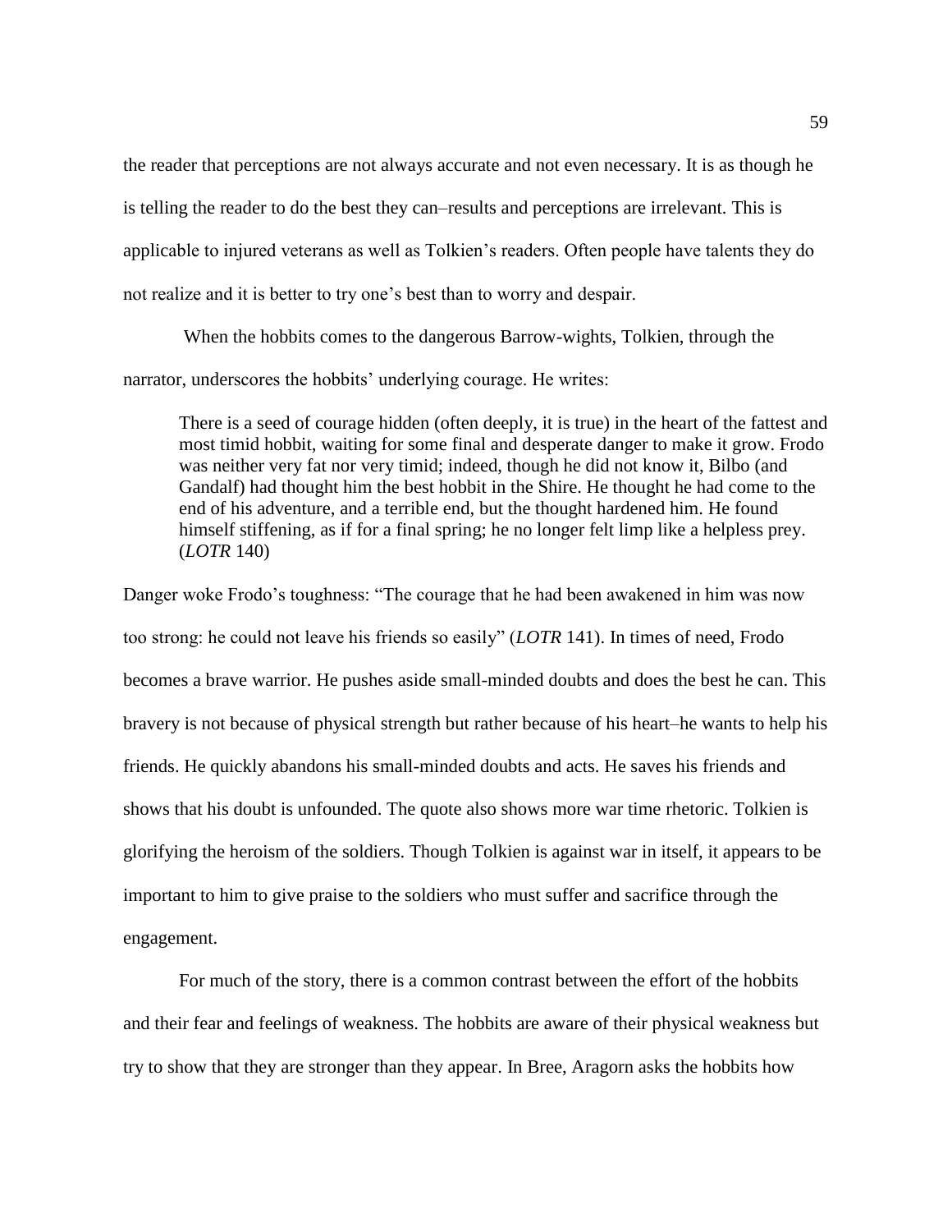the reader that perceptions are not always accurate and not even necessary. It is as though he is telling the reader to do the best they can–results and perceptions are irrelevant. This is applicable to injured veterans as well as Tolkien's readers. Often people have talents they do not realize and it is better to try one's best than to worry and despair.

When the hobbits comes to the dangerous Barrow-wights, Tolkien, through the narrator, underscores the hobbits' underlying courage. He writes:

> There is a seed of courage hidden (often deeply, it is true) in the heart of the fattest and most timid hobbit, waiting for some final and desperate danger to make it grow. Frodo was neither very fat nor very timid; indeed, though he did not know it, Bilbo (and Gandalf) had thought him the best hobbit in the Shire. He thought he had come to the end of his adventure, and a terrible end, but the thought hardened him. He found himself stiffening, as if for a final spring; he no longer felt limp like a helpless prey. (*LOTR* 140)

Danger woke Frodo's toughness: "The courage that he had been awakened in him was now too strong: he could not leave his friends so easily" (*LOTR* 141). In times of need, Frodo becomes a brave warrior. He pushes aside small-minded doubts and does the best he can. This bravery is not because of physical strength but rather because of his heart–he wants to help his friends. He quickly abandons his small-minded doubts and acts. He saves his friends and shows that his doubt is unfounded. The quote also shows more war time rhetoric. Tolkien is glorifying the heroism of the soldiers. Though Tolkien is against war in itself, it appears to be important to him to give praise to the soldiers who must suffer and sacrifice through the engagement.

For much of the story, there is a common contrast between the effort of the hobbits and their fear and feelings of weakness. The hobbits are aware of their physical weakness but try to show that they are stronger than they appear. In Bree, Aragorn asks the hobbits how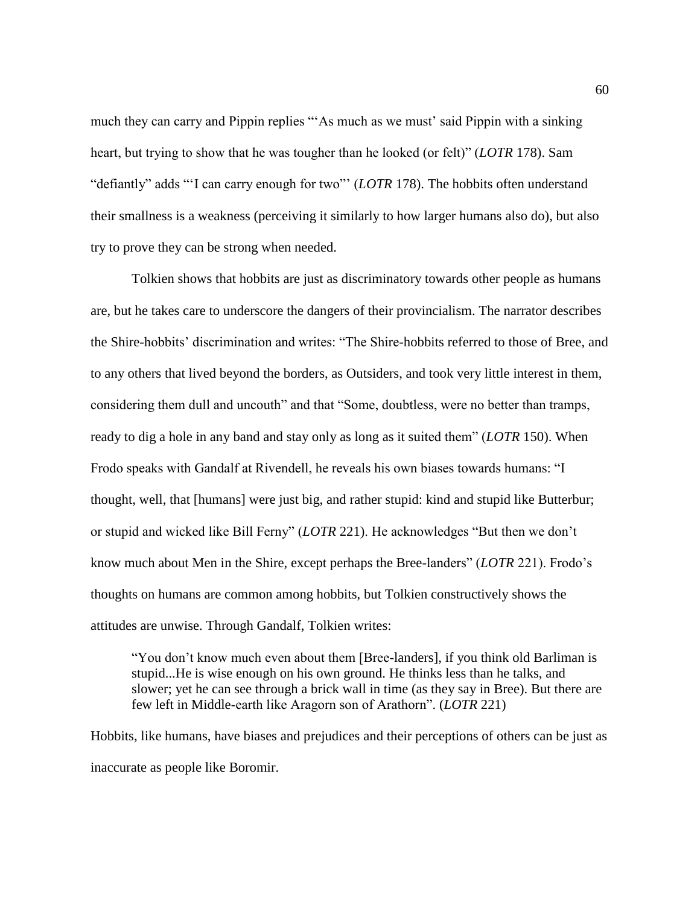much they can carry and Pippin replies "'As much as we must' said Pippin with a sinking heart, but trying to show that he was tougher than he looked (or felt)" (*LOTR* 178). Sam "defiantly" adds "'I can carry enough for two"' (*LOTR* 178). The hobbits often understand their smallness is a weakness (perceiving it similarly to how larger humans also do), but also try to prove they can be strong when needed.

Tolkien shows that hobbits are just as discriminatory towards other people as humans are, but he takes care to underscore the dangers of their provincialism. The narrator describes the Shire-hobbits' discrimination and writes: "The Shire-hobbits referred to those of Bree, and to any others that lived beyond the borders, as Outsiders, and took very little interest in them, considering them dull and uncouth" and that "Some, doubtless, were no better than tramps, ready to dig a hole in any band and stay only as long as it suited them" (*LOTR* 150). When Frodo speaks with Gandalf at Rivendell, he reveals his own biases towards humans: "I thought, well, that [humans] were just big, and rather stupid: kind and stupid like Butterbur; or stupid and wicked like Bill Ferny" (*LOTR* 221). He acknowledges "But then we don't know much about Men in the Shire, except perhaps the Bree-landers" (*LOTR* 221). Frodo's thoughts on humans are common among hobbits, but Tolkien constructively shows the attitudes are unwise. Through Gandalf, Tolkien writes:

> "You don't know much even about them [Bree-landers], if you think old Barliman is stupid...He is wise enough on his own ground. He thinks less than he talks, and slower; yet he can see through a brick wall in time (as they say in Bree). But there are few left in Middle-earth like Aragorn son of Arathorn". (*LOTR* 221)

Hobbits, like humans, have biases and prejudices and their perceptions of others can be just as inaccurate as people like Boromir.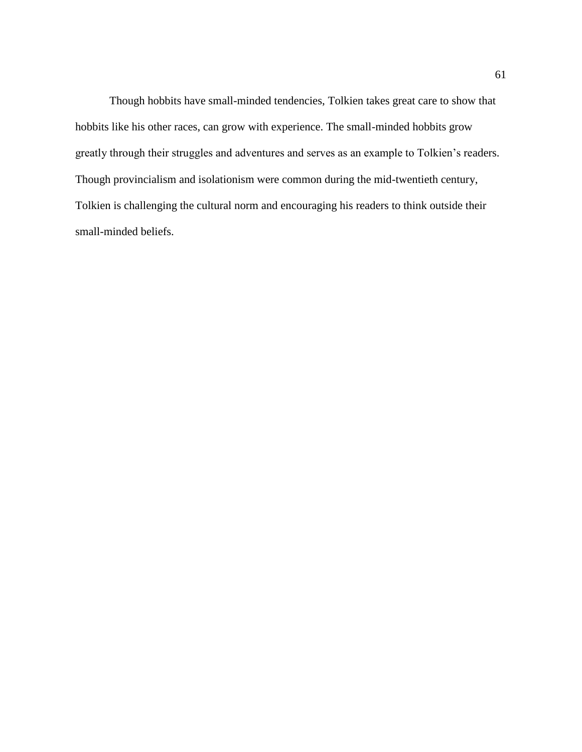Though hobbits have small-minded tendencies, Tolkien takes great care to show that hobbits like his other races, can grow with experience. The small-minded hobbits grow greatly through their struggles and adventures and serves as an example to Tolkien's readers. Though provincialism and isolationism were common during the mid-twentieth century, Tolkien is challenging the cultural norm and encouraging his readers to think outside their small-minded beliefs.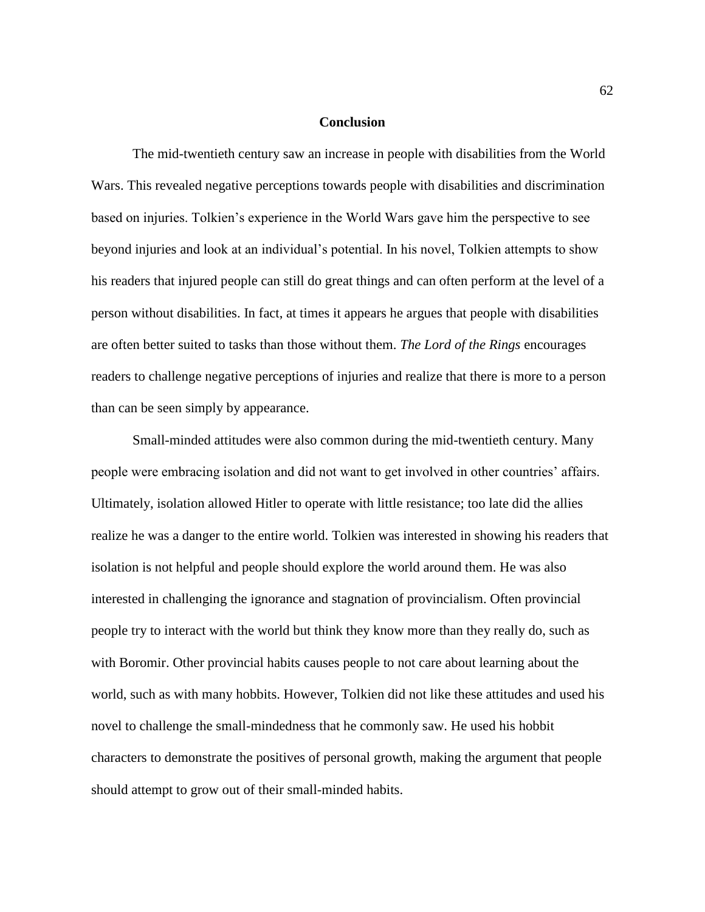## Conclusion

The mid-twentieth century saw an increase in people with disabilities from the World Wars. This revealed negative perceptions towards people with disabilities and discrimination based on injuries. Tolkien's experience in the World Wars gave him the perspective to see beyond injuries and look at an individual's potential. In his novel, Tolkien attempts to show his readers that injured people can still do great things and can often perform at the level of a person without disabilities. In fact, at times it appears he argues that people with disabilities are often better suited to tasks than those without them. *The Lord of the Rings* encourages readers to challenge negative perceptions of injuries and realize that there is more to a person than can be seen simply by appearance.

Small-minded attitudes were also common during the mid-twentieth century. Many people were embracing isolation and did not want to get involved in other countries' affairs. Ultimately, isolation allowed Hitler to operate with little resistance; too late did the allies realize he was a danger to the entire world. Tolkien was interested in showing his readers that isolation is not helpful and people should explore the world around them. He was also interested in challenging the ignorance and stagnation of provincialism. Often provincial people try to interact with the world but think they know more than they really do, such as with Boromir. Other provincial habits causes people to not care about learning about the world, such as with many hobbits. However, Tolkien did not like these attitudes and used his novel to challenge the small-mindedness that he commonly saw. He used his hobbit characters to demonstrate the positives of personal growth, making the argument that people should attempt to grow out of their small-minded habits.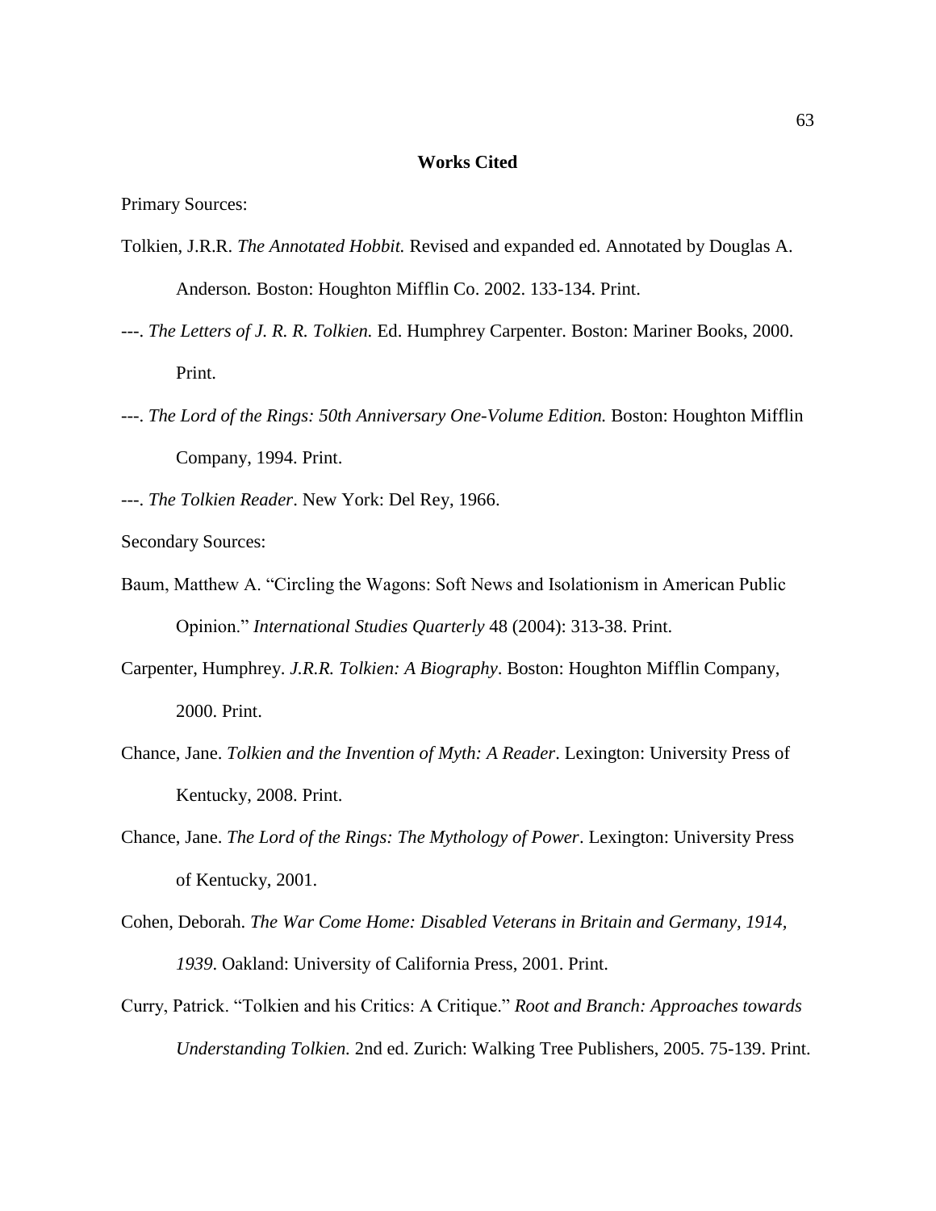**Works Cited**

Primary Sources:

Tolkien, J.R.R. *The Annotated Hobbit.* Revised and expanded ed. Annotated by Douglas A. Anderson*.* Boston: Houghton Mifflin Co. 2002. 133-134. Print.

---. *The Letters of J. R. R. Tolkien.* Ed. Humphrey Carpenter. Boston: Mariner Books, 2000. Print.

---. *The Lord of the Rings: 50th Anniversary One-Volume Edition.* Boston: Houghton Mifflin Company, 1994. Print.

---. *The Tolkien Reader*. New York: Del Rey, 1966.

Secondary Sources:

Baum, Matthew A. "Circling the Wagons: Soft News and Isolationism in American Public Opinion." *International Studies Quarterly* 48 (2004): 313-38. Print.

Carpenter, Humphrey. *J.R.R. Tolkien: A Biography*. Boston: Houghton Mifflin Company, 2000. Print.

Chance, Jane. *Tolkien and the Invention of Myth: A Reader*. Lexington: University Press of Kentucky, 2008. Print.

Chance, Jane. *The Lord of the Rings: The Mythology of Power*. Lexington: University Press of Kentucky, 2001.

Cohen, Deborah. *The War Come Home: Disabled Veterans in Britain and Germany, 1914, 1939*. Oakland: University of California Press, 2001. Print.

Curry, Patrick. "Tolkien and his Critics: A Critique." *Root and Branch: Approaches towards Understanding Tolkien.* 2nd ed. Zurich: Walking Tree Publishers, 2005. 75-139. Print.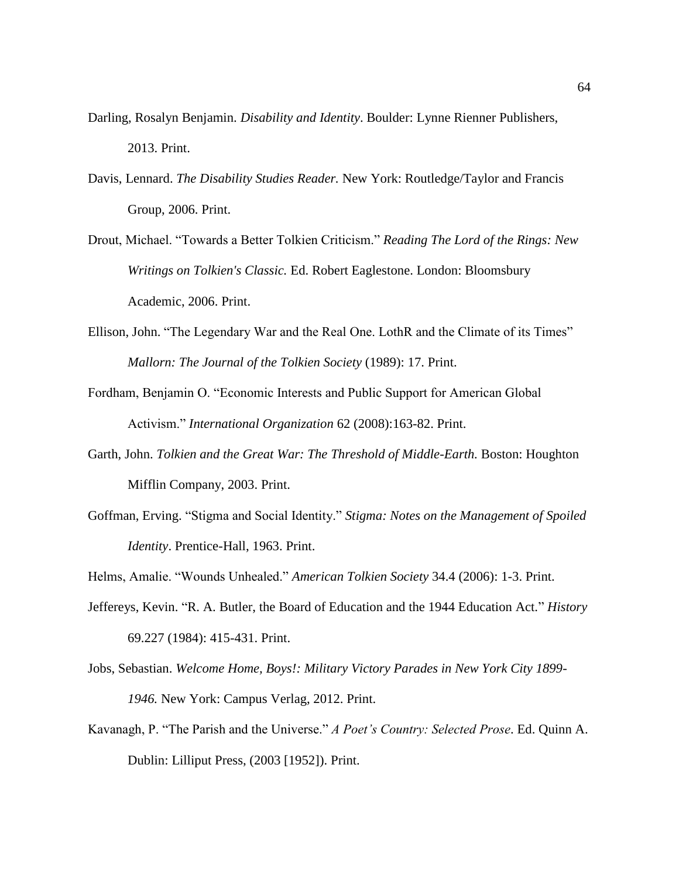Darling, Rosalyn Benjamin. *Disability and Identity*. Boulder: Lynne Rienner Publishers, 2013. Print.

Davis, Lennard. *The Disability Studies Reader.* New York: Routledge/Taylor and Francis Group, 2006. Print.

Drout, Michael. "Towards a Better Tolkien Criticism." *Reading The Lord of the Rings: New Writings on Tolkien's Classic.* Ed. Robert Eaglestone. London: Bloomsbury Academic, 2006. Print.

Ellison, John. "The Legendary War and the Real One. LothR and the Climate of its Times" *Mallorn: The Journal of the Tolkien Society* (1989): 17. Print.

Fordham, Benjamin O. "Economic Interests and Public Support for American Global Activism." *International Organization* 62 (2008):163-82. Print.

Garth, John. *Tolkien and the Great War: The Threshold of Middle-Earth.* Boston: Houghton Mifflin Company, 2003. Print.

Goffman, Erving. "Stigma and Social Identity." *Stigma: Notes on the Management of Spoiled Identity*. Prentice-Hall, 1963. Print.

Helms, Amalie. "Wounds Unhealed." *American Tolkien Society* 34.4 (2006): 1-3. Print.

Jeffereys, Kevin. "R. A. Butler, the Board of Education and the 1944 Education Act." *History* 69.227 (1984): 415-431. Print.

Jobs, Sebastian. *Welcome Home, Boys!: Military Victory Parades in New York City 1899-1946.* New York: Campus Verlag, 2012. Print.

Kavanagh, P. "The Parish and the Universe." *A Poet's Country: Selected Prose*. Ed. Quinn A. Dublin: Lilliput Press, (2003 [1952]). Print.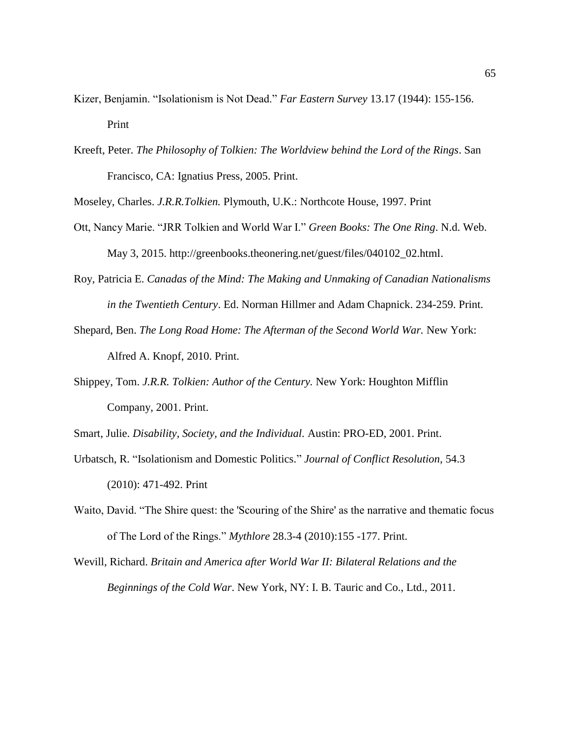Kizer, Benjamin. "Isolationism is Not Dead." *Far Eastern Survey* 13.17 (1944): 155-156. Print

Kreeft, Peter. *The Philosophy of Tolkien: The Worldview behind the Lord of the Rings*. San Francisco, CA: Ignatius Press, 2005. Print.

Moseley, Charles. *J.R.R.Tolkien.* Plymouth, U.K.: Northcote House, 1997. Print

Ott, Nancy Marie. "JRR Tolkien and World War I." *Green Books: The One Ring*. N.d. Web. May 3, 2015. http://greenbooks.theonering.net/guest/files/040102_02.html.

Roy, Patricia E. *Canadas of the Mind: The Making and Unmaking of Canadian Nationalisms in the Twentieth Century*. Ed. Norman Hillmer and Adam Chapnick. 234-259. Print.

Shepard, Ben. *The Long Road Home: The Afterman of the Second World War.* New York: Alfred A. Knopf, 2010. Print.

Shippey, Tom. *J.R.R. Tolkien: Author of the Century.* New York: Houghton Mifflin Company, 2001. Print.

Smart, Julie. *Disability, Society, and the Individual.* Austin: PRO-ED, 2001. Print.

Urbatsch, R. "Isolationism and Domestic Politics." *Journal of Conflict Resolution*, 54.3 (2010): 471-492. Print

Waito, David. "The Shire quest: the 'Scouring of the Shire' as the narrative and thematic focus of The Lord of the Rings." *Mythlore* 28.3-4 (2010):155 -177. Print.

Wevill, Richard. *Britain and America after World War II: Bilateral Relations and the Beginnings of the Cold War*. New York, NY: I. B. Tauric and Co., Ltd., 2011.